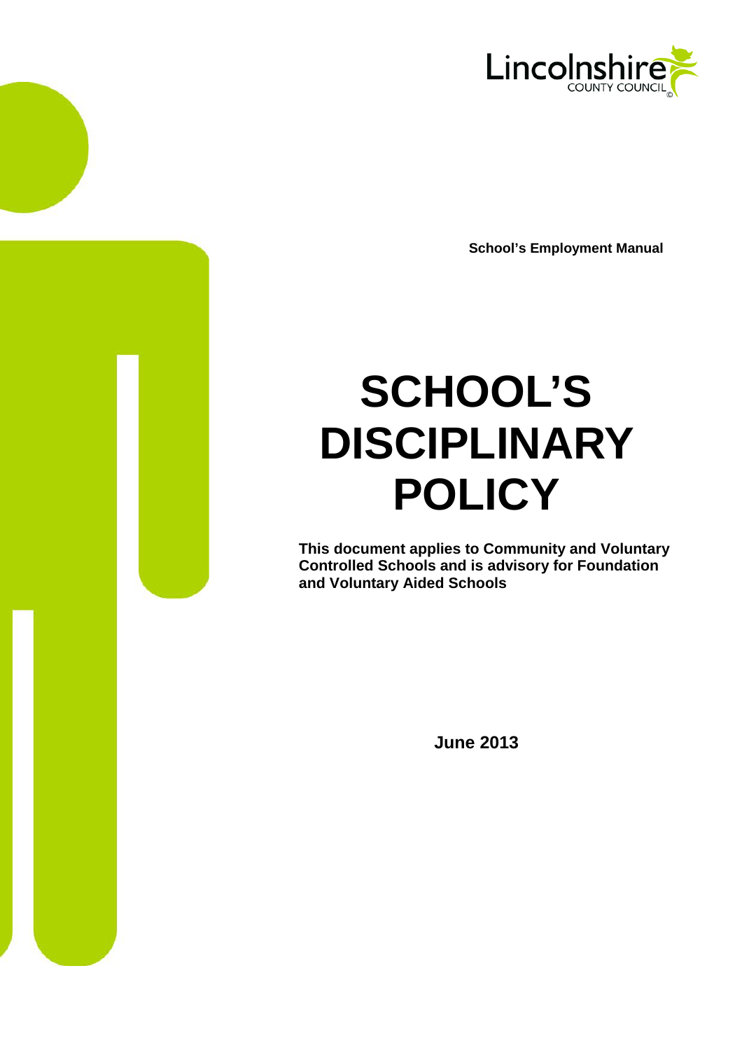Lincolnshire COUNTY COUNCIL

**School's Employment Manual**

# SCHOOL'S DISCIPLINARY POLICY

**This document applies to Community and Voluntary Controlled Schools and is advisory for Foundation and Voluntary Aided Schools**

**June 2013**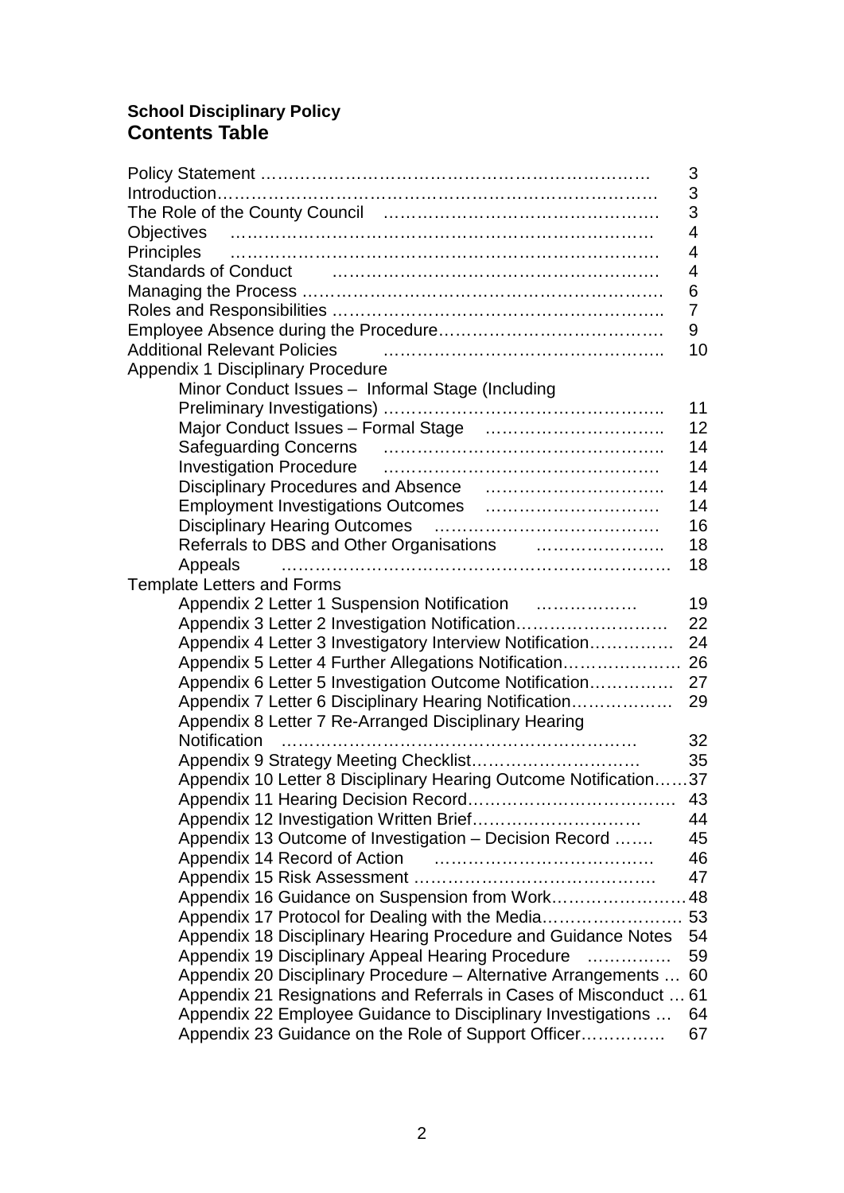**School Disciplinary Policy**

## Contents Table

| | |
|---|---|
| Policy Statement | 3 |
| Introduction | 3 |
| The Role of the County Council | 3 |
| Objectives | 4 |
| Principles | 4 |
| Standards of Conduct | 4 |
| Managing the Process | 6 |
| Roles and Responsibilities | 7 |
| Employee Absence during the Procedure | 9 |
| Additional Relevant Policies | 10 |
| Appendix 1 Disciplinary Procedure | |
| Minor Conduct Issues – Informal Stage (Including Preliminary Investigations) | 11 |
| Major Conduct Issues – Formal Stage | 12 |
| Safeguarding Concerns | 14 |
| Investigation Procedure | 14 |
| Disciplinary Procedures and Absence | 14 |
| Employment Investigations Outcomes | 14 |
| Disciplinary Hearing Outcomes | 16 |
| Referrals to DBS and Other Organisations | 18 |
| Appeals | 18 |
| Template Letters and Forms | |
| Appendix 2 Letter 1 Suspension Notification | 19 |
| Appendix 3 Letter 2 Investigation Notification | 22 |
| Appendix 4 Letter 3 Investigatory Interview Notification | 24 |
| Appendix 5 Letter 4 Further Allegations Notification | 26 |
| Appendix 6 Letter 5 Investigation Outcome Notification | 27 |
| Appendix 7 Letter 6 Disciplinary Hearing Notification | 29 |
| Appendix 8 Letter 7 Re-Arranged Disciplinary Hearing Notification | 32 |
| Appendix 9 Strategy Meeting Checklist | 35 |
| Appendix 10 Letter 8 Disciplinary Hearing Outcome Notification | 37 |
| Appendix 11 Hearing Decision Record | 43 |
| Appendix 12 Investigation Written Brief | 44 |
| Appendix 13 Outcome of Investigation – Decision Record | 45 |
| Appendix 14 Record of Action | 46 |
| Appendix 15 Risk Assessment | 47 |
| Appendix 16 Guidance on Suspension from Work | 48 |
| Appendix 17 Protocol for Dealing with the Media | 53 |
| Appendix 18 Disciplinary Hearing Procedure and Guidance Notes | 54 |
| Appendix 19 Disciplinary Appeal Hearing Procedure | 59 |
| Appendix 20 Disciplinary Procedure – Alternative Arrangements | 60 |
| Appendix 21 Resignations and Referrals in Cases of Misconduct | 61 |
| Appendix 22 Employee Guidance to Disciplinary Investigations | 64 |
| Appendix 23 Guidance on the Role of Support Officer | 67 |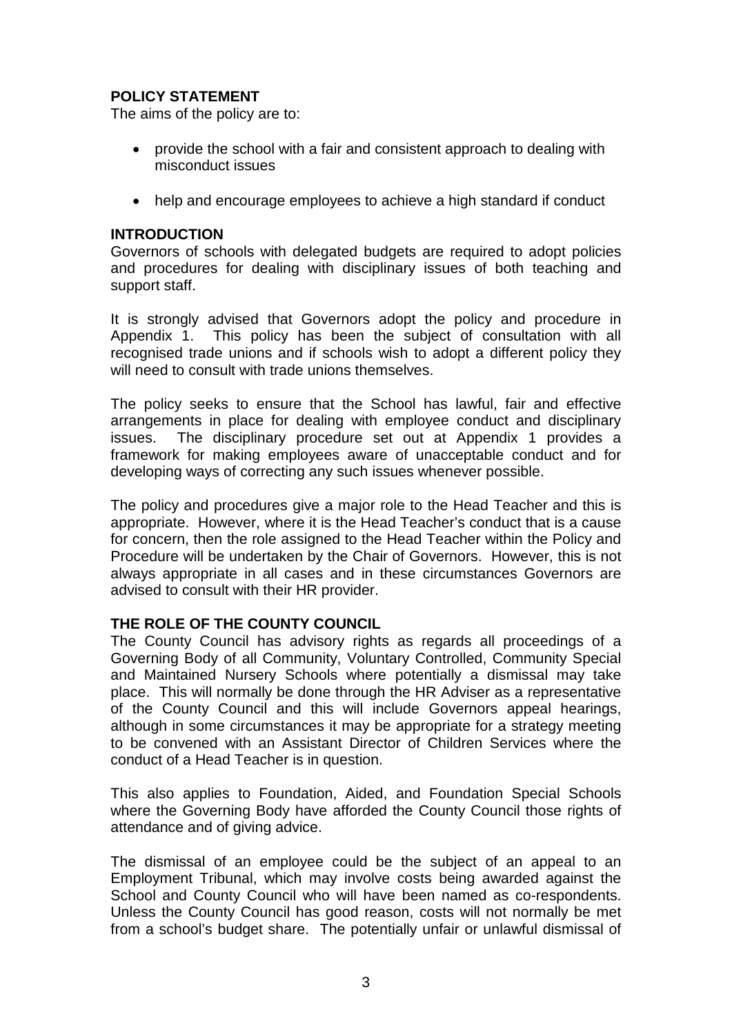## POLICY STATEMENT

The aims of the policy are to:

- provide the school with a fair and consistent approach to dealing with misconduct issues
- help and encourage employees to achieve a high standard if conduct

## INTRODUCTION

Governors of schools with delegated budgets are required to adopt policies and procedures for dealing with disciplinary issues of both teaching and support staff.

It is strongly advised that Governors adopt the policy and procedure in Appendix 1. This policy has been the subject of consultation with all recognised trade unions and if schools wish to adopt a different policy they will need to consult with trade unions themselves.

The policy seeks to ensure that the School has lawful, fair and effective arrangements in place for dealing with employee conduct and disciplinary issues. The disciplinary procedure set out at Appendix 1 provides a framework for making employees aware of unacceptable conduct and for developing ways of correcting any such issues whenever possible.

The policy and procedures give a major role to the Head Teacher and this is appropriate. However, where it is the Head Teacher's conduct that is a cause for concern, then the role assigned to the Head Teacher within the Policy and Procedure will be undertaken by the Chair of Governors. However, this is not always appropriate in all cases and in these circumstances Governors are advised to consult with their HR provider.

## THE ROLE OF THE COUNTY COUNCIL

The County Council has advisory rights as regards all proceedings of a Governing Body of all Community, Voluntary Controlled, Community Special and Maintained Nursery Schools where potentially a dismissal may take place. This will normally be done through the HR Adviser as a representative of the County Council and this will include Governors appeal hearings, although in some circumstances it may be appropriate for a strategy meeting to be convened with an Assistant Director of Children Services where the conduct of a Head Teacher is in question.

This also applies to Foundation, Aided, and Foundation Special Schools where the Governing Body have afforded the County Council those rights of attendance and of giving advice.

The dismissal of an employee could be the subject of an appeal to an Employment Tribunal, which may involve costs being awarded against the School and County Council who will have been named as co-respondents. Unless the County Council has good reason, costs will not normally be met from a school's budget share. The potentially unfair or unlawful dismissal of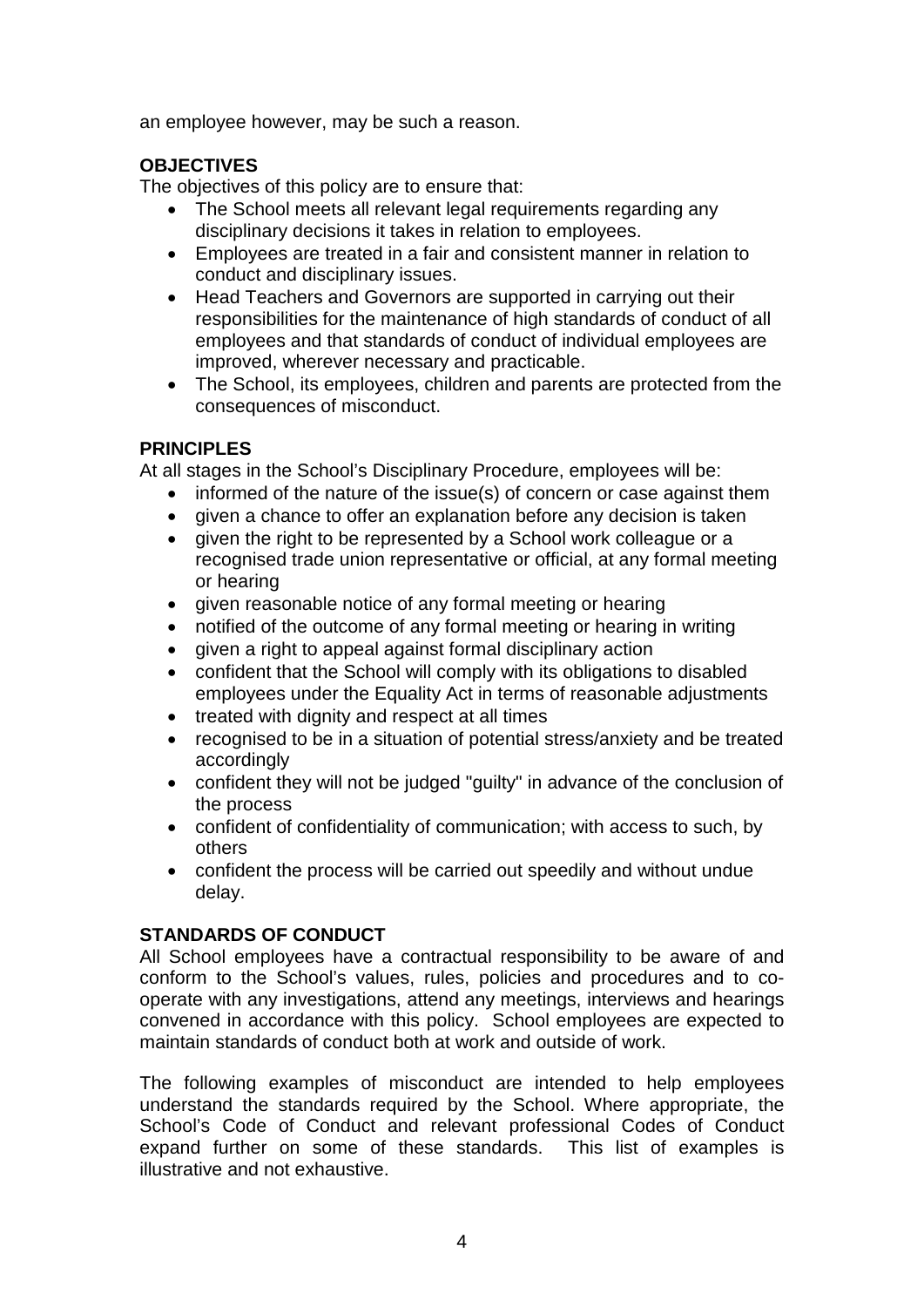an employee however, may be such a reason.

**OBJECTIVES**

The objectives of this policy are to ensure that:

- The School meets all relevant legal requirements regarding any disciplinary decisions it takes in relation to employees.
- Employees are treated in a fair and consistent manner in relation to conduct and disciplinary issues.
- Head Teachers and Governors are supported in carrying out their responsibilities for the maintenance of high standards of conduct of all employees and that standards of conduct of individual employees are improved, wherever necessary and practicable.
- The School, its employees, children and parents are protected from the consequences of misconduct.

**PRINCIPLES**

At all stages in the School's Disciplinary Procedure, employees will be:

- informed of the nature of the issue(s) of concern or case against them
- given a chance to offer an explanation before any decision is taken
- given the right to be represented by a School work colleague or a recognised trade union representative or official, at any formal meeting or hearing
- given reasonable notice of any formal meeting or hearing
- notified of the outcome of any formal meeting or hearing in writing
- given a right to appeal against formal disciplinary action
- confident that the School will comply with its obligations to disabled employees under the Equality Act in terms of reasonable adjustments
- treated with dignity and respect at all times
- recognised to be in a situation of potential stress/anxiety and be treated accordingly
- confident they will not be judged "guilty" in advance of the conclusion of the process
- confident of confidentiality of communication; with access to such, by others
- confident the process will be carried out speedily and without undue delay.

**STANDARDS OF CONDUCT**

All School employees have a contractual responsibility to be aware of and conform to the School's values, rules, policies and procedures and to co-operate with any investigations, attend any meetings, interviews and hearings convened in accordance with this policy. School employees are expected to maintain standards of conduct both at work and outside of work.

The following examples of misconduct are intended to help employees understand the standards required by the School. Where appropriate, the School's Code of Conduct and relevant professional Codes of Conduct expand further on some of these standards. This list of examples is illustrative and not exhaustive.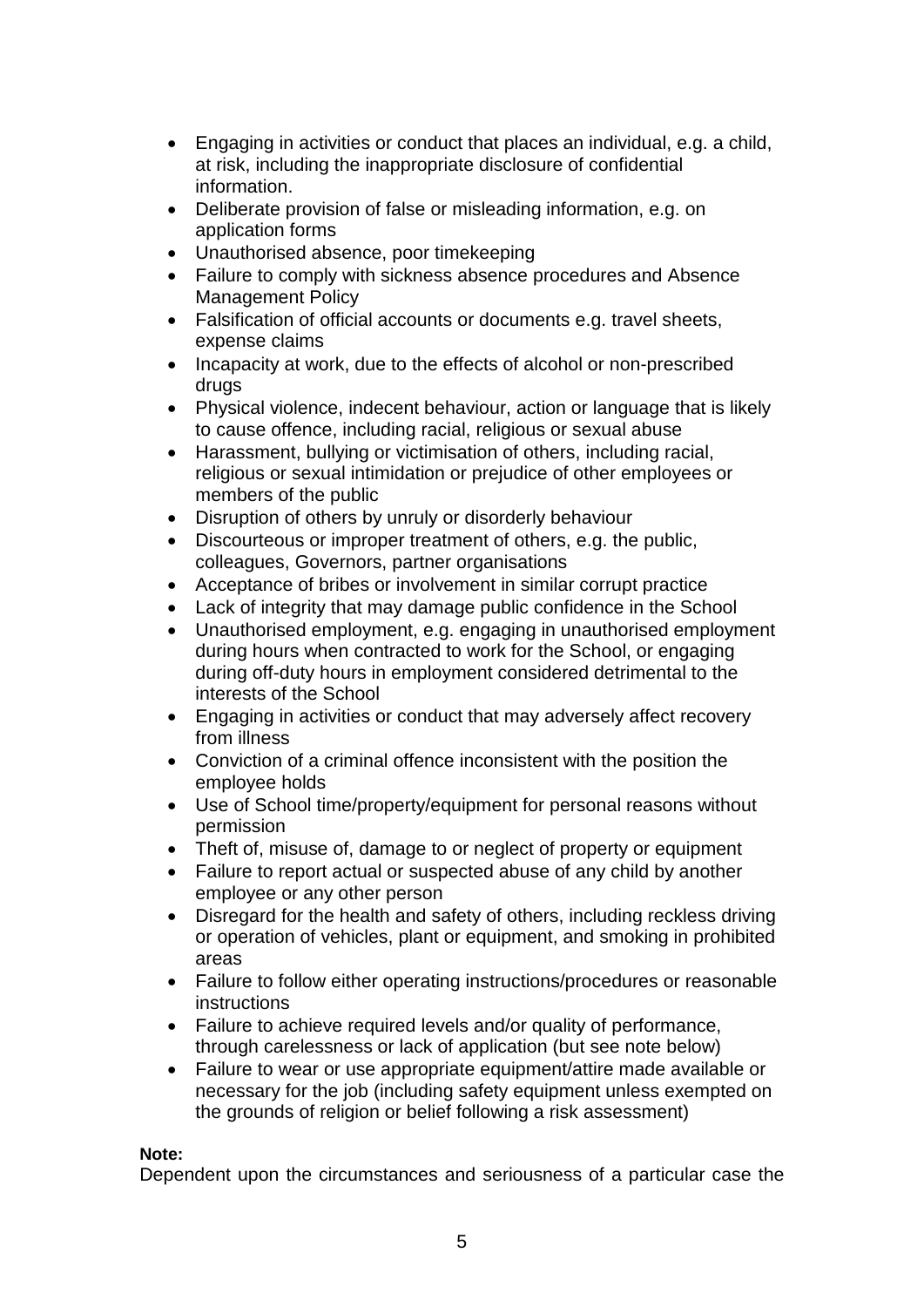- Engaging in activities or conduct that places an individual, e.g. a child, at risk, including the inappropriate disclosure of confidential information.
- Deliberate provision of false or misleading information, e.g. on application forms
- Unauthorised absence, poor timekeeping
- Failure to comply with sickness absence procedures and Absence Management Policy
- Falsification of official accounts or documents e.g. travel sheets, expense claims
- Incapacity at work, due to the effects of alcohol or non-prescribed drugs
- Physical violence, indecent behaviour, action or language that is likely to cause offence, including racial, religious or sexual abuse
- Harassment, bullying or victimisation of others, including racial, religious or sexual intimidation or prejudice of other employees or members of the public
- Disruption of others by unruly or disorderly behaviour
- Discourteous or improper treatment of others, e.g. the public, colleagues, Governors, partner organisations
- Acceptance of bribes or involvement in similar corrupt practice
- Lack of integrity that may damage public confidence in the School
- Unauthorised employment, e.g. engaging in unauthorised employment during hours when contracted to work for the School, or engaging during off-duty hours in employment considered detrimental to the interests of the School
- Engaging in activities or conduct that may adversely affect recovery from illness
- Conviction of a criminal offence inconsistent with the position the employee holds
- Use of School time/property/equipment for personal reasons without permission
- Theft of, misuse of, damage to or neglect of property or equipment
- Failure to report actual or suspected abuse of any child by another employee or any other person
- Disregard for the health and safety of others, including reckless driving or operation of vehicles, plant or equipment, and smoking in prohibited areas
- Failure to follow either operating instructions/procedures or reasonable instructions
- Failure to achieve required levels and/or quality of performance, through carelessness or lack of application (but see note below)
- Failure to wear or use appropriate equipment/attire made available or necessary for the job (including safety equipment unless exempted on the grounds of religion or belief following a risk assessment)

**Note:**

Dependent upon the circumstances and seriousness of a particular case the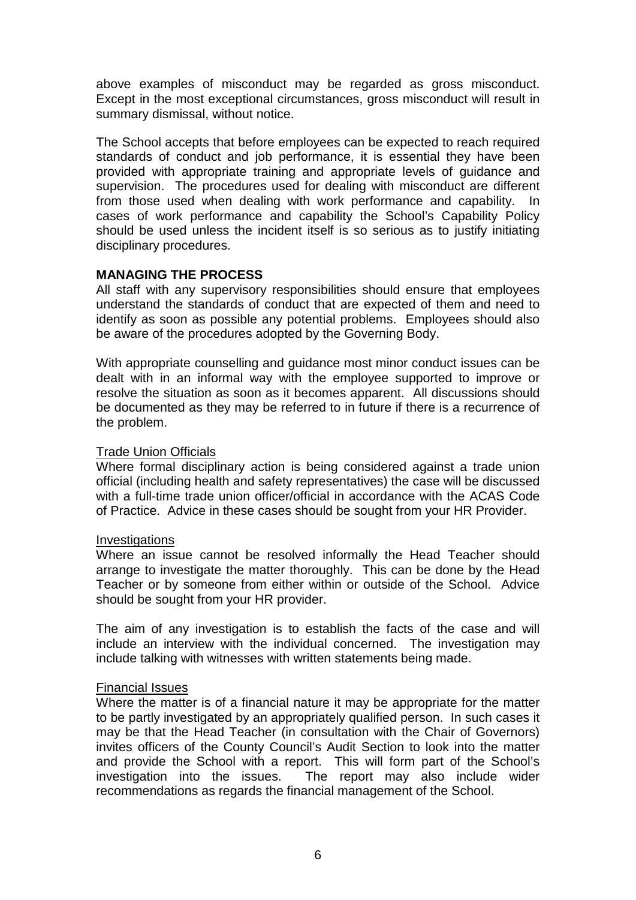above examples of misconduct may be regarded as gross misconduct. Except in the most exceptional circumstances, gross misconduct will result in summary dismissal, without notice.

The School accepts that before employees can be expected to reach required standards of conduct and job performance, it is essential they have been provided with appropriate training and appropriate levels of guidance and supervision. The procedures used for dealing with misconduct are different from those used when dealing with work performance and capability. In cases of work performance and capability the School's Capability Policy should be used unless the incident itself is so serious as to justify initiating disciplinary procedures.

## MANAGING THE PROCESS

All staff with any supervisory responsibilities should ensure that employees understand the standards of conduct that are expected of them and need to identify as soon as possible any potential problems. Employees should also be aware of the procedures adopted by the Governing Body.

With appropriate counselling and guidance most minor conduct issues can be dealt with in an informal way with the employee supported to improve or resolve the situation as soon as it becomes apparent. All discussions should be documented as they may be referred to in future if there is a recurrence of the problem.

### Trade Union Officials

Where formal disciplinary action is being considered against a trade union official (including health and safety representatives) the case will be discussed with a full-time trade union officer/official in accordance with the ACAS Code of Practice. Advice in these cases should be sought from your HR Provider.

### Investigations

Where an issue cannot be resolved informally the Head Teacher should arrange to investigate the matter thoroughly. This can be done by the Head Teacher or by someone from either within or outside of the School. Advice should be sought from your HR provider.

The aim of any investigation is to establish the facts of the case and will include an interview with the individual concerned. The investigation may include talking with witnesses with written statements being made.

### Financial Issues

Where the matter is of a financial nature it may be appropriate for the matter to be partly investigated by an appropriately qualified person. In such cases it may be that the Head Teacher (in consultation with the Chair of Governors) invites officers of the County Council's Audit Section to look into the matter and provide the School with a report. This will form part of the School's investigation into the issues. The report may also include wider recommendations as regards the financial management of the School.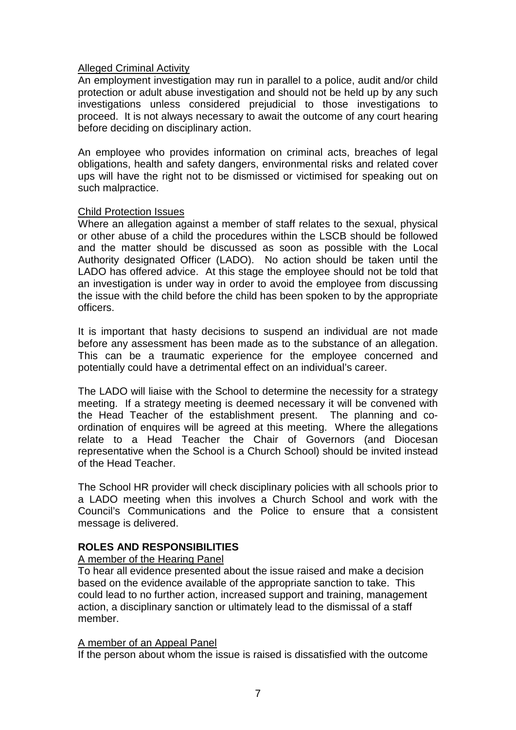Alleged Criminal Activity

An employment investigation may run in parallel to a police, audit and/or child protection or adult abuse investigation and should not be held up by any such investigations unless considered prejudicial to those investigations to proceed. It is not always necessary to await the outcome of any court hearing before deciding on disciplinary action.

An employee who provides information on criminal acts, breaches of legal obligations, health and safety dangers, environmental risks and related cover ups will have the right not to be dismissed or victimised for speaking out on such malpractice.

Child Protection Issues

Where an allegation against a member of staff relates to the sexual, physical or other abuse of a child the procedures within the LSCB should be followed and the matter should be discussed as soon as possible with the Local Authority designated Officer (LADO). No action should be taken until the LADO has offered advice. At this stage the employee should not be told that an investigation is under way in order to avoid the employee from discussing the issue with the child before the child has been spoken to by the appropriate officers.

It is important that hasty decisions to suspend an individual are not made before any assessment has been made as to the substance of an allegation. This can be a traumatic experience for the employee concerned and potentially could have a detrimental effect on an individual's career.

The LADO will liaise with the School to determine the necessity for a strategy meeting. If a strategy meeting is deemed necessary it will be convened with the Head Teacher of the establishment present. The planning and co-ordination of enquires will be agreed at this meeting. Where the allegations relate to a Head Teacher the Chair of Governors (and Diocesan representative when the School is a Church School) should be invited instead of the Head Teacher.

The School HR provider will check disciplinary policies with all schools prior to a LADO meeting when this involves a Church School and work with the Council's Communications and the Police to ensure that a consistent message is delivered.

## ROLES AND RESPONSIBILITIES

A member of the Hearing Panel

To hear all evidence presented about the issue raised and make a decision based on the evidence available of the appropriate sanction to take. This could lead to no further action, increased support and training, management action, a disciplinary sanction or ultimately lead to the dismissal of a staff member.

A member of an Appeal Panel

If the person about whom the issue is raised is dissatisfied with the outcome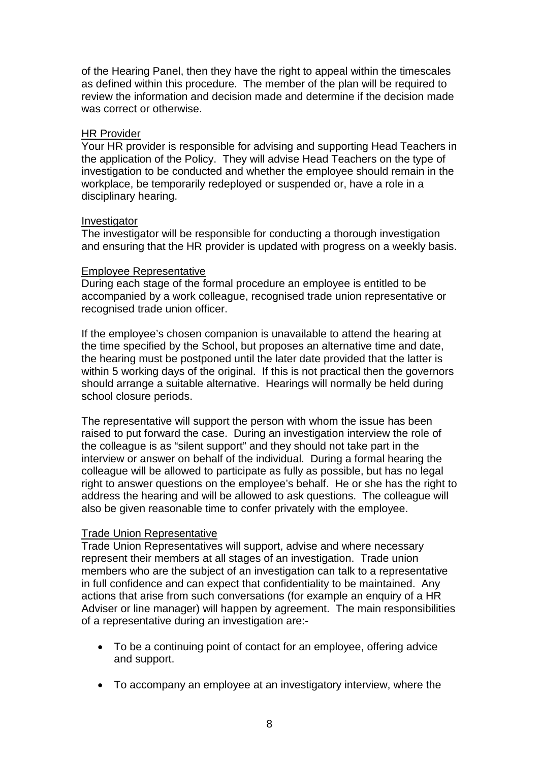of the Hearing Panel, then they have the right to appeal within the timescales as defined within this procedure. The member of the plan will be required to review the information and decision made and determine if the decision made was correct or otherwise.

<u>HR Provider</u>

Your HR provider is responsible for advising and supporting Head Teachers in the application of the Policy. They will advise Head Teachers on the type of investigation to be conducted and whether the employee should remain in the workplace, be temporarily redeployed or suspended or, have a role in a disciplinary hearing.

<u>Investigator</u>

The investigator will be responsible for conducting a thorough investigation and ensuring that the HR provider is updated with progress on a weekly basis.

<u>Employee Representative</u>

During each stage of the formal procedure an employee is entitled to be accompanied by a work colleague, recognised trade union representative or recognised trade union officer.

If the employee's chosen companion is unavailable to attend the hearing at the time specified by the School, but proposes an alternative time and date, the hearing must be postponed until the later date provided that the latter is within 5 working days of the original. If this is not practical then the governors should arrange a suitable alternative. Hearings will normally be held during school closure periods.

The representative will support the person with whom the issue has been raised to put forward the case. During an investigation interview the role of the colleague is as "silent support" and they should not take part in the interview or answer on behalf of the individual. During a formal hearing the colleague will be allowed to participate as fully as possible, but has no legal right to answer questions on the employee's behalf. He or she has the right to address the hearing and will be allowed to ask questions. The colleague will also be given reasonable time to confer privately with the employee.

<u>Trade Union Representative</u>

Trade Union Representatives will support, advise and where necessary represent their members at all stages of an investigation. Trade union members who are the subject of an investigation can talk to a representative in full confidence and can expect that confidentiality to be maintained. Any actions that arise from such conversations (for example an enquiry of a HR Adviser or line manager) will happen by agreement. The main responsibilities of a representative during an investigation are:-

- To be a continuing point of contact for an employee, offering advice and support.
- To accompany an employee at an investigatory interview, where the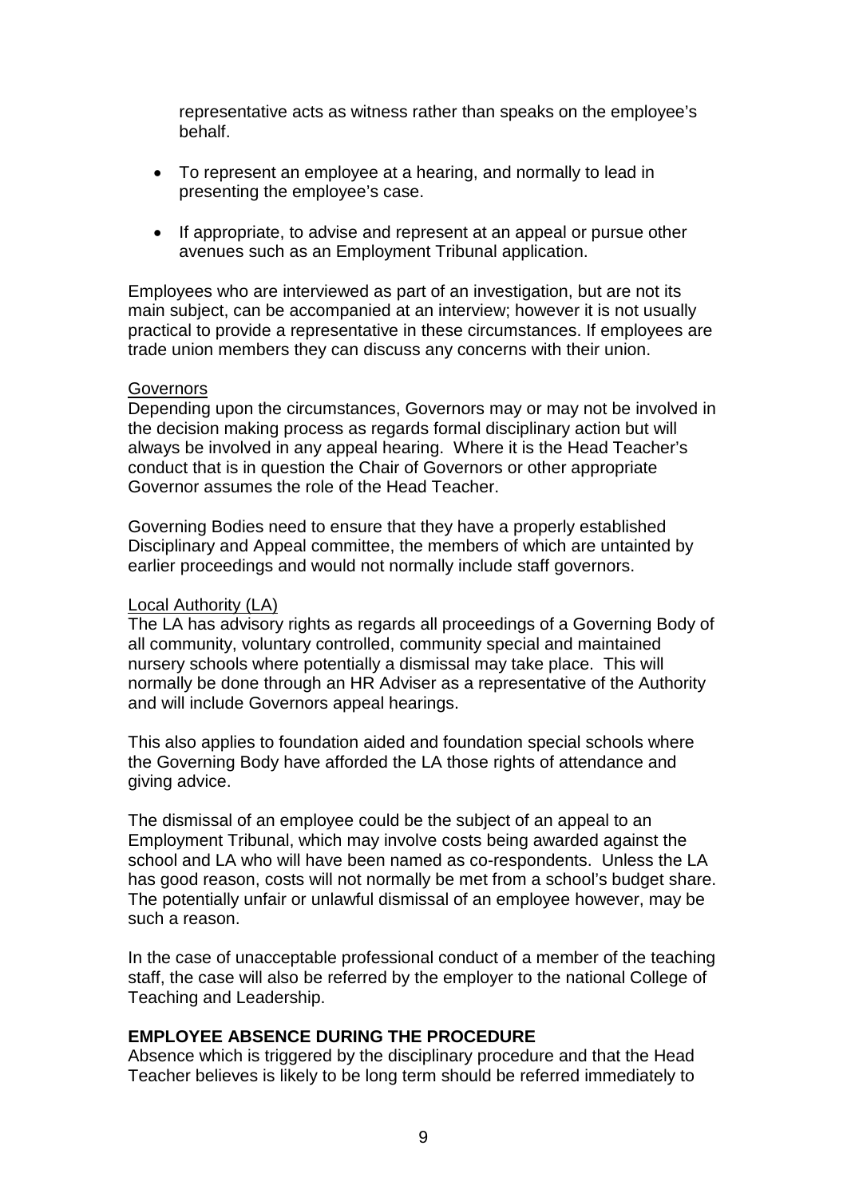representative acts as witness rather than speaks on the employee's behalf.

- To represent an employee at a hearing, and normally to lead in presenting the employee's case.

- If appropriate, to advise and represent at an appeal or pursue other avenues such as an Employment Tribunal application.

Employees who are interviewed as part of an investigation, but are not its main subject, can be accompanied at an interview; however it is not usually practical to provide a representative in these circumstances. If employees are trade union members they can discuss any concerns with their union.

Governors

Depending upon the circumstances, Governors may or may not be involved in the decision making process as regards formal disciplinary action but will always be involved in any appeal hearing. Where it is the Head Teacher's conduct that is in question the Chair of Governors or other appropriate Governor assumes the role of the Head Teacher.

Governing Bodies need to ensure that they have a properly established Disciplinary and Appeal committee, the members of which are untainted by earlier proceedings and would not normally include staff governors.

Local Authority (LA)

The LA has advisory rights as regards all proceedings of a Governing Body of all community, voluntary controlled, community special and maintained nursery schools where potentially a dismissal may take place. This will normally be done through an HR Adviser as a representative of the Authority and will include Governors appeal hearings.

This also applies to foundation aided and foundation special schools where the Governing Body have afforded the LA those rights of attendance and giving advice.

The dismissal of an employee could be the subject of an appeal to an Employment Tribunal, which may involve costs being awarded against the school and LA who will have been named as co-respondents. Unless the LA has good reason, costs will not normally be met from a school's budget share. The potentially unfair or unlawful dismissal of an employee however, may be such a reason.

In the case of unacceptable professional conduct of a member of the teaching staff, the case will also be referred by the employer to the national College of Teaching and Leadership.

**EMPLOYEE ABSENCE DURING THE PROCEDURE**

Absence which is triggered by the disciplinary procedure and that the Head Teacher believes is likely to be long term should be referred immediately to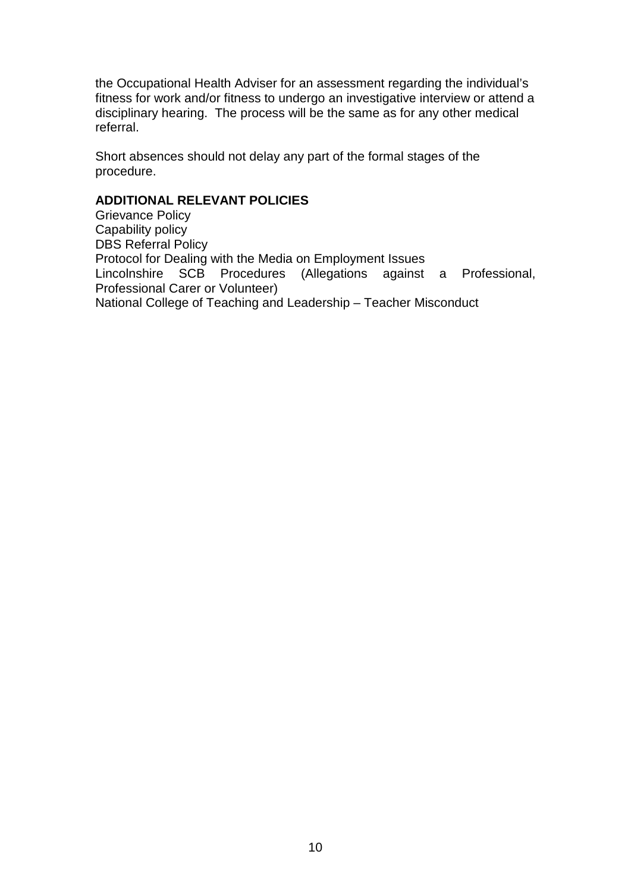the Occupational Health Adviser for an assessment regarding the individual's fitness for work and/or fitness to undergo an investigative interview or attend a disciplinary hearing. The process will be the same as for any other medical referral.

Short absences should not delay any part of the formal stages of the procedure.

**ADDITIONAL RELEVANT POLICIES**

Grievance Policy
Capability policy
DBS Referral Policy
Protocol for Dealing with the Media on Employment Issues
Lincolnshire SCB Procedures (Allegations against a Professional, Professional Carer or Volunteer)
National College of Teaching and Leadership – Teacher Misconduct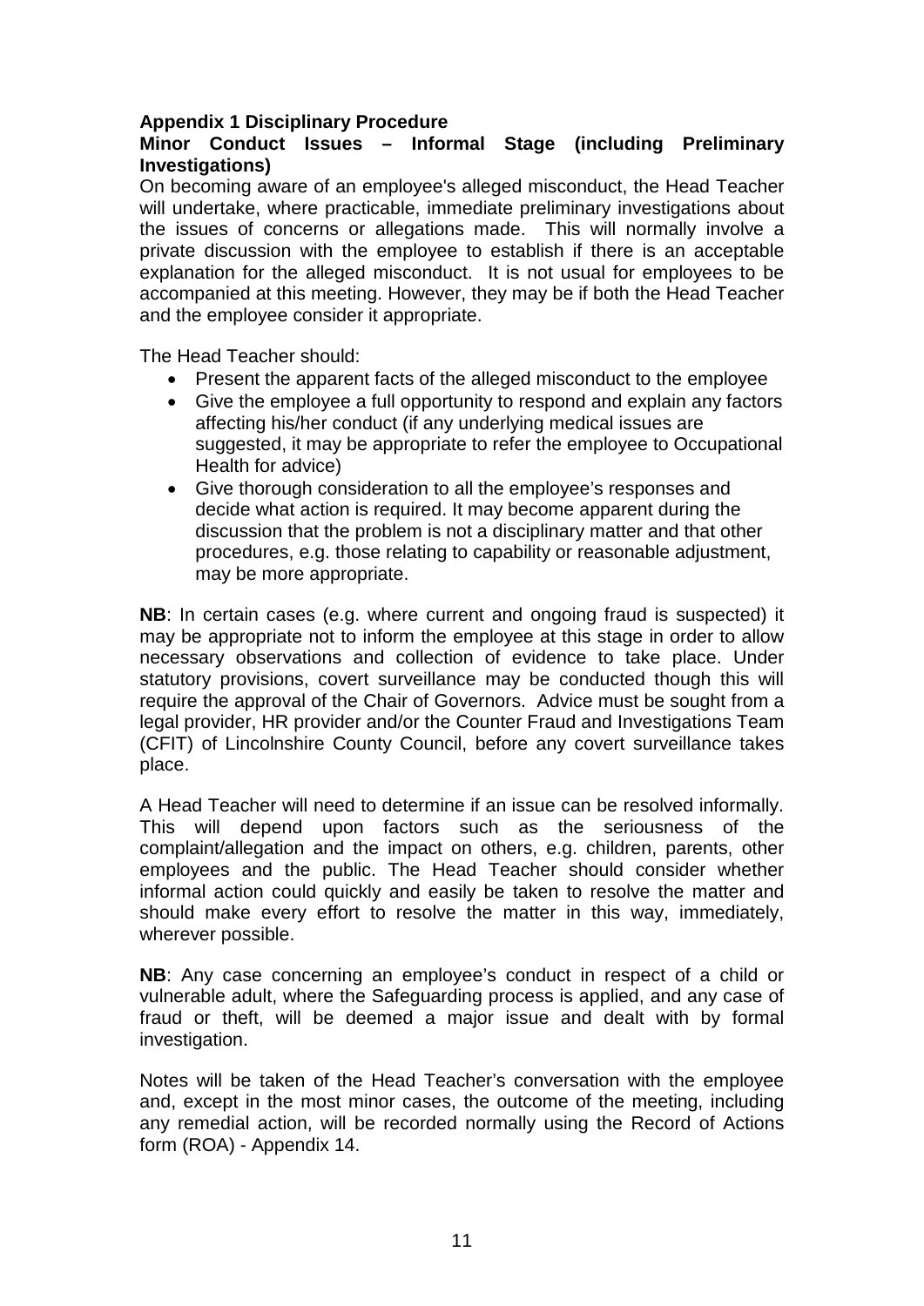## Appendix 1 Disciplinary Procedure

### Minor Conduct Issues – Informal Stage (including Preliminary Investigations)

On becoming aware of an employee's alleged misconduct, the Head Teacher will undertake, where practicable, immediate preliminary investigations about the issues of concerns or allegations made. This will normally involve a private discussion with the employee to establish if there is an acceptable explanation for the alleged misconduct. It is not usual for employees to be accompanied at this meeting. However, they may be if both the Head Teacher and the employee consider it appropriate.

The Head Teacher should:

- Present the apparent facts of the alleged misconduct to the employee
- Give the employee a full opportunity to respond and explain any factors affecting his/her conduct (if any underlying medical issues are suggested, it may be appropriate to refer the employee to Occupational Health for advice)
- Give thorough consideration to all the employee's responses and decide what action is required. It may become apparent during the discussion that the problem is not a disciplinary matter and that other procedures, e.g. those relating to capability or reasonable adjustment, may be more appropriate.

**NB**: In certain cases (e.g. where current and ongoing fraud is suspected) it may be appropriate not to inform the employee at this stage in order to allow necessary observations and collection of evidence to take place. Under statutory provisions, covert surveillance may be conducted though this will require the approval of the Chair of Governors. Advice must be sought from a legal provider, HR provider and/or the Counter Fraud and Investigations Team (CFIT) of Lincolnshire County Council, before any covert surveillance takes place.

A Head Teacher will need to determine if an issue can be resolved informally. This will depend upon factors such as the seriousness of the complaint/allegation and the impact on others, e.g. children, parents, other employees and the public. The Head Teacher should consider whether informal action could quickly and easily be taken to resolve the matter and should make every effort to resolve the matter in this way, immediately, wherever possible.

**NB**: Any case concerning an employee's conduct in respect of a child or vulnerable adult, where the Safeguarding process is applied, and any case of fraud or theft, will be deemed a major issue and dealt with by formal investigation.

Notes will be taken of the Head Teacher's conversation with the employee and, except in the most minor cases, the outcome of the meeting, including any remedial action, will be recorded normally using the Record of Actions form (ROA) - Appendix 14.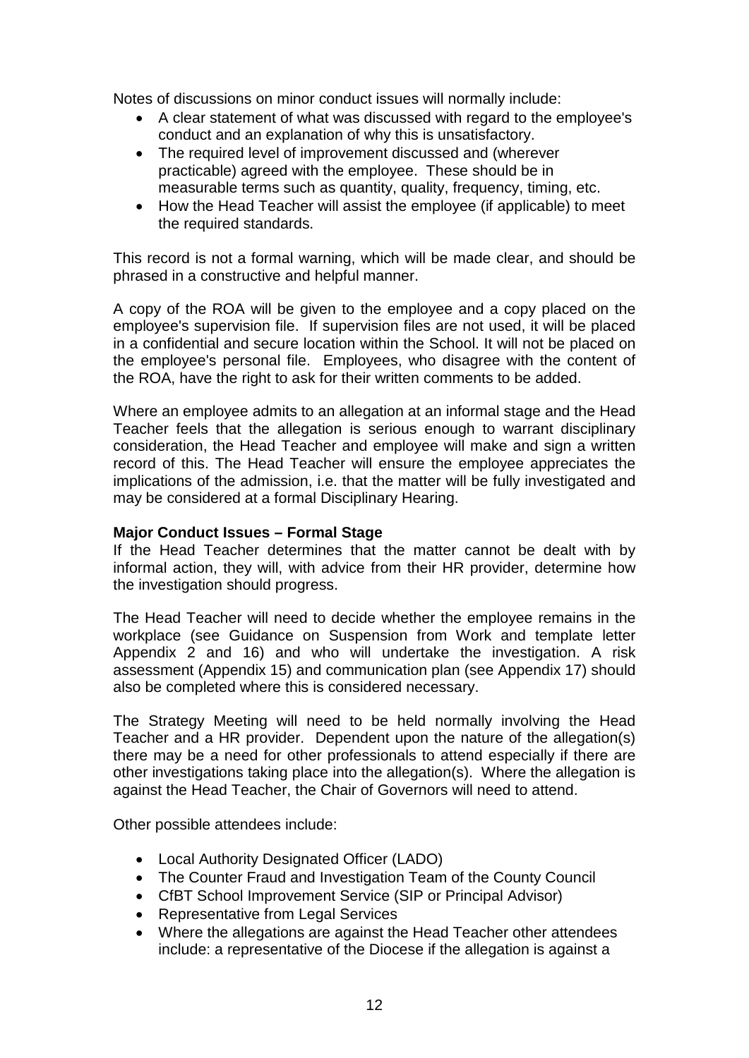Notes of discussions on minor conduct issues will normally include:

- A clear statement of what was discussed with regard to the employee's conduct and an explanation of why this is unsatisfactory.
- The required level of improvement discussed and (wherever practicable) agreed with the employee. These should be in measurable terms such as quantity, quality, frequency, timing, etc.
- How the Head Teacher will assist the employee (if applicable) to meet the required standards.

This record is not a formal warning, which will be made clear, and should be phrased in a constructive and helpful manner.

A copy of the ROA will be given to the employee and a copy placed on the employee's supervision file. If supervision files are not used, it will be placed in a confidential and secure location within the School. It will not be placed on the employee's personal file. Employees, who disagree with the content of the ROA, have the right to ask for their written comments to be added.

Where an employee admits to an allegation at an informal stage and the Head Teacher feels that the allegation is serious enough to warrant disciplinary consideration, the Head Teacher and employee will make and sign a written record of this. The Head Teacher will ensure the employee appreciates the implications of the admission, i.e. that the matter will be fully investigated and may be considered at a formal Disciplinary Hearing.

**Major Conduct Issues – Formal Stage**

If the Head Teacher determines that the matter cannot be dealt with by informal action, they will, with advice from their HR provider, determine how the investigation should progress.

The Head Teacher will need to decide whether the employee remains in the workplace (see Guidance on Suspension from Work and template letter Appendix 2 and 16) and who will undertake the investigation. A risk assessment (Appendix 15) and communication plan (see Appendix 17) should also be completed where this is considered necessary.

The Strategy Meeting will need to be held normally involving the Head Teacher and a HR provider. Dependent upon the nature of the allegation(s) there may be a need for other professionals to attend especially if there are other investigations taking place into the allegation(s). Where the allegation is against the Head Teacher, the Chair of Governors will need to attend.

Other possible attendees include:

- Local Authority Designated Officer (LADO)
- The Counter Fraud and Investigation Team of the County Council
- CfBT School Improvement Service (SIP or Principal Advisor)
- Representative from Legal Services
- Where the allegations are against the Head Teacher other attendees include: a representative of the Diocese if the allegation is against a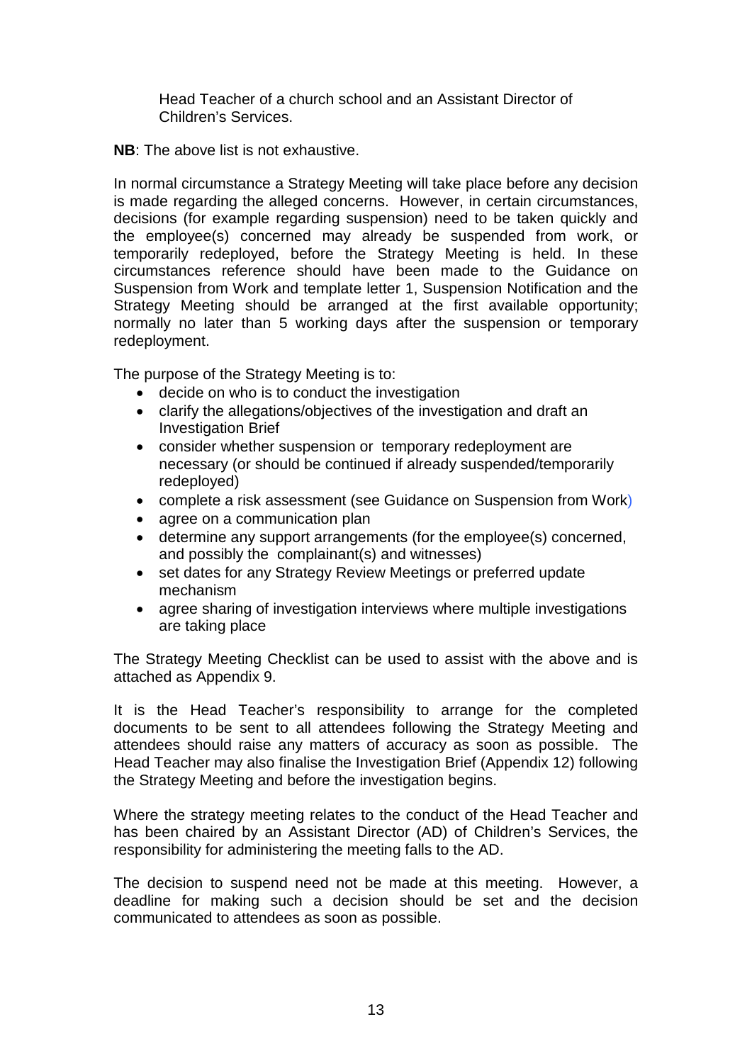Head Teacher of a church school and an Assistant Director of Children's Services.

**NB**: The above list is not exhaustive.

In normal circumstance a Strategy Meeting will take place before any decision is made regarding the alleged concerns. However, in certain circumstances, decisions (for example regarding suspension) need to be taken quickly and the employee(s) concerned may already be suspended from work, or temporarily redeployed, before the Strategy Meeting is held. In these circumstances reference should have been made to the Guidance on Suspension from Work and template letter 1, Suspension Notification and the Strategy Meeting should be arranged at the first available opportunity; normally no later than 5 working days after the suspension or temporary redeployment.

The purpose of the Strategy Meeting is to:

- decide on who is to conduct the investigation
- clarify the allegations/objectives of the investigation and draft an Investigation Brief
- consider whether suspension or temporary redeployment are necessary (or should be continued if already suspended/temporarily redeployed)
- complete a risk assessment (see Guidance on Suspension from Work)
- agree on a communication plan
- determine any support arrangements (for the employee(s) concerned, and possibly the complainant(s) and witnesses)
- set dates for any Strategy Review Meetings or preferred update mechanism
- agree sharing of investigation interviews where multiple investigations are taking place

The Strategy Meeting Checklist can be used to assist with the above and is attached as Appendix 9.

It is the Head Teacher's responsibility to arrange for the completed documents to be sent to all attendees following the Strategy Meeting and attendees should raise any matters of accuracy as soon as possible. The Head Teacher may also finalise the Investigation Brief (Appendix 12) following the Strategy Meeting and before the investigation begins.

Where the strategy meeting relates to the conduct of the Head Teacher and has been chaired by an Assistant Director (AD) of Children's Services, the responsibility for administering the meeting falls to the AD.

The decision to suspend need not be made at this meeting. However, a deadline for making such a decision should be set and the decision communicated to attendees as soon as possible.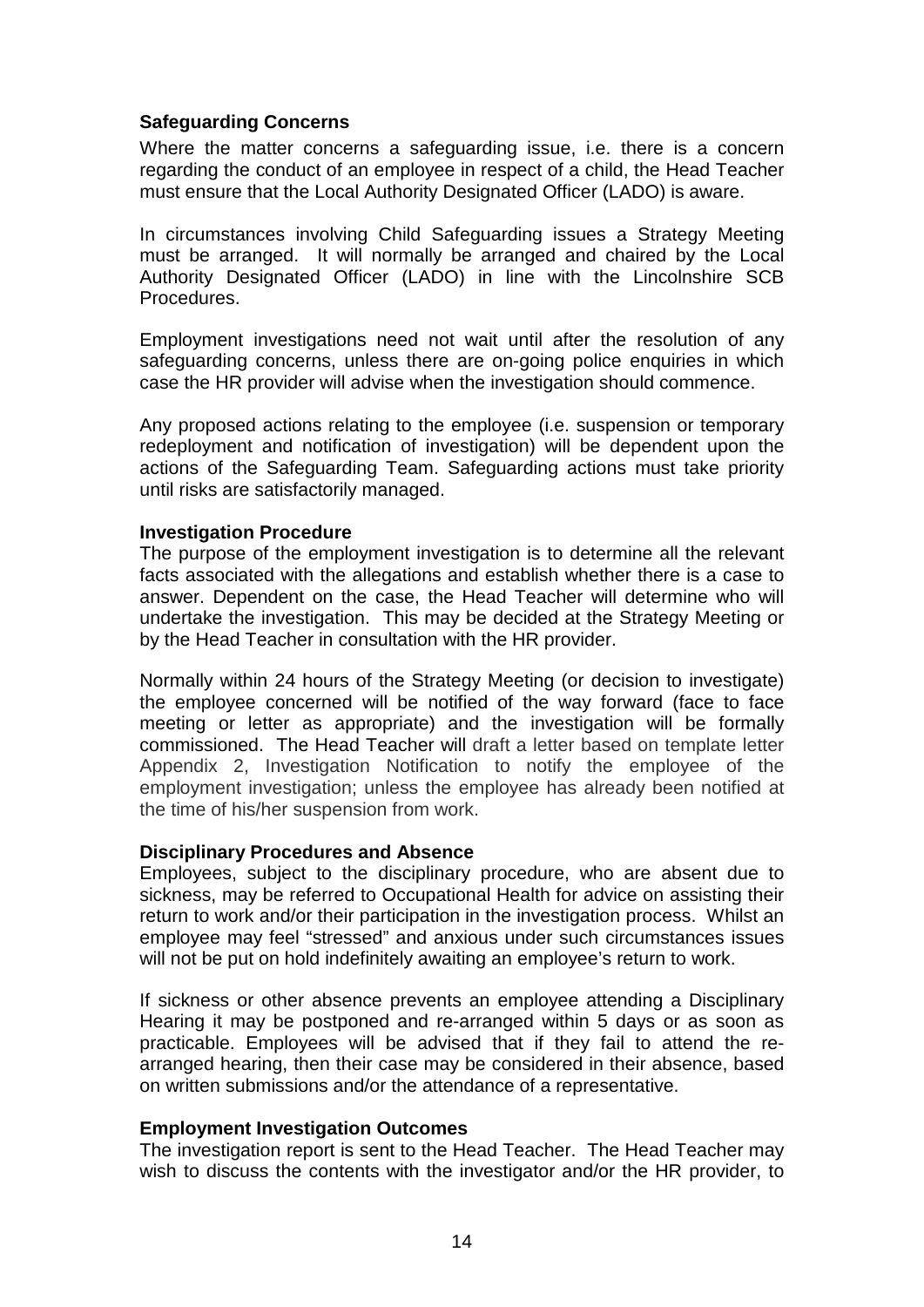### Safeguarding Concerns

Where the matter concerns a safeguarding issue, i.e. there is a concern regarding the conduct of an employee in respect of a child, the Head Teacher must ensure that the Local Authority Designated Officer (LADO) is aware.

In circumstances involving Child Safeguarding issues a Strategy Meeting must be arranged. It will normally be arranged and chaired by the Local Authority Designated Officer (LADO) in line with the Lincolnshire SCB Procedures.

Employment investigations need not wait until after the resolution of any safeguarding concerns, unless there are on-going police enquiries in which case the HR provider will advise when the investigation should commence.

Any proposed actions relating to the employee (i.e. suspension or temporary redeployment and notification of investigation) will be dependent upon the actions of the Safeguarding Team. Safeguarding actions must take priority until risks are satisfactorily managed.

### Investigation Procedure

The purpose of the employment investigation is to determine all the relevant facts associated with the allegations and establish whether there is a case to answer. Dependent on the case, the Head Teacher will determine who will undertake the investigation. This may be decided at the Strategy Meeting or by the Head Teacher in consultation with the HR provider.

Normally within 24 hours of the Strategy Meeting (or decision to investigate) the employee concerned will be notified of the way forward (face to face meeting or letter as appropriate) and the investigation will be formally commissioned. The Head Teacher will draft a letter based on template letter Appendix 2, Investigation Notification to notify the employee of the employment investigation; unless the employee has already been notified at the time of his/her suspension from work.

### Disciplinary Procedures and Absence

Employees, subject to the disciplinary procedure, who are absent due to sickness, may be referred to Occupational Health for advice on assisting their return to work and/or their participation in the investigation process. Whilst an employee may feel "stressed" and anxious under such circumstances issues will not be put on hold indefinitely awaiting an employee's return to work.

If sickness or other absence prevents an employee attending a Disciplinary Hearing it may be postponed and re-arranged within 5 days or as soon as practicable. Employees will be advised that if they fail to attend the re-arranged hearing, then their case may be considered in their absence, based on written submissions and/or the attendance of a representative.

### Employment Investigation Outcomes

The investigation report is sent to the Head Teacher. The Head Teacher may wish to discuss the contents with the investigator and/or the HR provider, to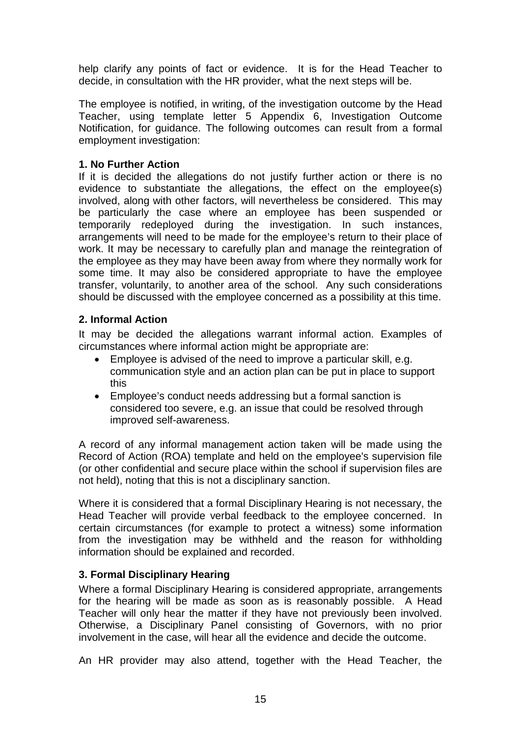help clarify any points of fact or evidence. It is for the Head Teacher to decide, in consultation with the HR provider, what the next steps will be.

The employee is notified, in writing, of the investigation outcome by the Head Teacher, using template letter 5 Appendix 6, Investigation Outcome Notification, for guidance. The following outcomes can result from a formal employment investigation:

**1. No Further Action**

If it is decided the allegations do not justify further action or there is no evidence to substantiate the allegations, the effect on the employee(s) involved, along with other factors, will nevertheless be considered. This may be particularly the case where an employee has been suspended or temporarily redeployed during the investigation. In such instances, arrangements will need to be made for the employee's return to their place of work. It may be necessary to carefully plan and manage the reintegration of the employee as they may have been away from where they normally work for some time. It may also be considered appropriate to have the employee transfer, voluntarily, to another area of the school. Any such considerations should be discussed with the employee concerned as a possibility at this time.

**2. Informal Action**

It may be decided the allegations warrant informal action. Examples of circumstances where informal action might be appropriate are:

- Employee is advised of the need to improve a particular skill, e.g. communication style and an action plan can be put in place to support this
- Employee's conduct needs addressing but a formal sanction is considered too severe, e.g. an issue that could be resolved through improved self-awareness.

A record of any informal management action taken will be made using the Record of Action (ROA) template and held on the employee's supervision file (or other confidential and secure place within the school if supervision files are not held), noting that this is not a disciplinary sanction.

Where it is considered that a formal Disciplinary Hearing is not necessary, the Head Teacher will provide verbal feedback to the employee concerned. In certain circumstances (for example to protect a witness) some information from the investigation may be withheld and the reason for withholding information should be explained and recorded.

**3. Formal Disciplinary Hearing**

Where a formal Disciplinary Hearing is considered appropriate, arrangements for the hearing will be made as soon as is reasonably possible. A Head Teacher will only hear the matter if they have not previously been involved. Otherwise, a Disciplinary Panel consisting of Governors, with no prior involvement in the case, will hear all the evidence and decide the outcome.

An HR provider may also attend, together with the Head Teacher, the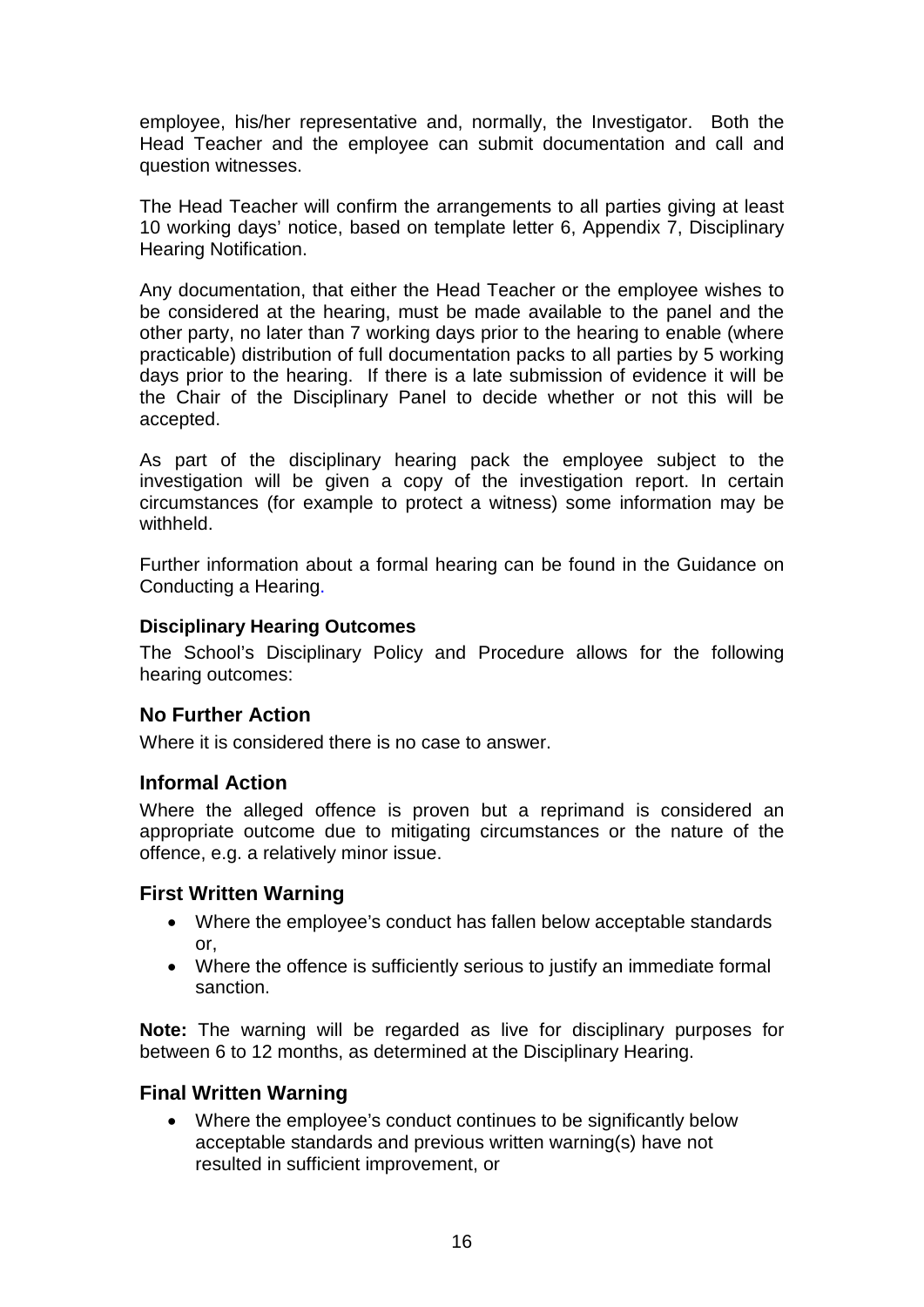employee, his/her representative and, normally, the Investigator. Both the Head Teacher and the employee can submit documentation and call and question witnesses.

The Head Teacher will confirm the arrangements to all parties giving at least 10 working days' notice, based on template letter 6, Appendix 7, Disciplinary Hearing Notification.

Any documentation, that either the Head Teacher or the employee wishes to be considered at the hearing, must be made available to the panel and the other party, no later than 7 working days prior to the hearing to enable (where practicable) distribution of full documentation packs to all parties by 5 working days prior to the hearing. If there is a late submission of evidence it will be the Chair of the Disciplinary Panel to decide whether or not this will be accepted.

As part of the disciplinary hearing pack the employee subject to the investigation will be given a copy of the investigation report. In certain circumstances (for example to protect a witness) some information may be withheld.

Further information about a formal hearing can be found in the Guidance on Conducting a Hearing.

#### Disciplinary Hearing Outcomes

The School's Disciplinary Policy and Procedure allows for the following hearing outcomes:

### No Further Action

Where it is considered there is no case to answer.

### Informal Action

Where the alleged offence is proven but a reprimand is considered an appropriate outcome due to mitigating circumstances or the nature of the offence, e.g. a relatively minor issue.

### First Written Warning

- Where the employee's conduct has fallen below acceptable standards or,
- Where the offence is sufficiently serious to justify an immediate formal sanction.

**Note:** The warning will be regarded as live for disciplinary purposes for between 6 to 12 months, as determined at the Disciplinary Hearing.

### Final Written Warning

- Where the employee's conduct continues to be significantly below acceptable standards and previous written warning(s) have not resulted in sufficient improvement, or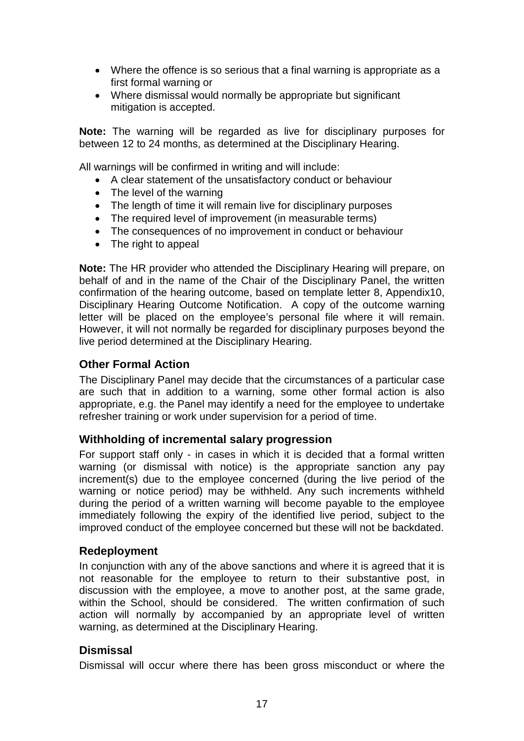- Where the offence is so serious that a final warning is appropriate as a first formal warning or
- Where dismissal would normally be appropriate but significant mitigation is accepted.

**Note:** The warning will be regarded as live for disciplinary purposes for between 12 to 24 months, as determined at the Disciplinary Hearing.

All warnings will be confirmed in writing and will include:

- A clear statement of the unsatisfactory conduct or behaviour
- The level of the warning
- The length of time it will remain live for disciplinary purposes
- The required level of improvement (in measurable terms)
- The consequences of no improvement in conduct or behaviour
- The right to appeal

**Note:** The HR provider who attended the Disciplinary Hearing will prepare, on behalf of and in the name of the Chair of the Disciplinary Panel, the written confirmation of the hearing outcome, based on template letter 8, Appendix10, Disciplinary Hearing Outcome Notification. A copy of the outcome warning letter will be placed on the employee's personal file where it will remain. However, it will not normally be regarded for disciplinary purposes beyond the live period determined at the Disciplinary Hearing.

### Other Formal Action

The Disciplinary Panel may decide that the circumstances of a particular case are such that in addition to a warning, some other formal action is also appropriate, e.g. the Panel may identify a need for the employee to undertake refresher training or work under supervision for a period of time.

### Withholding of incremental salary progression

For support staff only - in cases in which it is decided that a formal written warning (or dismissal with notice) is the appropriate sanction any pay increment(s) due to the employee concerned (during the live period of the warning or notice period) may be withheld. Any such increments withheld during the period of a written warning will become payable to the employee immediately following the expiry of the identified live period, subject to the improved conduct of the employee concerned but these will not be backdated.

### Redeployment

In conjunction with any of the above sanctions and where it is agreed that it is not reasonable for the employee to return to their substantive post, in discussion with the employee, a move to another post, at the same grade, within the School, should be considered. The written confirmation of such action will normally by accompanied by an appropriate level of written warning, as determined at the Disciplinary Hearing.

### Dismissal

Dismissal will occur where there has been gross misconduct or where the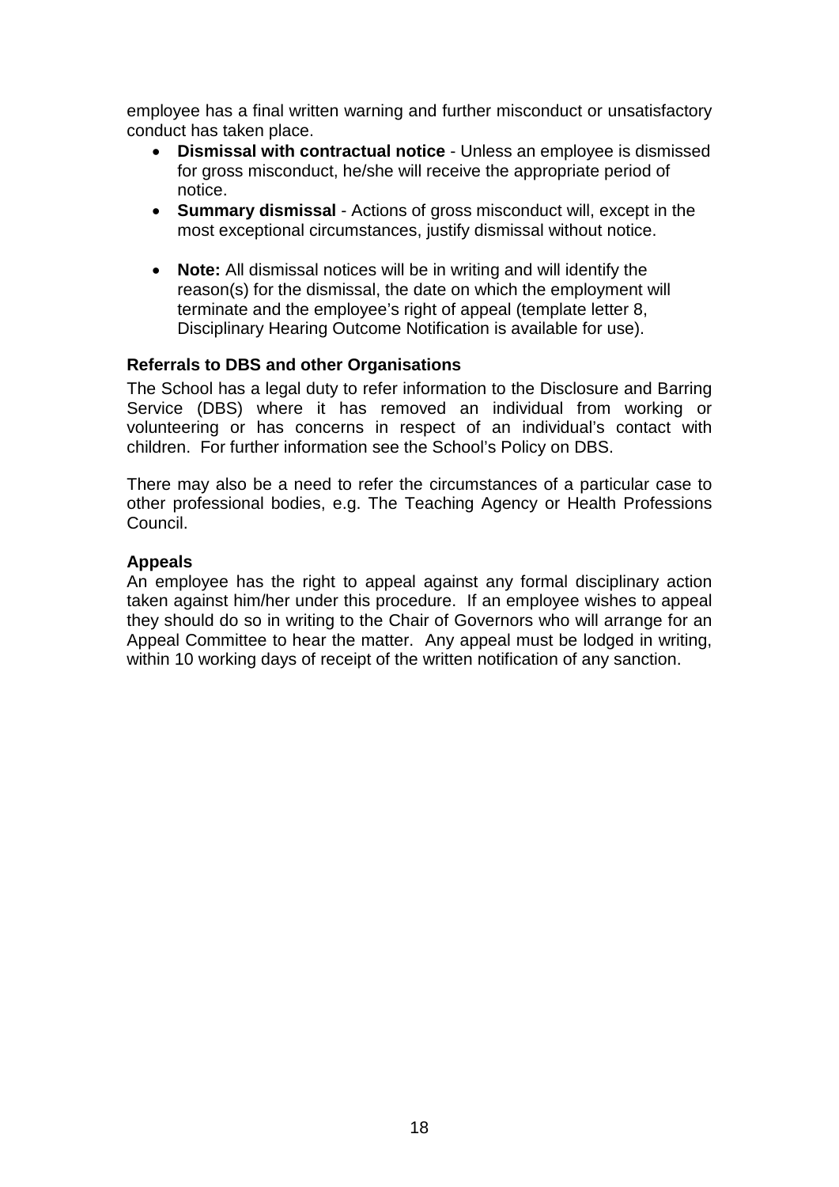employee has a final written warning and further misconduct or unsatisfactory conduct has taken place.

- **Dismissal with contractual notice** - Unless an employee is dismissed for gross misconduct, he/she will receive the appropriate period of notice.
- **Summary dismissal** - Actions of gross misconduct will, except in the most exceptional circumstances, justify dismissal without notice.

- **Note:** All dismissal notices will be in writing and will identify the reason(s) for the dismissal, the date on which the employment will terminate and the employee's right of appeal (template letter 8, Disciplinary Hearing Outcome Notification is available for use).

### Referrals to DBS and other Organisations

The School has a legal duty to refer information to the Disclosure and Barring Service (DBS) where it has removed an individual from working or volunteering or has concerns in respect of an individual's contact with children. For further information see the School's Policy on DBS.

There may also be a need to refer the circumstances of a particular case to other professional bodies, e.g. The Teaching Agency or Health Professions Council.

### Appeals

An employee has the right to appeal against any formal disciplinary action taken against him/her under this procedure. If an employee wishes to appeal they should do so in writing to the Chair of Governors who will arrange for an Appeal Committee to hear the matter. Any appeal must be lodged in writing, within 10 working days of receipt of the written notification of any sanction.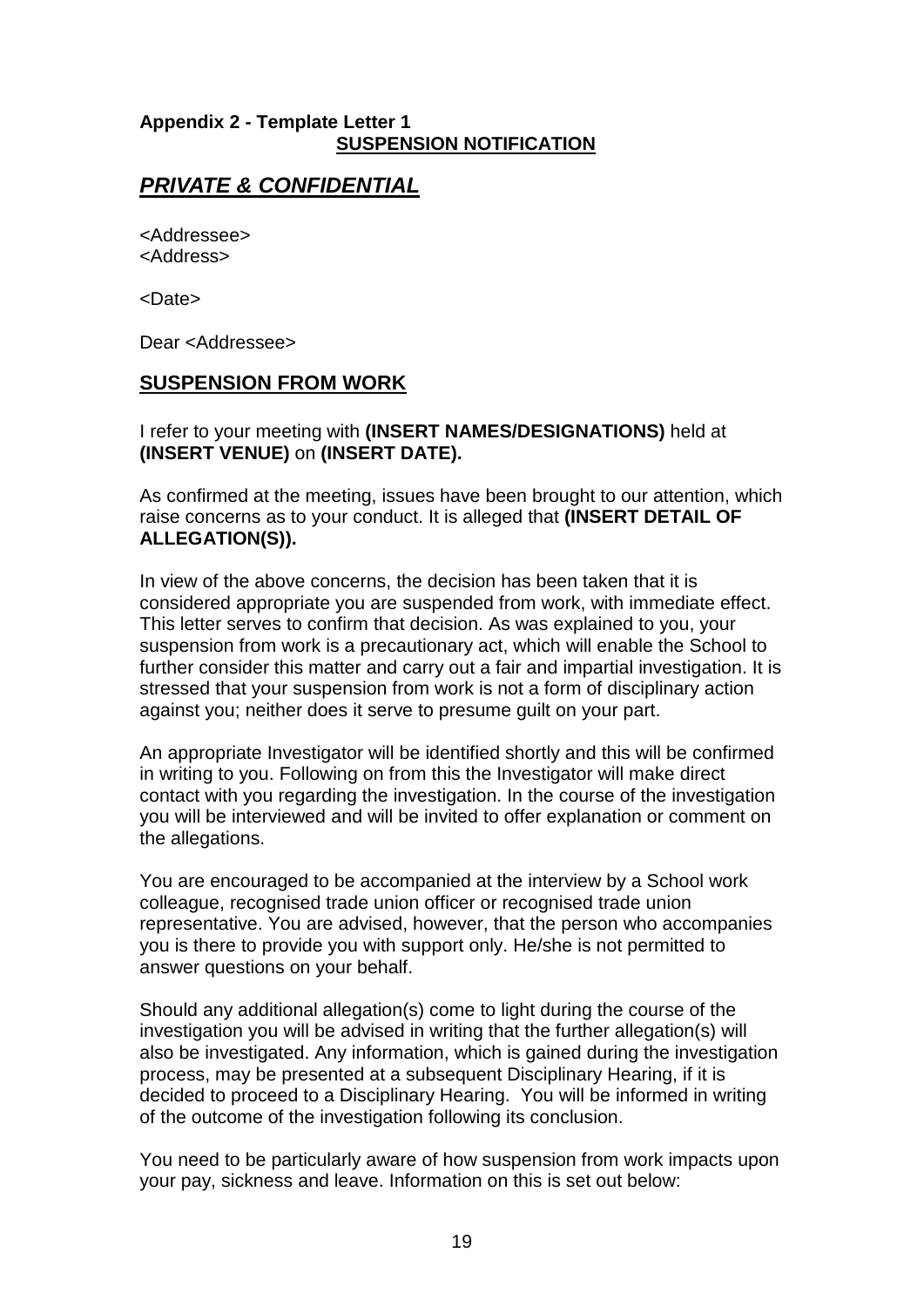**Appendix 2 - Template Letter 1**

**SUSPENSION NOTIFICATION**

## ***PRIVATE & CONFIDENTIAL***

<Addressee>
<Address>

<Date>

Dear <Addressee>

## **SUSPENSION FROM WORK**

I refer to your meeting with **(INSERT NAMES/DESIGNATIONS)** held at **(INSERT VENUE)** on **(INSERT DATE).**

As confirmed at the meeting, issues have been brought to our attention, which raise concerns as to your conduct. It is alleged that **(INSERT DETAIL OF ALLEGATION(S)).**

In view of the above concerns, the decision has been taken that it is considered appropriate you are suspended from work, with immediate effect. This letter serves to confirm that decision. As was explained to you, your suspension from work is a precautionary act, which will enable the School to further consider this matter and carry out a fair and impartial investigation. It is stressed that your suspension from work is not a form of disciplinary action against you; neither does it serve to presume guilt on your part.

An appropriate Investigator will be identified shortly and this will be confirmed in writing to you. Following on from this the Investigator will make direct contact with you regarding the investigation. In the course of the investigation you will be interviewed and will be invited to offer explanation or comment on the allegations.

You are encouraged to be accompanied at the interview by a School work colleague, recognised trade union officer or recognised trade union representative. You are advised, however, that the person who accompanies you is there to provide you with support only. He/she is not permitted to answer questions on your behalf.

Should any additional allegation(s) come to light during the course of the investigation you will be advised in writing that the further allegation(s) will also be investigated. Any information, which is gained during the investigation process, may be presented at a subsequent Disciplinary Hearing, if it is decided to proceed to a Disciplinary Hearing. You will be informed in writing of the outcome of the investigation following its conclusion.

You need to be particularly aware of how suspension from work impacts upon your pay, sickness and leave. Information on this is set out below: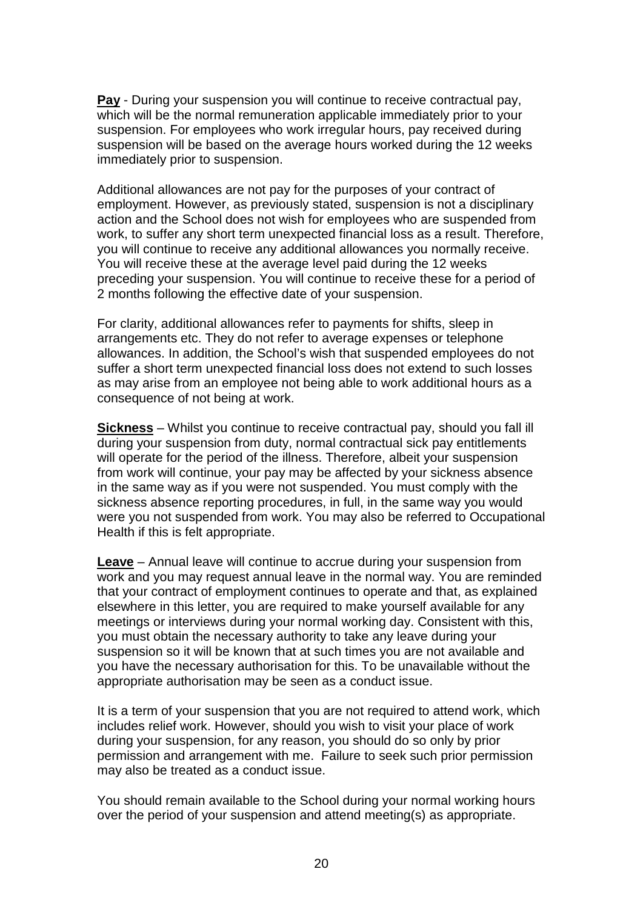**Pay** - During your suspension you will continue to receive contractual pay, which will be the normal remuneration applicable immediately prior to your suspension. For employees who work irregular hours, pay received during suspension will be based on the average hours worked during the 12 weeks immediately prior to suspension.

Additional allowances are not pay for the purposes of your contract of employment. However, as previously stated, suspension is not a disciplinary action and the School does not wish for employees who are suspended from work, to suffer any short term unexpected financial loss as a result. Therefore, you will continue to receive any additional allowances you normally receive. You will receive these at the average level paid during the 12 weeks preceding your suspension. You will continue to receive these for a period of 2 months following the effective date of your suspension.

For clarity, additional allowances refer to payments for shifts, sleep in arrangements etc. They do not refer to average expenses or telephone allowances. In addition, the School's wish that suspended employees do not suffer a short term unexpected financial loss does not extend to such losses as may arise from an employee not being able to work additional hours as a consequence of not being at work.

**Sickness** – Whilst you continue to receive contractual pay, should you fall ill during your suspension from duty, normal contractual sick pay entitlements will operate for the period of the illness. Therefore, albeit your suspension from work will continue, your pay may be affected by your sickness absence in the same way as if you were not suspended. You must comply with the sickness absence reporting procedures, in full, in the same way you would were you not suspended from work. You may also be referred to Occupational Health if this is felt appropriate.

**Leave** – Annual leave will continue to accrue during your suspension from work and you may request annual leave in the normal way. You are reminded that your contract of employment continues to operate and that, as explained elsewhere in this letter, you are required to make yourself available for any meetings or interviews during your normal working day. Consistent with this, you must obtain the necessary authority to take any leave during your suspension so it will be known that at such times you are not available and you have the necessary authorisation for this. To be unavailable without the appropriate authorisation may be seen as a conduct issue.

It is a term of your suspension that you are not required to attend work, which includes relief work. However, should you wish to visit your place of work during your suspension, for any reason, you should do so only by prior permission and arrangement with me. Failure to seek such prior permission may also be treated as a conduct issue.

You should remain available to the School during your normal working hours over the period of your suspension and attend meeting(s) as appropriate.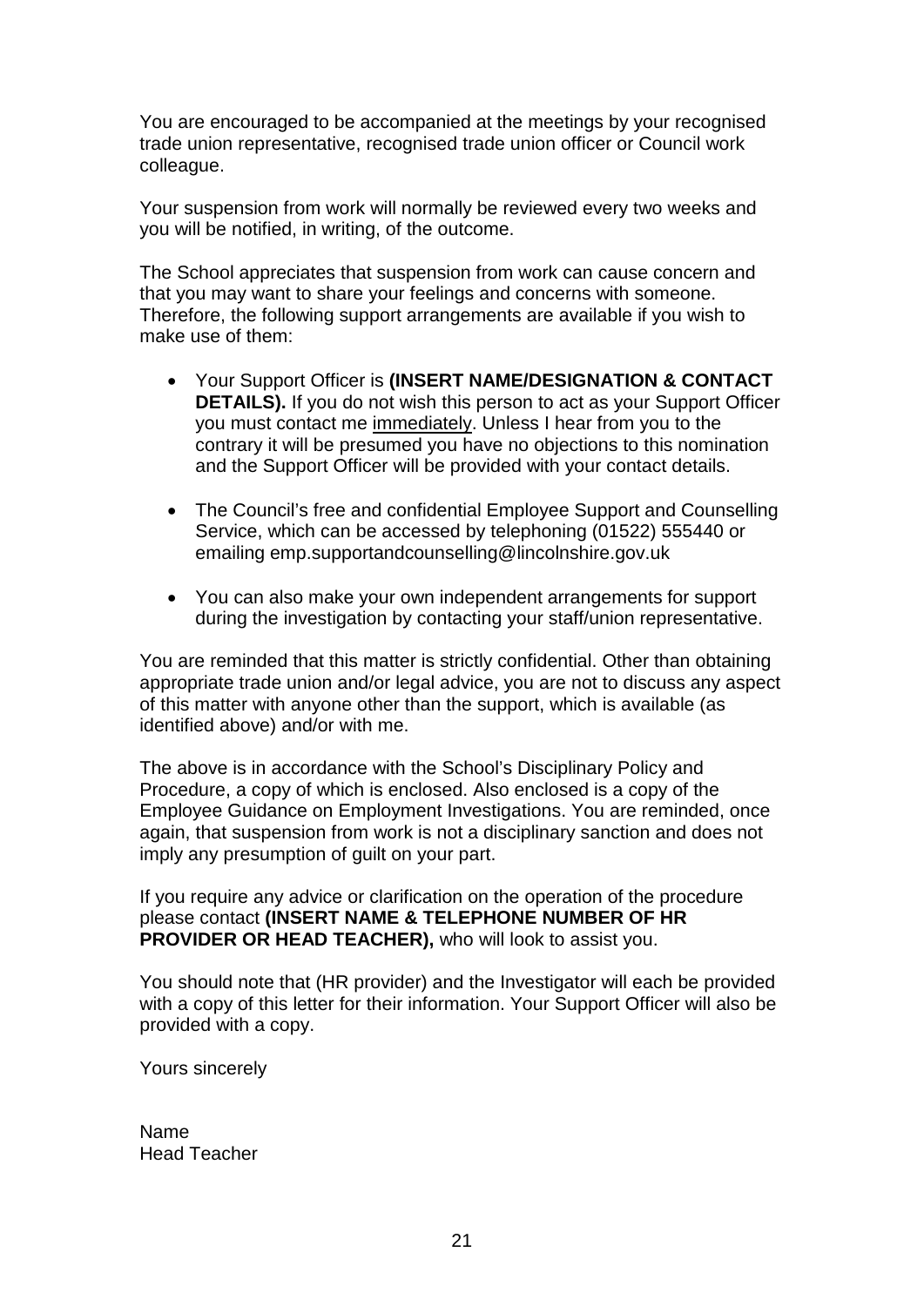You are encouraged to be accompanied at the meetings by your recognised trade union representative, recognised trade union officer or Council work colleague.

Your suspension from work will normally be reviewed every two weeks and you will be notified, in writing, of the outcome.

The School appreciates that suspension from work can cause concern and that you may want to share your feelings and concerns with someone. Therefore, the following support arrangements are available if you wish to make use of them:

- Your Support Officer is **(INSERT NAME/DESIGNATION & CONTACT DETAILS).** If you do not wish this person to act as your Support Officer you must contact me <u>immediately</u>. Unless I hear from you to the contrary it will be presumed you have no objections to this nomination and the Support Officer will be provided with your contact details.

- The Council's free and confidential Employee Support and Counselling Service, which can be accessed by telephoning (01522) 555440 or emailing emp.supportandcounselling@lincolnshire.gov.uk

- You can also make your own independent arrangements for support during the investigation by contacting your staff/union representative.

You are reminded that this matter is strictly confidential. Other than obtaining appropriate trade union and/or legal advice, you are not to discuss any aspect of this matter with anyone other than the support, which is available (as identified above) and/or with me.

The above is in accordance with the School's Disciplinary Policy and Procedure, a copy of which is enclosed. Also enclosed is a copy of the Employee Guidance on Employment Investigations. You are reminded, once again, that suspension from work is not a disciplinary sanction and does not imply any presumption of guilt on your part.

If you require any advice or clarification on the operation of the procedure please contact **(INSERT NAME & TELEPHONE NUMBER OF HR PROVIDER OR HEAD TEACHER),** who will look to assist you.

You should note that (HR provider) and the Investigator will each be provided with a copy of this letter for their information. Your Support Officer will also be provided with a copy.

Yours sincerely

Name
Head Teacher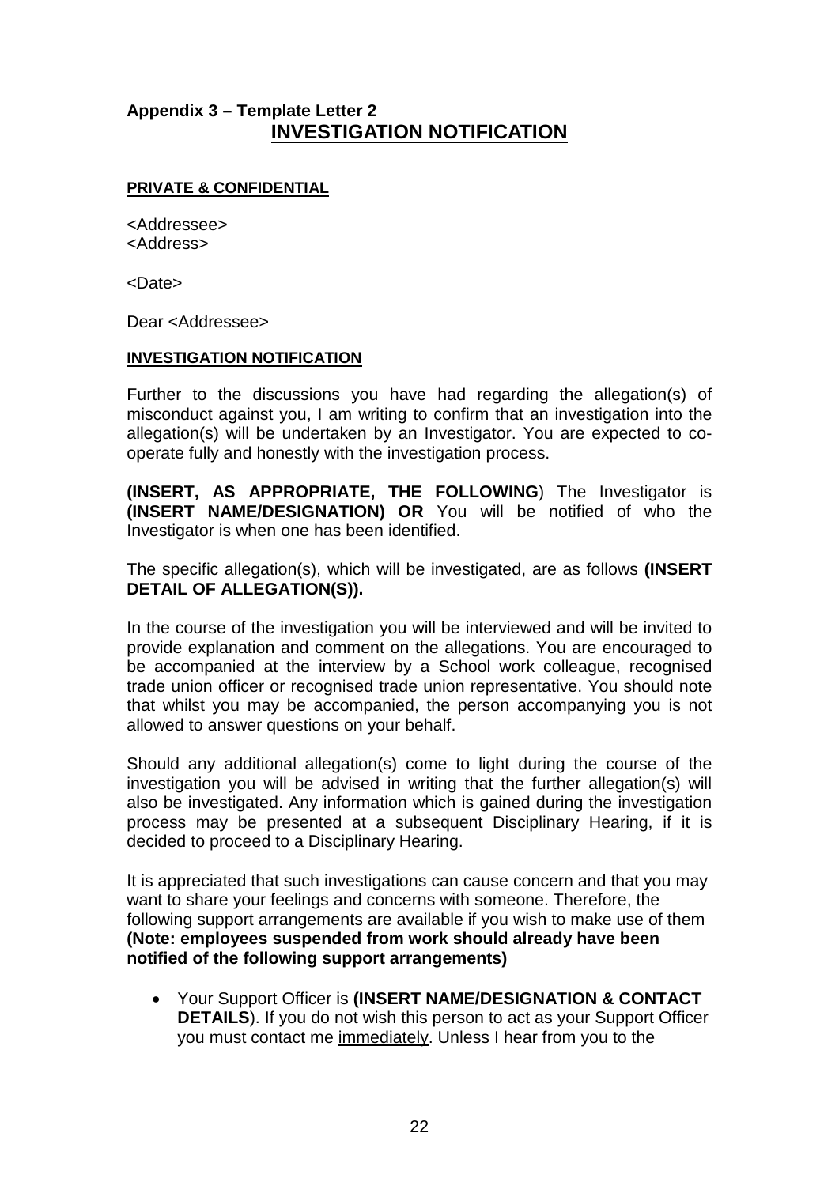## Appendix 3 – Template Letter 2

# INVESTIGATION NOTIFICATION

**PRIVATE & CONFIDENTIAL**

<Addressee>
<Address>

<Date>

Dear <Addressee>

**INVESTIGATION NOTIFICATION**

Further to the discussions you have had regarding the allegation(s) of misconduct against you, I am writing to confirm that an investigation into the allegation(s) will be undertaken by an Investigator. You are expected to co-operate fully and honestly with the investigation process.

**(INSERT, AS APPROPRIATE, THE FOLLOWING**) The Investigator is **(INSERT NAME/DESIGNATION) OR** You will be notified of who the Investigator is when one has been identified.

The specific allegation(s), which will be investigated, are as follows **(INSERT DETAIL OF ALLEGATION(S)).**

In the course of the investigation you will be interviewed and will be invited to provide explanation and comment on the allegations. You are encouraged to be accompanied at the interview by a School work colleague, recognised trade union officer or recognised trade union representative. You should note that whilst you may be accompanied, the person accompanying you is not allowed to answer questions on your behalf.

Should any additional allegation(s) come to light during the course of the investigation you will be advised in writing that the further allegation(s) will also be investigated. Any information which is gained during the investigation process may be presented at a subsequent Disciplinary Hearing, if it is decided to proceed to a Disciplinary Hearing.

It is appreciated that such investigations can cause concern and that you may want to share your feelings and concerns with someone. Therefore, the following support arrangements are available if you wish to make use of them **(Note: employees suspended from work should already have been notified of the following support arrangements)**

- Your Support Officer is **(INSERT NAME/DESIGNATION & CONTACT DETAILS**). If you do not wish this person to act as your Support Officer you must contact me <u>immediately</u>. Unless I hear from you to the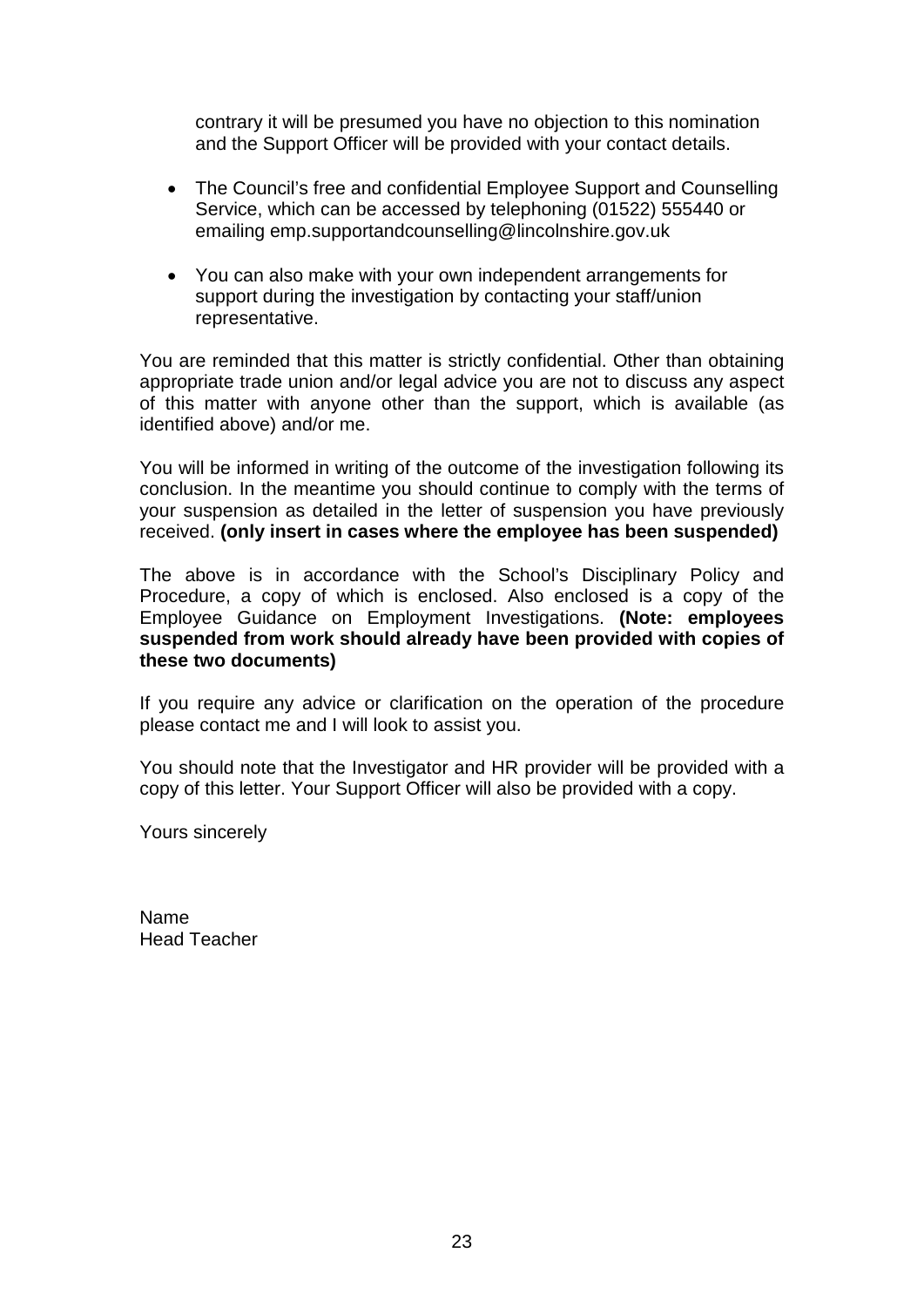contrary it will be presumed you have no objection to this nomination and the Support Officer will be provided with your contact details.

- The Council's free and confidential Employee Support and Counselling Service, which can be accessed by telephoning (01522) 555440 or emailing emp.supportandcounselling@lincolnshire.gov.uk

- You can also make with your own independent arrangements for support during the investigation by contacting your staff/union representative.

You are reminded that this matter is strictly confidential. Other than obtaining appropriate trade union and/or legal advice you are not to discuss any aspect of this matter with anyone other than the support, which is available (as identified above) and/or me.

You will be informed in writing of the outcome of the investigation following its conclusion. In the meantime you should continue to comply with the terms of your suspension as detailed in the letter of suspension you have previously received. **(only insert in cases where the employee has been suspended)**

The above is in accordance with the School's Disciplinary Policy and Procedure, a copy of which is enclosed. Also enclosed is a copy of the Employee Guidance on Employment Investigations. **(Note: employees suspended from work should already have been provided with copies of these two documents)**

If you require any advice or clarification on the operation of the procedure please contact me and I will look to assist you.

You should note that the Investigator and HR provider will be provided with a copy of this letter. Your Support Officer will also be provided with a copy.

Yours sincerely

Name
Head Teacher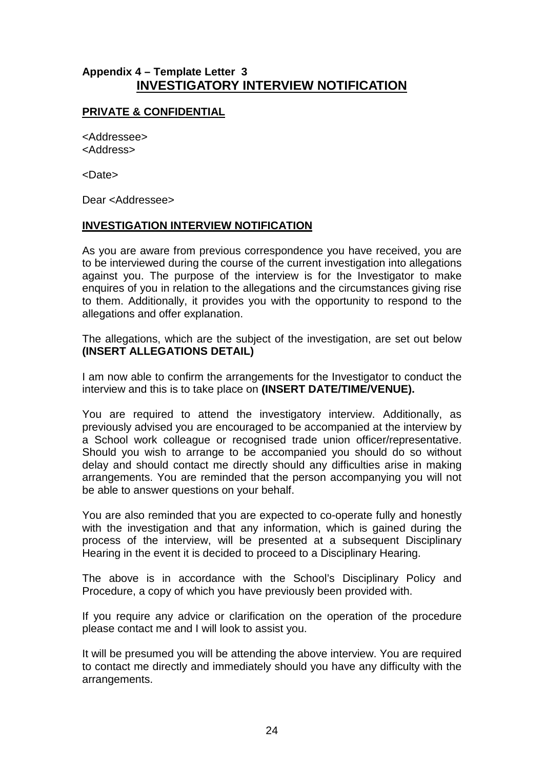**Appendix 4 – Template Letter 3**

## INVESTIGATORY INTERVIEW NOTIFICATION

**PRIVATE & CONFIDENTIAL**

<Addressee>
<Address>

<Date>

Dear <Addressee>

**INVESTIGATION INTERVIEW NOTIFICATION**

As you are aware from previous correspondence you have received, you are to be interviewed during the course of the current investigation into allegations against you. The purpose of the interview is for the Investigator to make enquires of you in relation to the allegations and the circumstances giving rise to them. Additionally, it provides you with the opportunity to respond to the allegations and offer explanation.

The allegations, which are the subject of the investigation, are set out below **(INSERT ALLEGATIONS DETAIL)**

I am now able to confirm the arrangements for the Investigator to conduct the interview and this is to take place on **(INSERT DATE/TIME/VENUE).**

You are required to attend the investigatory interview. Additionally, as previously advised you are encouraged to be accompanied at the interview by a School work colleague or recognised trade union officer/representative. Should you wish to arrange to be accompanied you should do so without delay and should contact me directly should any difficulties arise in making arrangements. You are reminded that the person accompanying you will not be able to answer questions on your behalf.

You are also reminded that you are expected to co-operate fully and honestly with the investigation and that any information, which is gained during the process of the interview, will be presented at a subsequent Disciplinary Hearing in the event it is decided to proceed to a Disciplinary Hearing.

The above is in accordance with the School's Disciplinary Policy and Procedure, a copy of which you have previously been provided with.

If you require any advice or clarification on the operation of the procedure please contact me and I will look to assist you.

It will be presumed you will be attending the above interview. You are required to contact me directly and immediately should you have any difficulty with the arrangements.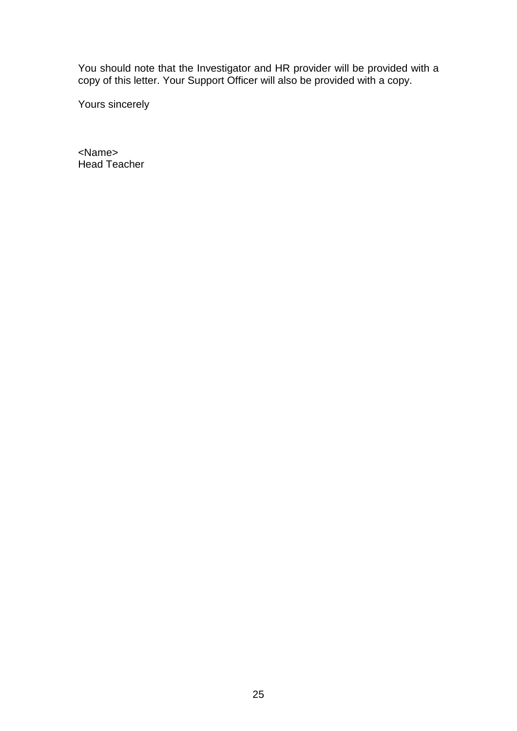You should note that the Investigator and HR provider will be provided with a copy of this letter. Your Support Officer will also be provided with a copy.

Yours sincerely

<Name>
Head Teacher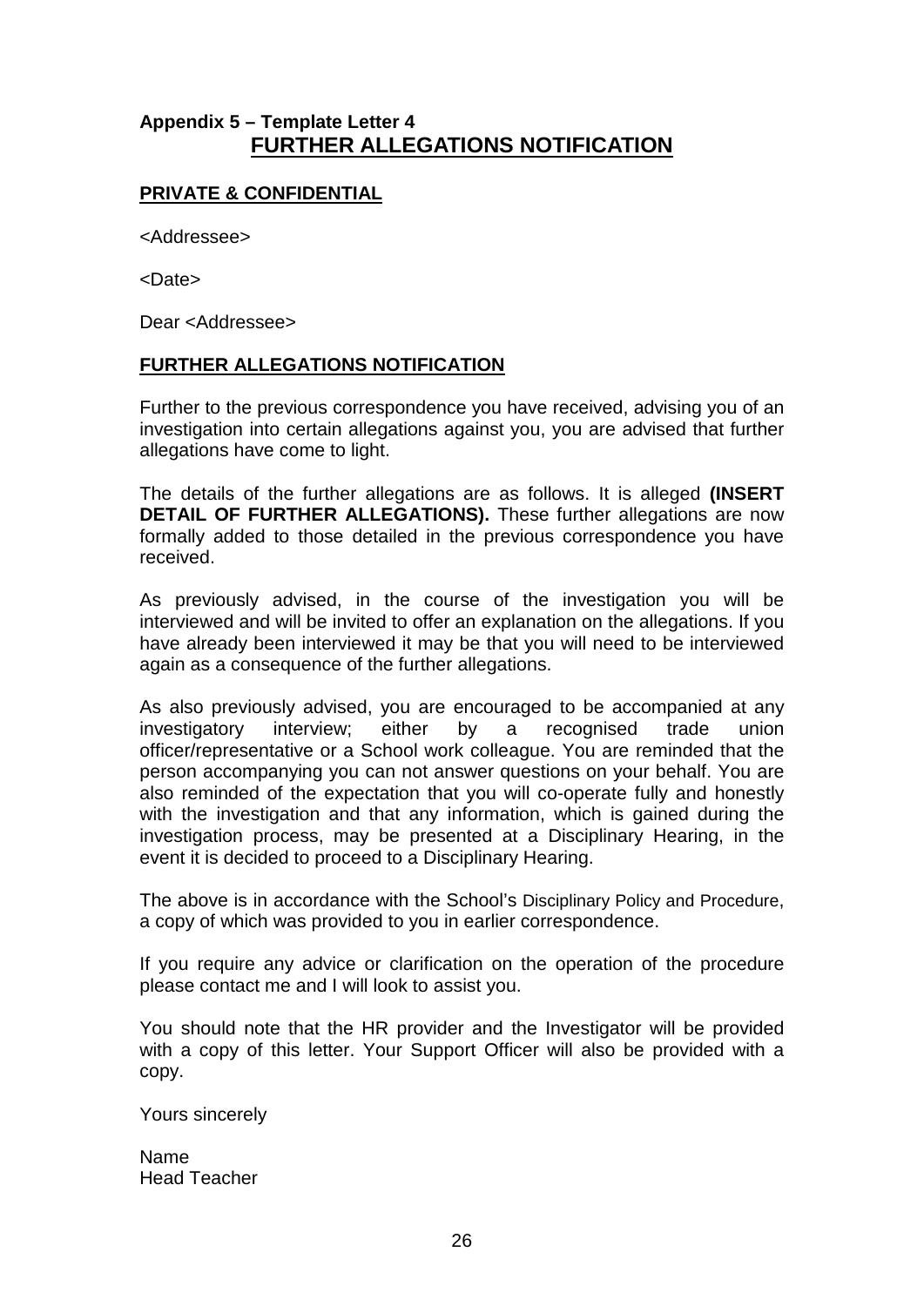### Appendix 5 – Template Letter 4

## FURTHER ALLEGATIONS NOTIFICATION

**PRIVATE & CONFIDENTIAL**

<Addressee>

<Date>

Dear <Addressee>

**FURTHER ALLEGATIONS NOTIFICATION**

Further to the previous correspondence you have received, advising you of an investigation into certain allegations against you, you are advised that further allegations have come to light.

The details of the further allegations are as follows. It is alleged **(INSERT DETAIL OF FURTHER ALLEGATIONS).** These further allegations are now formally added to those detailed in the previous correspondence you have received.

As previously advised, in the course of the investigation you will be interviewed and will be invited to offer an explanation on the allegations. If you have already been interviewed it may be that you will need to be interviewed again as a consequence of the further allegations.

As also previously advised, you are encouraged to be accompanied at any investigatory interview; either by a recognised trade union officer/representative or a School work colleague. You are reminded that the person accompanying you can not answer questions on your behalf. You are also reminded of the expectation that you will co-operate fully and honestly with the investigation and that any information, which is gained during the investigation process, may be presented at a Disciplinary Hearing, in the event it is decided to proceed to a Disciplinary Hearing.

The above is in accordance with the School's Disciplinary Policy and Procedure, a copy of which was provided to you in earlier correspondence.

If you require any advice or clarification on the operation of the procedure please contact me and I will look to assist you.

You should note that the HR provider and the Investigator will be provided with a copy of this letter. Your Support Officer will also be provided with a copy.

Yours sincerely

Name
Head Teacher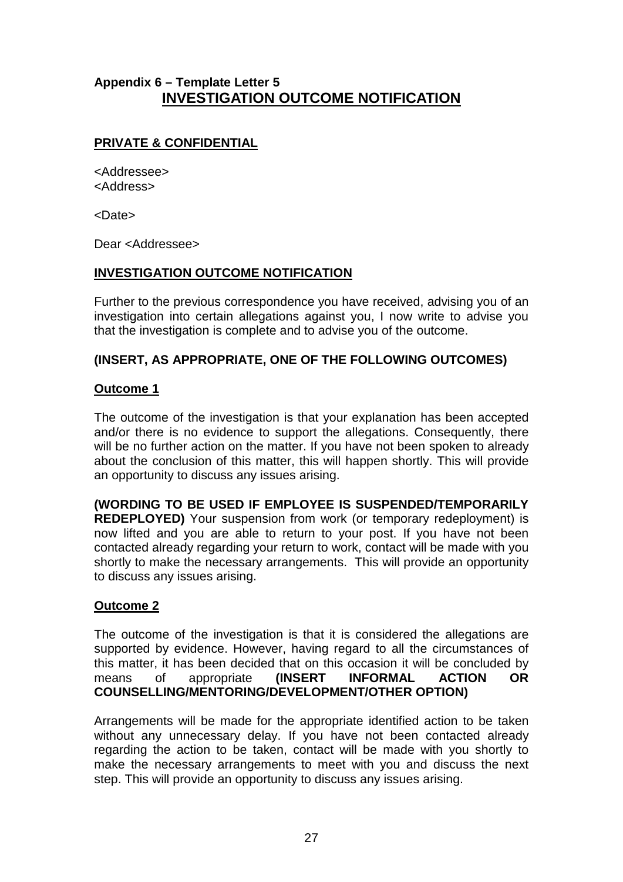**Appendix 6 – Template Letter 5**

# INVESTIGATION OUTCOME NOTIFICATION

**PRIVATE & CONFIDENTIAL**

<Addressee>
<Address>

<Date>

Dear <Addressee>

**INVESTIGATION OUTCOME NOTIFICATION**

Further to the previous correspondence you have received, advising you of an investigation into certain allegations against you, I now write to advise you that the investigation is complete and to advise you of the outcome.

**(INSERT, AS APPROPRIATE, ONE OF THE FOLLOWING OUTCOMES)**

**Outcome 1**

The outcome of the investigation is that your explanation has been accepted and/or there is no evidence to support the allegations. Consequently, there will be no further action on the matter. If you have not been spoken to already about the conclusion of this matter, this will happen shortly. This will provide an opportunity to discuss any issues arising.

**(WORDING TO BE USED IF EMPLOYEE IS SUSPENDED/TEMPORARILY REDEPLOYED)** Your suspension from work (or temporary redeployment) is now lifted and you are able to return to your post. If you have not been contacted already regarding your return to work, contact will be made with you shortly to make the necessary arrangements. This will provide an opportunity to discuss any issues arising.

**Outcome 2**

The outcome of the investigation is that it is considered the allegations are supported by evidence. However, having regard to all the circumstances of this matter, it has been decided that on this occasion it will be concluded by means of appropriate **(INSERT INFORMAL ACTION OR COUNSELLING/MENTORING/DEVELOPMENT/OTHER OPTION)**

Arrangements will be made for the appropriate identified action to be taken without any unnecessary delay. If you have not been contacted already regarding the action to be taken, contact will be made with you shortly to make the necessary arrangements to meet with you and discuss the next step. This will provide an opportunity to discuss any issues arising.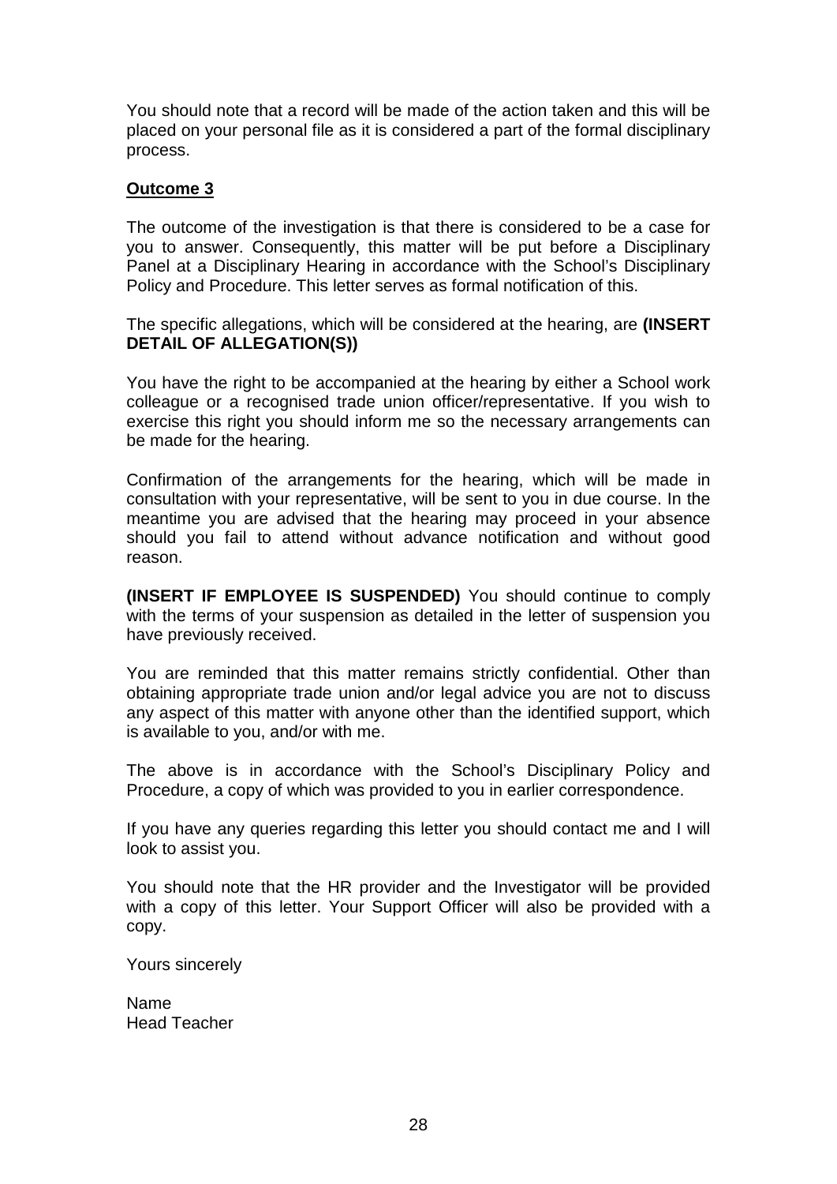You should note that a record will be made of the action taken and this will be placed on your personal file as it is considered a part of the formal disciplinary process.

**Outcome 3**

The outcome of the investigation is that there is considered to be a case for you to answer. Consequently, this matter will be put before a Disciplinary Panel at a Disciplinary Hearing in accordance with the School's Disciplinary Policy and Procedure. This letter serves as formal notification of this.

The specific allegations, which will be considered at the hearing, are **(INSERT DETAIL OF ALLEGATION(S))**

You have the right to be accompanied at the hearing by either a School work colleague or a recognised trade union officer/representative. If you wish to exercise this right you should inform me so the necessary arrangements can be made for the hearing.

Confirmation of the arrangements for the hearing, which will be made in consultation with your representative, will be sent to you in due course. In the meantime you are advised that the hearing may proceed in your absence should you fail to attend without advance notification and without good reason.

**(INSERT IF EMPLOYEE IS SUSPENDED)** You should continue to comply with the terms of your suspension as detailed in the letter of suspension you have previously received.

You are reminded that this matter remains strictly confidential. Other than obtaining appropriate trade union and/or legal advice you are not to discuss any aspect of this matter with anyone other than the identified support, which is available to you, and/or with me.

The above is in accordance with the School's Disciplinary Policy and Procedure, a copy of which was provided to you in earlier correspondence.

If you have any queries regarding this letter you should contact me and I will look to assist you.

You should note that the HR provider and the Investigator will be provided with a copy of this letter. Your Support Officer will also be provided with a copy.

Yours sincerely

Name
Head Teacher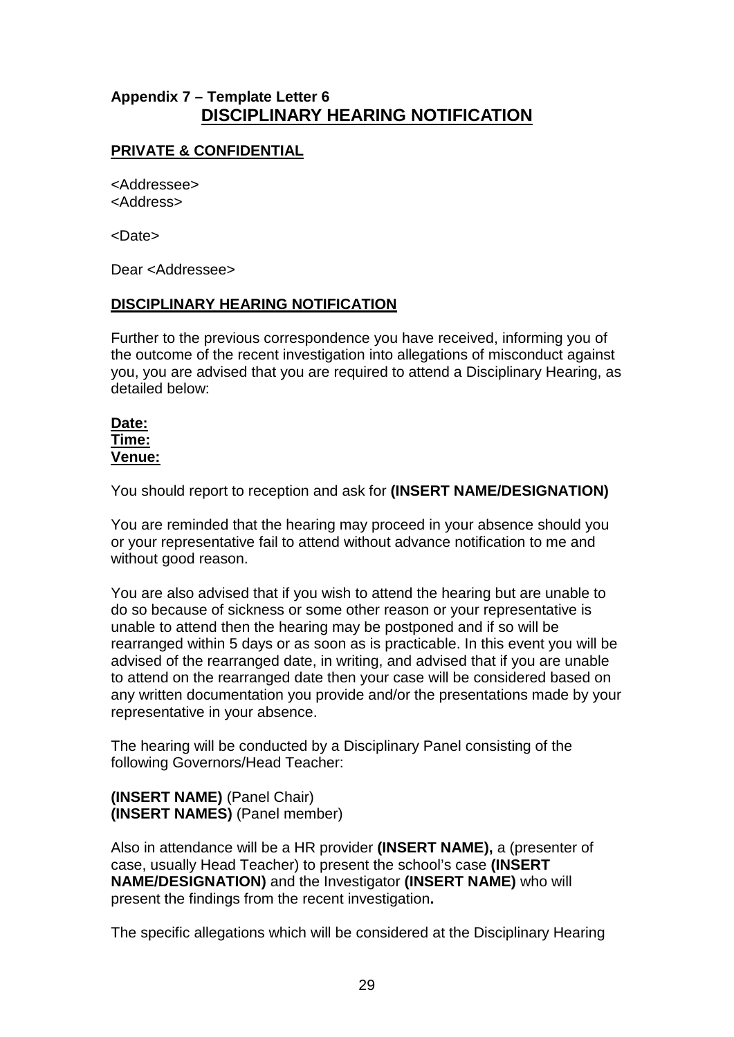**Appendix 7 – Template Letter 6**

## DISCIPLINARY HEARING NOTIFICATION

**PRIVATE & CONFIDENTIAL**

<Addressee>
<Address>

<Date>

Dear <Addressee>

**DISCIPLINARY HEARING NOTIFICATION**

Further to the previous correspondence you have received, informing you of the outcome of the recent investigation into allegations of misconduct against you, you are advised that you are required to attend a Disciplinary Hearing, as detailed below:

**Date:**
**Time:**
**Venue:**

You should report to reception and ask for **(INSERT NAME/DESIGNATION)**

You are reminded that the hearing may proceed in your absence should you or your representative fail to attend without advance notification to me and without good reason.

You are also advised that if you wish to attend the hearing but are unable to do so because of sickness or some other reason or your representative is unable to attend then the hearing may be postponed and if so will be rearranged within 5 days or as soon as is practicable. In this event you will be advised of the rearranged date, in writing, and advised that if you are unable to attend on the rearranged date then your case will be considered based on any written documentation you provide and/or the presentations made by your representative in your absence.

The hearing will be conducted by a Disciplinary Panel consisting of the following Governors/Head Teacher:

**(INSERT NAME)** (Panel Chair)
**(INSERT NAMES)** (Panel member)

Also in attendance will be a HR provider **(INSERT NAME),** a (presenter of case, usually Head Teacher) to present the school's case **(INSERT NAME/DESIGNATION)** and the Investigator **(INSERT NAME)** who will present the findings from the recent investigation**.**

The specific allegations which will be considered at the Disciplinary Hearing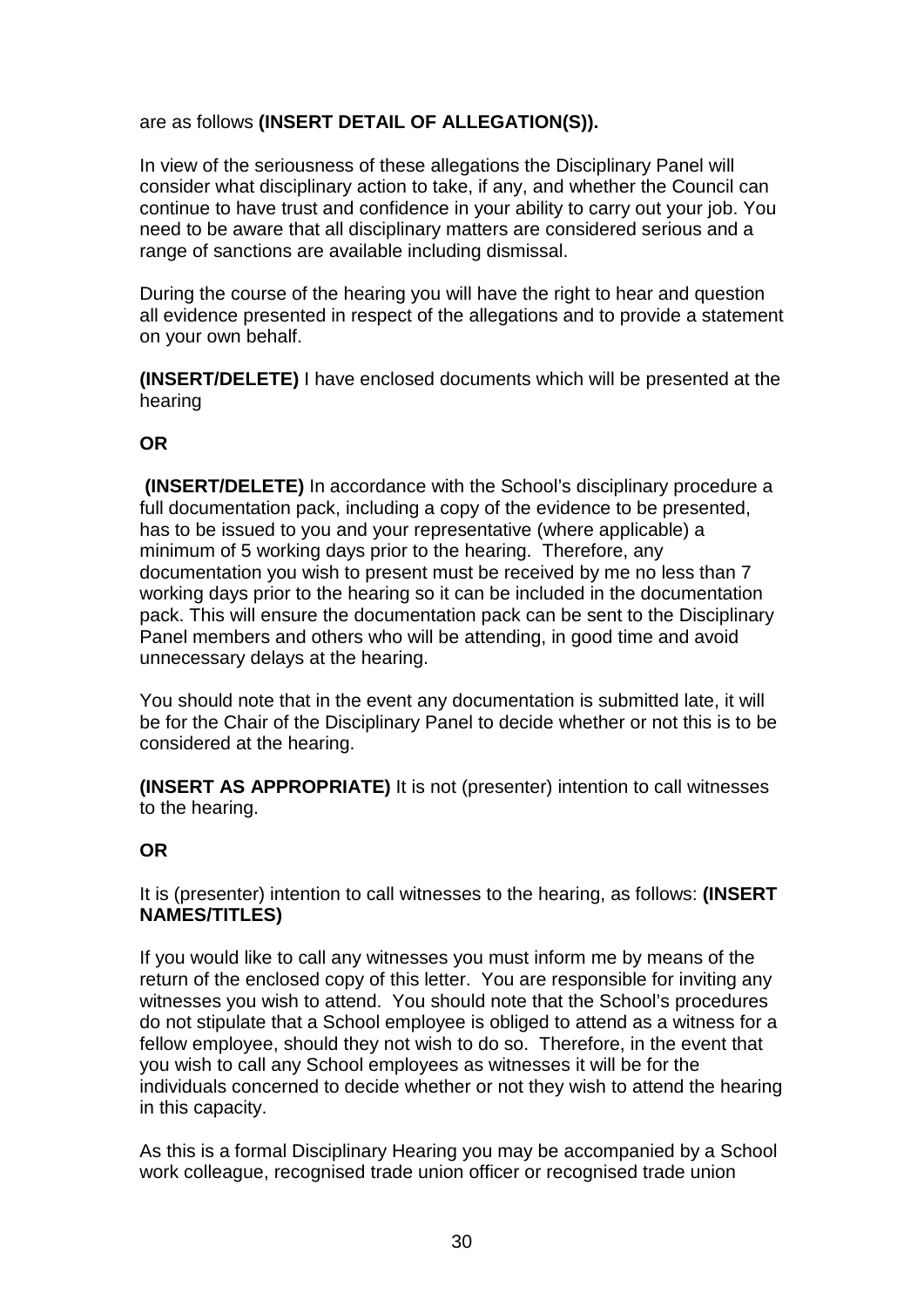are as follows **(INSERT DETAIL OF ALLEGATION(S)).**

In view of the seriousness of these allegations the Disciplinary Panel will consider what disciplinary action to take, if any, and whether the Council can continue to have trust and confidence in your ability to carry out your job. You need to be aware that all disciplinary matters are considered serious and a range of sanctions are available including dismissal.

During the course of the hearing you will have the right to hear and question all evidence presented in respect of the allegations and to provide a statement on your own behalf.

**(INSERT/DELETE)** I have enclosed documents which will be presented at the hearing

**OR**

**(INSERT/DELETE)** In accordance with the School's disciplinary procedure a full documentation pack, including a copy of the evidence to be presented, has to be issued to you and your representative (where applicable) a minimum of 5 working days prior to the hearing. Therefore, any documentation you wish to present must be received by me no less than 7 working days prior to the hearing so it can be included in the documentation pack. This will ensure the documentation pack can be sent to the Disciplinary Panel members and others who will be attending, in good time and avoid unnecessary delays at the hearing.

You should note that in the event any documentation is submitted late, it will be for the Chair of the Disciplinary Panel to decide whether or not this is to be considered at the hearing.

**(INSERT AS APPROPRIATE)** It is not (presenter) intention to call witnesses to the hearing.

**OR**

It is (presenter) intention to call witnesses to the hearing, as follows: **(INSERT NAMES/TITLES)**

If you would like to call any witnesses you must inform me by means of the return of the enclosed copy of this letter. You are responsible for inviting any witnesses you wish to attend. You should note that the School's procedures do not stipulate that a School employee is obliged to attend as a witness for a fellow employee, should they not wish to do so. Therefore, in the event that you wish to call any School employees as witnesses it will be for the individuals concerned to decide whether or not they wish to attend the hearing in this capacity.

As this is a formal Disciplinary Hearing you may be accompanied by a School work colleague, recognised trade union officer or recognised trade union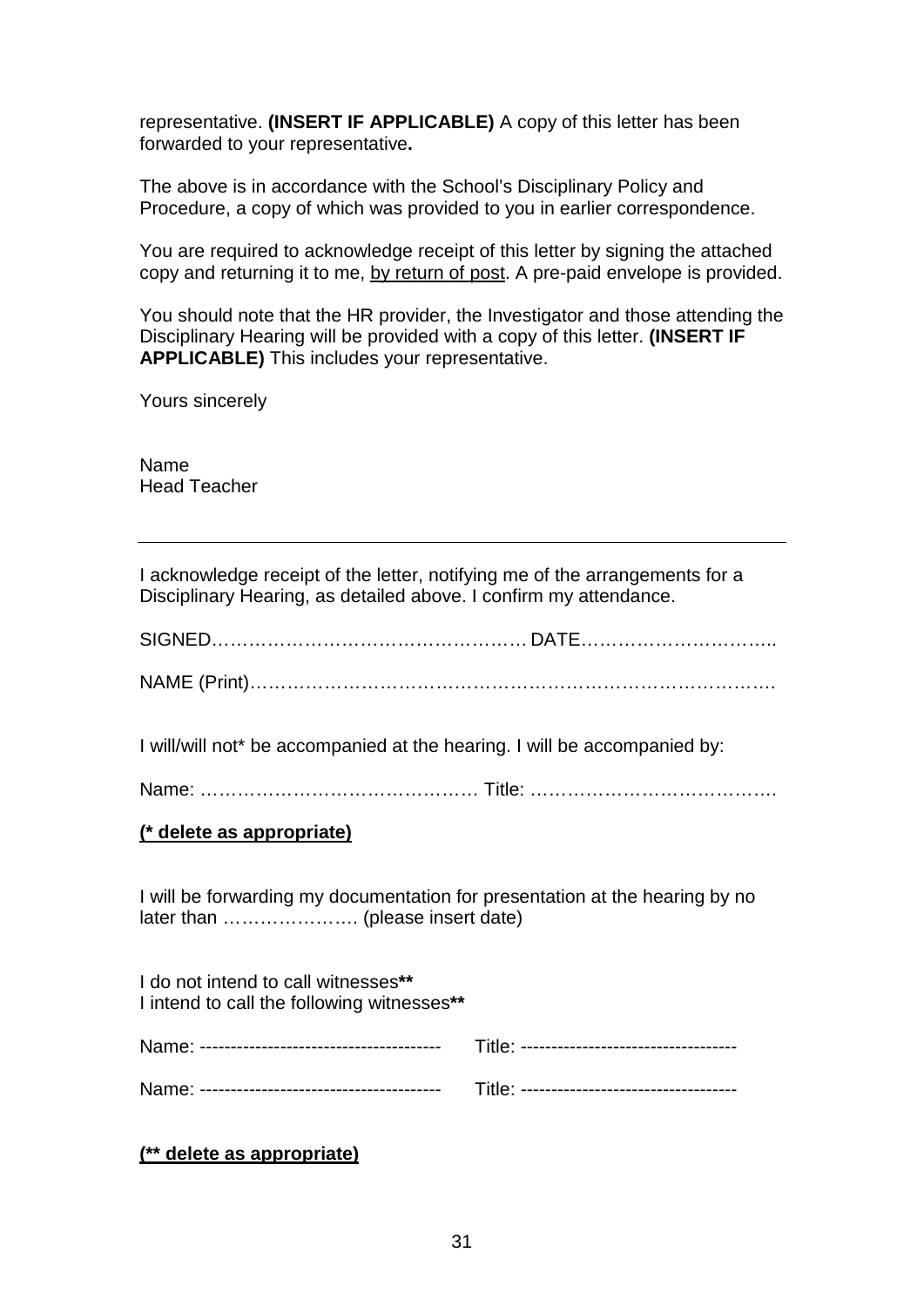representative. **(INSERT IF APPLICABLE)** A copy of this letter has been forwarded to your representative**.**

The above is in accordance with the School's Disciplinary Policy and Procedure, a copy of which was provided to you in earlier correspondence.

You are required to acknowledge receipt of this letter by signing the attached copy and returning it to me, <u>by return of post</u>. A pre-paid envelope is provided.

You should note that the HR provider, the Investigator and those attending the Disciplinary Hearing will be provided with a copy of this letter. **(INSERT IF APPLICABLE)** This includes your representative.

Yours sincerely

Name
Head Teacher

---

I acknowledge receipt of the letter, notifying me of the arrangements for a Disciplinary Hearing, as detailed above. I confirm my attendance.

SIGNED…………………………………………… DATE…………………………..

NAME (Print)……………………………………………………………………………

I will/will not* be accompanied at the hearing. I will be accompanied by:

Name: ……………………………………… Title: ………………………………….

**<u>(* delete as appropriate)</u>**

I will be forwarding my documentation for presentation at the hearing by no later than …………………. (please insert date)

I do not intend to call witnesses**\*\***
I intend to call the following witnesses**\*\***

Name: --------------------------------------- Title: -----------------------------------

Name: --------------------------------------- Title: -----------------------------------

**<u>(** delete as appropriate)</u>**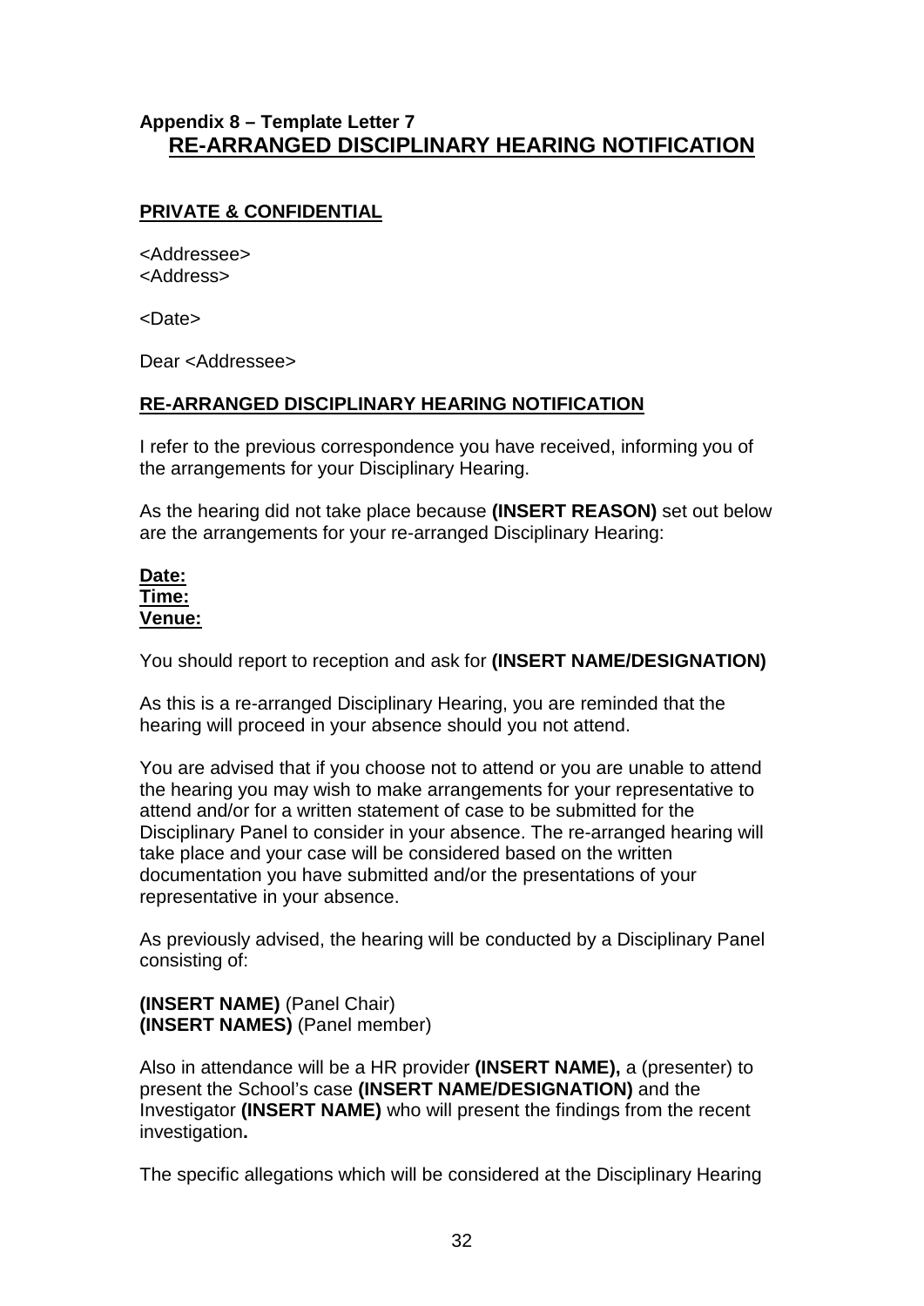**Appendix 8 – Template Letter 7**

# RE-ARRANGED DISCIPLINARY HEARING NOTIFICATION

**PRIVATE & CONFIDENTIAL**

<Addressee>
<Address>

<Date>

Dear <Addressee>

**RE-ARRANGED DISCIPLINARY HEARING NOTIFICATION**

I refer to the previous correspondence you have received, informing you of the arrangements for your Disciplinary Hearing.

As the hearing did not take place because **(INSERT REASON)** set out below are the arrangements for your re-arranged Disciplinary Hearing:

**Date:**
**Time:**
**Venue:**

You should report to reception and ask for **(INSERT NAME/DESIGNATION)**

As this is a re-arranged Disciplinary Hearing, you are reminded that the hearing will proceed in your absence should you not attend.

You are advised that if you choose not to attend or you are unable to attend the hearing you may wish to make arrangements for your representative to attend and/or for a written statement of case to be submitted for the Disciplinary Panel to consider in your absence. The re-arranged hearing will take place and your case will be considered based on the written documentation you have submitted and/or the presentations of your representative in your absence.

As previously advised, the hearing will be conducted by a Disciplinary Panel consisting of:

**(INSERT NAME)** (Panel Chair)
**(INSERT NAMES)** (Panel member)

Also in attendance will be a HR provider **(INSERT NAME),** a (presenter) to present the School's case **(INSERT NAME/DESIGNATION)** and the Investigator **(INSERT NAME)** who will present the findings from the recent investigation**.**

The specific allegations which will be considered at the Disciplinary Hearing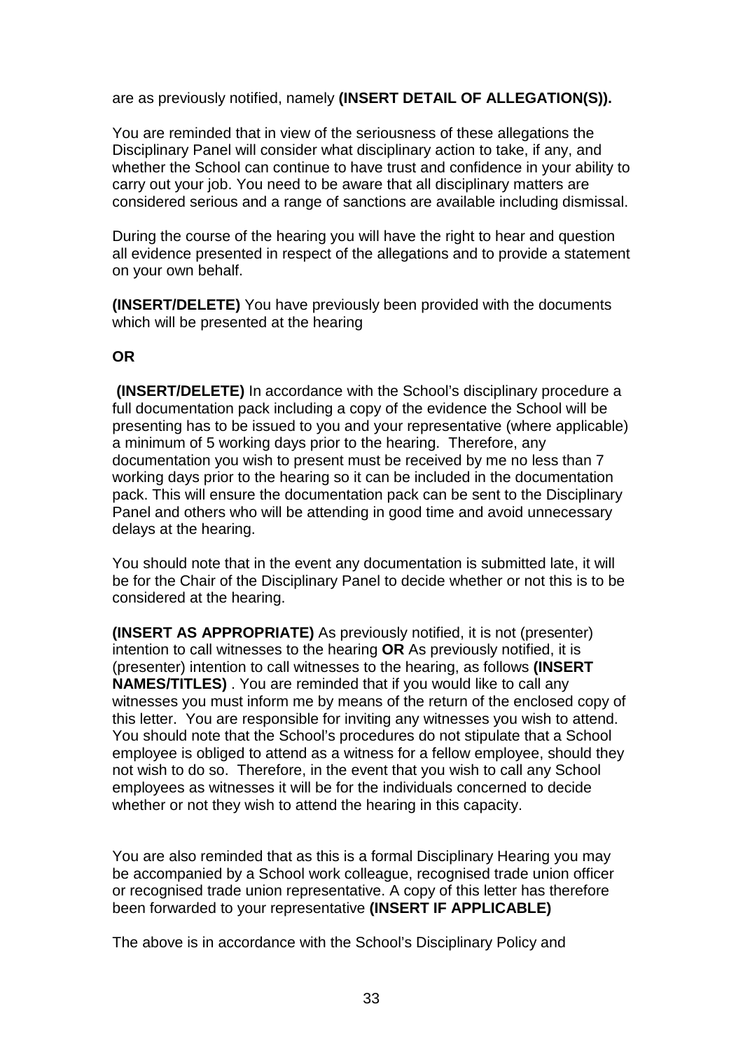are as previously notified, namely **(INSERT DETAIL OF ALLEGATION(S)).**

You are reminded that in view of the seriousness of these allegations the Disciplinary Panel will consider what disciplinary action to take, if any, and whether the School can continue to have trust and confidence in your ability to carry out your job. You need to be aware that all disciplinary matters are considered serious and a range of sanctions are available including dismissal.

During the course of the hearing you will have the right to hear and question all evidence presented in respect of the allegations and to provide a statement on your own behalf.

**(INSERT/DELETE)** You have previously been provided with the documents which will be presented at the hearing

**OR**

**(INSERT/DELETE)** In accordance with the School's disciplinary procedure a full documentation pack including a copy of the evidence the School will be presenting has to be issued to you and your representative (where applicable) a minimum of 5 working days prior to the hearing. Therefore, any documentation you wish to present must be received by me no less than 7 working days prior to the hearing so it can be included in the documentation pack. This will ensure the documentation pack can be sent to the Disciplinary Panel and others who will be attending in good time and avoid unnecessary delays at the hearing.

You should note that in the event any documentation is submitted late, it will be for the Chair of the Disciplinary Panel to decide whether or not this is to be considered at the hearing.

**(INSERT AS APPROPRIATE)** As previously notified, it is not (presenter) intention to call witnesses to the hearing **OR** As previously notified, it is (presenter) intention to call witnesses to the hearing, as follows **(INSERT NAMES/TITLES)** . You are reminded that if you would like to call any witnesses you must inform me by means of the return of the enclosed copy of this letter. You are responsible for inviting any witnesses you wish to attend. You should note that the School's procedures do not stipulate that a School employee is obliged to attend as a witness for a fellow employee, should they not wish to do so. Therefore, in the event that you wish to call any School employees as witnesses it will be for the individuals concerned to decide whether or not they wish to attend the hearing in this capacity.

You are also reminded that as this is a formal Disciplinary Hearing you may be accompanied by a School work colleague, recognised trade union officer or recognised trade union representative. A copy of this letter has therefore been forwarded to your representative **(INSERT IF APPLICABLE)**

The above is in accordance with the School's Disciplinary Policy and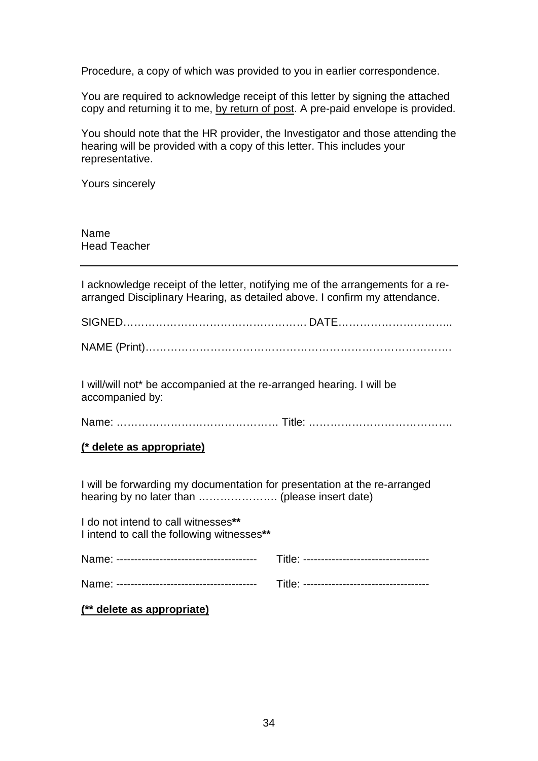Procedure, a copy of which was provided to you in earlier correspondence.

You are required to acknowledge receipt of this letter by signing the attached copy and returning it to me, <u>by return of post</u>. A pre-paid envelope is provided.

You should note that the HR provider, the Investigator and those attending the hearing will be provided with a copy of this letter. This includes your representative.

Yours sincerely

Name
Head Teacher

---

I acknowledge receipt of the letter, notifying me of the arrangements for a re-arranged Disciplinary Hearing, as detailed above. I confirm my attendance.

SIGNED…………………………………………… DATE…………………………..

NAME (Print)………………………………………………………………………….

I will/will not* be accompanied at the re-arranged hearing. I will be accompanied by:

Name: ……………………………………… Title: ………………………………….

**(* delete as appropriate)**

I will be forwarding my documentation for presentation at the re-arranged hearing by no later than …………………. (please insert date)

I do not intend to call witnesses**
I intend to call the following witnesses**

Name: -------------------------------------- Title: ----------------------------------

Name: -------------------------------------- Title: ----------------------------------

**(** delete as appropriate)**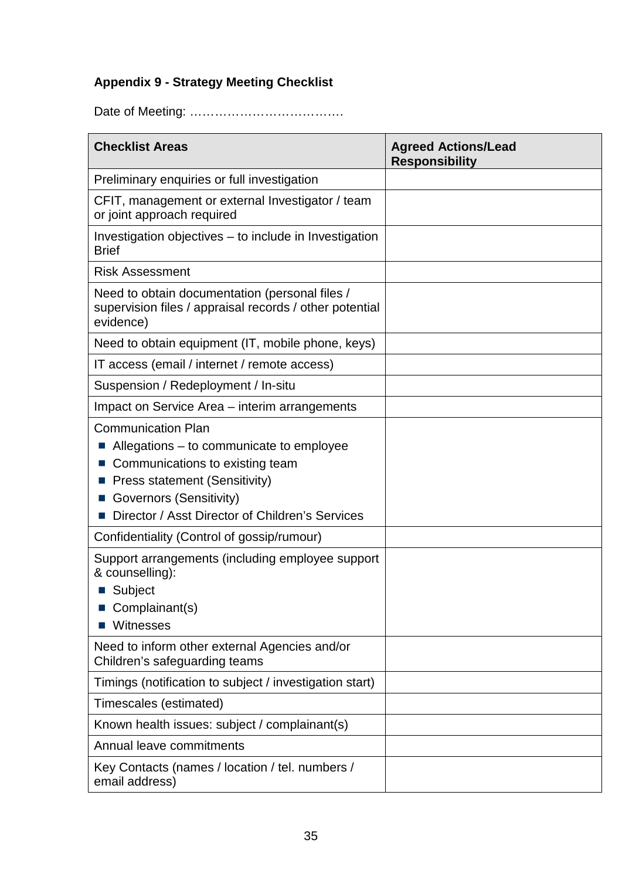## Appendix 9 - Strategy Meeting Checklist

Date of Meeting: ……………………………….

| Checklist Areas | Agreed Actions/Lead Responsibility |
|---|---|
| Preliminary enquiries or full investigation | |
| CFIT, management or external Investigator / team or joint approach required | |
| Investigation objectives – to include in Investigation Brief | |
| Risk Assessment | |
| Need to obtain documentation (personal files / supervision files / appraisal records / other potential evidence) | |
| Need to obtain equipment (IT, mobile phone, keys) | |
| IT access (email / internet / remote access) | |
| Suspension / Redeployment / In-situ | |
| Impact on Service Area – interim arrangements | |
| Communication Plan<br>▪ Allegations – to communicate to employee<br>▪ Communications to existing team<br>▪ Press statement (Sensitivity)<br>▪ Governors (Sensitivity)<br>▪ Director / Asst Director of Children's Services | |
| Confidentiality (Control of gossip/rumour) | |
| Support arrangements (including employee support & counselling):<br>▪ Subject<br>▪ Complainant(s)<br>▪ Witnesses | |
| Need to inform other external Agencies and/or Children's safeguarding teams | |
| Timings (notification to subject / investigation start) | |
| Timescales (estimated) | |
| Known health issues: subject / complainant(s) | |
| Annual leave commitments | |
| Key Contacts (names / location / tel. numbers / email address) | |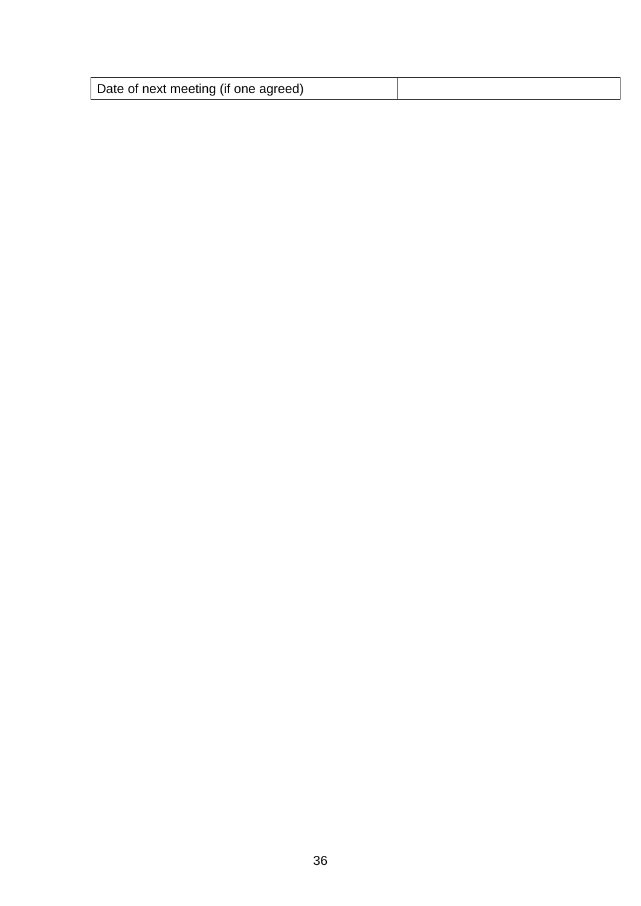| Date of next meeting (if one agreed) | |
|---|---|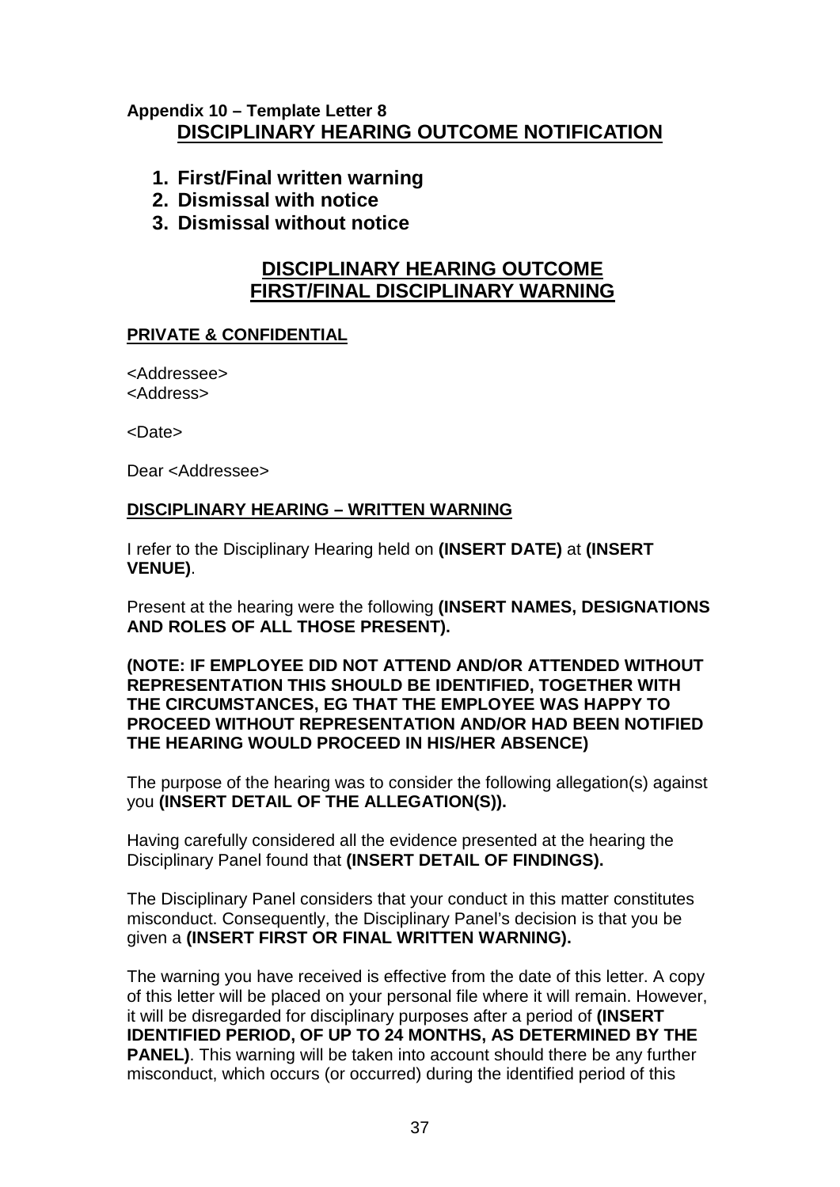**Appendix 10 – Template Letter 8**

## DISCIPLINARY HEARING OUTCOME NOTIFICATION

1. **First/Final written warning**
2. **Dismissal with notice**
3. **Dismissal without notice**

## DISCIPLINARY HEARING OUTCOME
## FIRST/FINAL DISCIPLINARY WARNING

**PRIVATE & CONFIDENTIAL**

<Addressee>
<Address>

<Date>

Dear <Addressee>

**DISCIPLINARY HEARING – WRITTEN WARNING**

I refer to the Disciplinary Hearing held on **(INSERT DATE)** at **(INSERT VENUE)**.

Present at the hearing were the following **(INSERT NAMES, DESIGNATIONS AND ROLES OF ALL THOSE PRESENT).**

**(NOTE: IF EMPLOYEE DID NOT ATTEND AND/OR ATTENDED WITHOUT REPRESENTATION THIS SHOULD BE IDENTIFIED, TOGETHER WITH THE CIRCUMSTANCES, EG THAT THE EMPLOYEE WAS HAPPY TO PROCEED WITHOUT REPRESENTATION AND/OR HAD BEEN NOTIFIED THE HEARING WOULD PROCEED IN HIS/HER ABSENCE)**

The purpose of the hearing was to consider the following allegation(s) against you **(INSERT DETAIL OF THE ALLEGATION(S)).**

Having carefully considered all the evidence presented at the hearing the Disciplinary Panel found that **(INSERT DETAIL OF FINDINGS).**

The Disciplinary Panel considers that your conduct in this matter constitutes misconduct. Consequently, the Disciplinary Panel's decision is that you be given a **(INSERT FIRST OR FINAL WRITTEN WARNING).**

The warning you have received is effective from the date of this letter. A copy of this letter will be placed on your personal file where it will remain. However, it will be disregarded for disciplinary purposes after a period of **(INSERT IDENTIFIED PERIOD, OF UP TO 24 MONTHS, AS DETERMINED BY THE PANEL)**. This warning will be taken into account should there be any further misconduct, which occurs (or occurred) during the identified period of this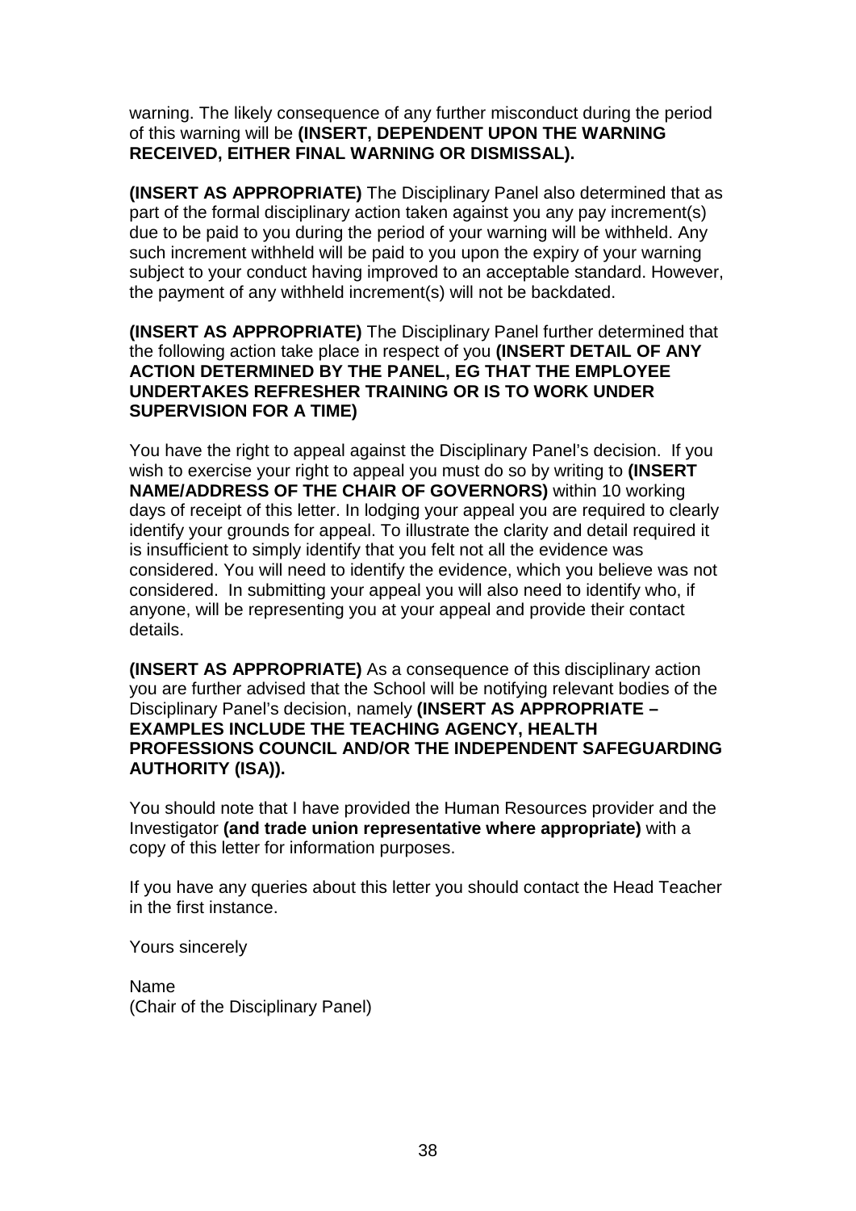warning. The likely consequence of any further misconduct during the period of this warning will be **(INSERT, DEPENDENT UPON THE WARNING RECEIVED, EITHER FINAL WARNING OR DISMISSAL).**

**(INSERT AS APPROPRIATE)** The Disciplinary Panel also determined that as part of the formal disciplinary action taken against you any pay increment(s) due to be paid to you during the period of your warning will be withheld. Any such increment withheld will be paid to you upon the expiry of your warning subject to your conduct having improved to an acceptable standard. However, the payment of any withheld increment(s) will not be backdated.

**(INSERT AS APPROPRIATE)** The Disciplinary Panel further determined that the following action take place in respect of you **(INSERT DETAIL OF ANY ACTION DETERMINED BY THE PANEL, EG THAT THE EMPLOYEE UNDERTAKES REFRESHER TRAINING OR IS TO WORK UNDER SUPERVISION FOR A TIME)**

You have the right to appeal against the Disciplinary Panel's decision. If you wish to exercise your right to appeal you must do so by writing to **(INSERT NAME/ADDRESS OF THE CHAIR OF GOVERNORS)** within 10 working days of receipt of this letter. In lodging your appeal you are required to clearly identify your grounds for appeal. To illustrate the clarity and detail required it is insufficient to simply identify that you felt not all the evidence was considered. You will need to identify the evidence, which you believe was not considered. In submitting your appeal you will also need to identify who, if anyone, will be representing you at your appeal and provide their contact details.

**(INSERT AS APPROPRIATE)** As a consequence of this disciplinary action you are further advised that the School will be notifying relevant bodies of the Disciplinary Panel's decision, namely **(INSERT AS APPROPRIATE – EXAMPLES INCLUDE THE TEACHING AGENCY, HEALTH PROFESSIONS COUNCIL AND/OR THE INDEPENDENT SAFEGUARDING AUTHORITY (ISA)).**

You should note that I have provided the Human Resources provider and the Investigator **(and trade union representative where appropriate)** with a copy of this letter for information purposes.

If you have any queries about this letter you should contact the Head Teacher in the first instance.

Yours sincerely

Name
(Chair of the Disciplinary Panel)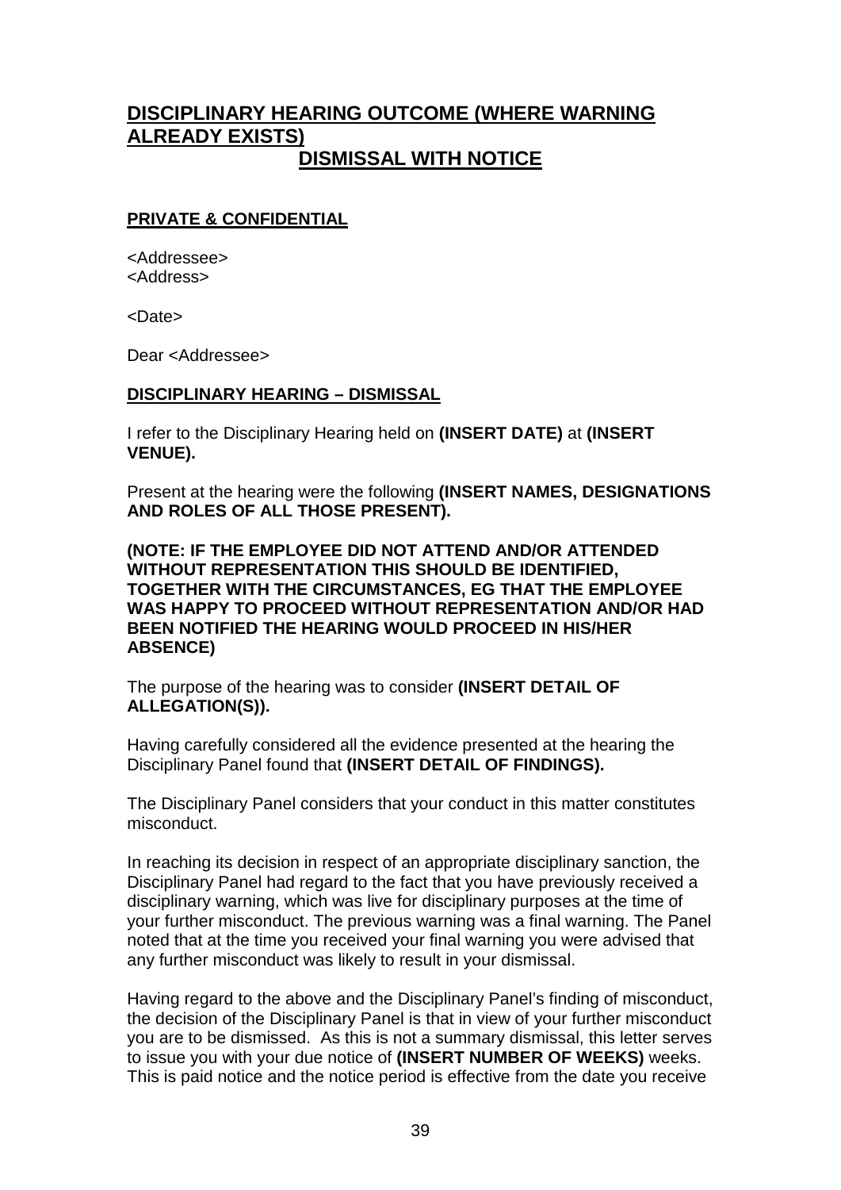## **DISCIPLINARY HEARING OUTCOME (WHERE WARNING ALREADY EXISTS)**
## **DISMISSAL WITH NOTICE**

**PRIVATE & CONFIDENTIAL**

<Addressee>
<Address>

<Date>

Dear <Addressee>

**DISCIPLINARY HEARING – DISMISSAL**

I refer to the Disciplinary Hearing held on **(INSERT DATE)** at **(INSERT VENUE).**

Present at the hearing were the following **(INSERT NAMES, DESIGNATIONS AND ROLES OF ALL THOSE PRESENT).**

**(NOTE: IF THE EMPLOYEE DID NOT ATTEND AND/OR ATTENDED WITHOUT REPRESENTATION THIS SHOULD BE IDENTIFIED, TOGETHER WITH THE CIRCUMSTANCES, EG THAT THE EMPLOYEE WAS HAPPY TO PROCEED WITHOUT REPRESENTATION AND/OR HAD BEEN NOTIFIED THE HEARING WOULD PROCEED IN HIS/HER ABSENCE)**

The purpose of the hearing was to consider **(INSERT DETAIL OF ALLEGATION(S)).**

Having carefully considered all the evidence presented at the hearing the Disciplinary Panel found that **(INSERT DETAIL OF FINDINGS).**

The Disciplinary Panel considers that your conduct in this matter constitutes misconduct.

In reaching its decision in respect of an appropriate disciplinary sanction, the Disciplinary Panel had regard to the fact that you have previously received a disciplinary warning, which was live for disciplinary purposes at the time of your further misconduct. The previous warning was a final warning. The Panel noted that at the time you received your final warning you were advised that any further misconduct was likely to result in your dismissal.

Having regard to the above and the Disciplinary Panel's finding of misconduct, the decision of the Disciplinary Panel is that in view of your further misconduct you are to be dismissed. As this is not a summary dismissal, this letter serves to issue you with your due notice of **(INSERT NUMBER OF WEEKS)** weeks. This is paid notice and the notice period is effective from the date you receive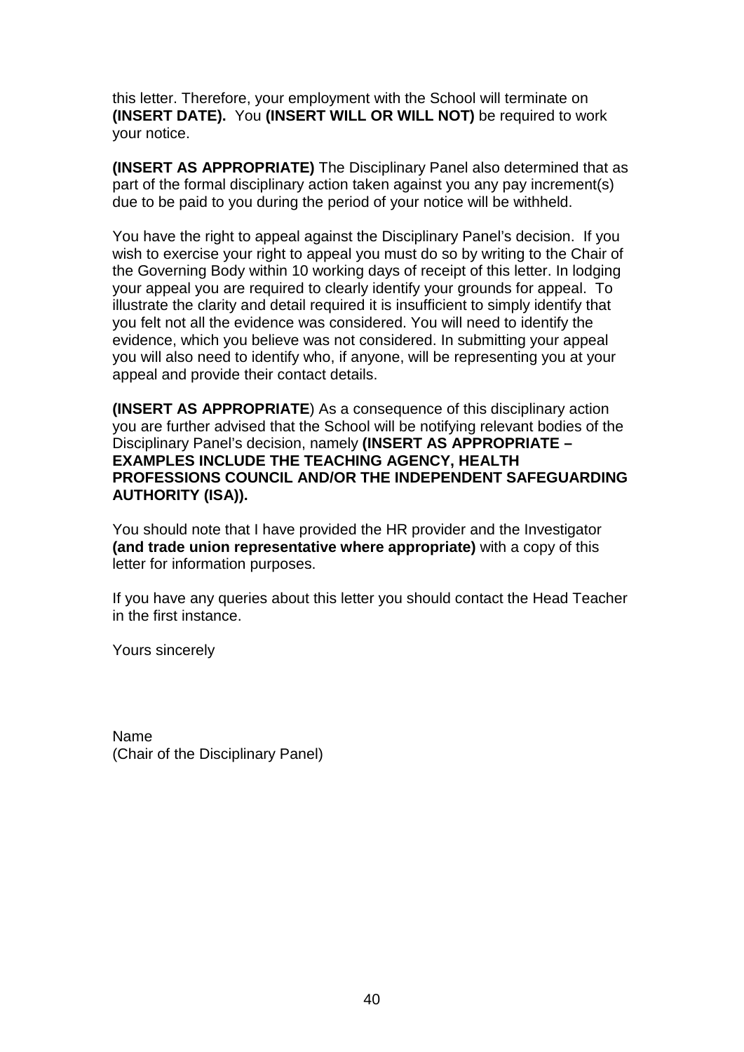this letter. Therefore, your employment with the School will terminate on **(INSERT DATE).** You **(INSERT WILL OR WILL NOT)** be required to work your notice.

**(INSERT AS APPROPRIATE)** The Disciplinary Panel also determined that as part of the formal disciplinary action taken against you any pay increment(s) due to be paid to you during the period of your notice will be withheld.

You have the right to appeal against the Disciplinary Panel's decision. If you wish to exercise your right to appeal you must do so by writing to the Chair of the Governing Body within 10 working days of receipt of this letter. In lodging your appeal you are required to clearly identify your grounds for appeal. To illustrate the clarity and detail required it is insufficient to simply identify that you felt not all the evidence was considered. You will need to identify the evidence, which you believe was not considered. In submitting your appeal you will also need to identify who, if anyone, will be representing you at your appeal and provide their contact details.

**(INSERT AS APPROPRIATE**) As a consequence of this disciplinary action you are further advised that the School will be notifying relevant bodies of the Disciplinary Panel's decision, namely **(INSERT AS APPROPRIATE – EXAMPLES INCLUDE THE TEACHING AGENCY, HEALTH PROFESSIONS COUNCIL AND/OR THE INDEPENDENT SAFEGUARDING AUTHORITY (ISA)).**

You should note that I have provided the HR provider and the Investigator **(and trade union representative where appropriate)** with a copy of this letter for information purposes.

If you have any queries about this letter you should contact the Head Teacher in the first instance.

Yours sincerely

Name
(Chair of the Disciplinary Panel)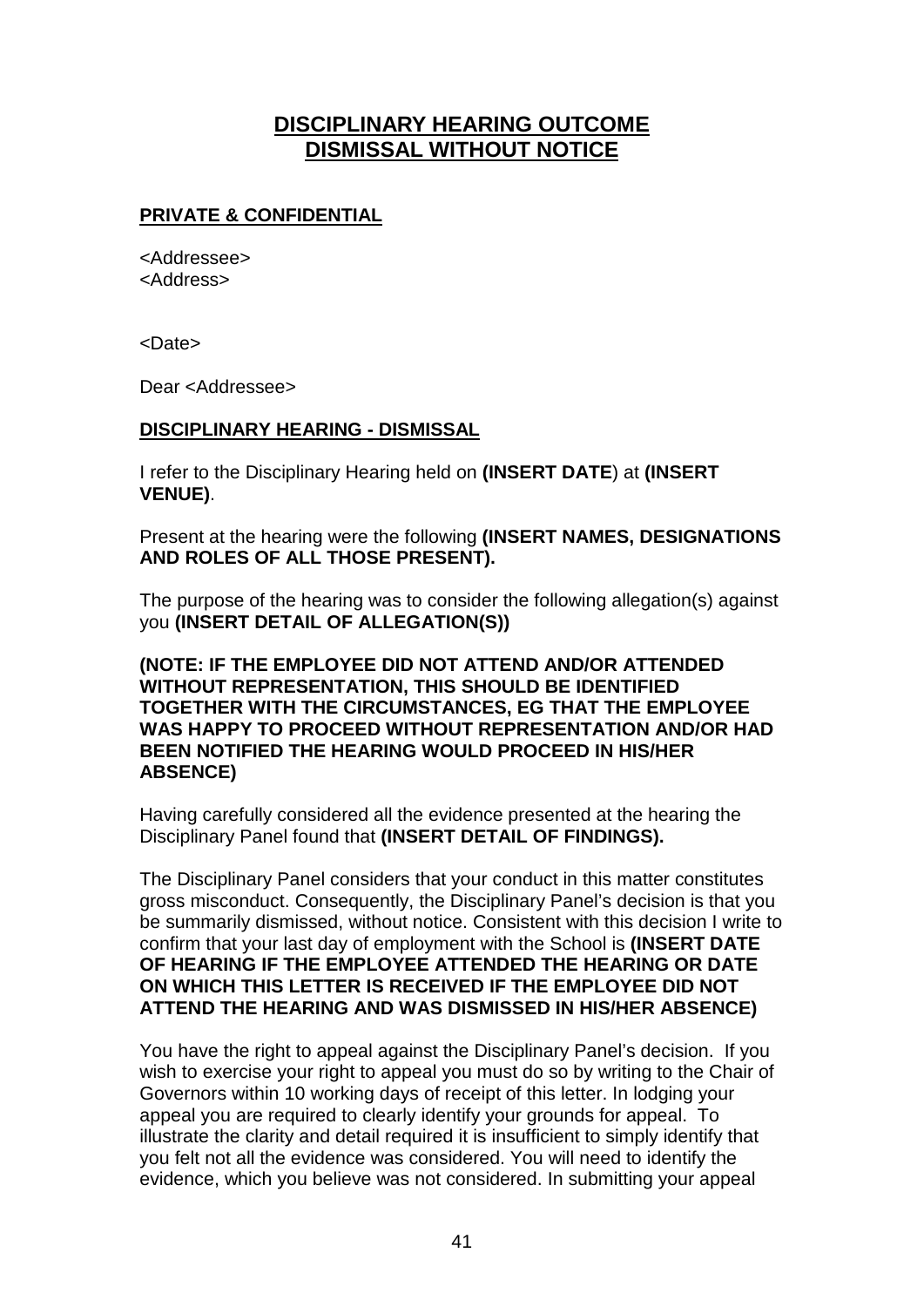# **DISCIPLINARY HEARING OUTCOME**
# **DISMISSAL WITHOUT NOTICE**

**PRIVATE & CONFIDENTIAL**

<Addressee>
<Address>

<Date>

Dear <Addressee>

**DISCIPLINARY HEARING - DISMISSAL**

I refer to the Disciplinary Hearing held on **(INSERT DATE**) at **(INSERT VENUE)**.

Present at the hearing were the following **(INSERT NAMES, DESIGNATIONS AND ROLES OF ALL THOSE PRESENT).**

The purpose of the hearing was to consider the following allegation(s) against you **(INSERT DETAIL OF ALLEGATION(S))**

**(NOTE: IF THE EMPLOYEE DID NOT ATTEND AND/OR ATTENDED WITHOUT REPRESENTATION, THIS SHOULD BE IDENTIFIED TOGETHER WITH THE CIRCUMSTANCES, EG THAT THE EMPLOYEE WAS HAPPY TO PROCEED WITHOUT REPRESENTATION AND/OR HAD BEEN NOTIFIED THE HEARING WOULD PROCEED IN HIS/HER ABSENCE)**

Having carefully considered all the evidence presented at the hearing the Disciplinary Panel found that **(INSERT DETAIL OF FINDINGS).**

The Disciplinary Panel considers that your conduct in this matter constitutes gross misconduct. Consequently, the Disciplinary Panel's decision is that you be summarily dismissed, without notice. Consistent with this decision I write to confirm that your last day of employment with the School is **(INSERT DATE OF HEARING IF THE EMPLOYEE ATTENDED THE HEARING OR DATE ON WHICH THIS LETTER IS RECEIVED IF THE EMPLOYEE DID NOT ATTEND THE HEARING AND WAS DISMISSED IN HIS/HER ABSENCE)**

You have the right to appeal against the Disciplinary Panel's decision. If you wish to exercise your right to appeal you must do so by writing to the Chair of Governors within 10 working days of receipt of this letter. In lodging your appeal you are required to clearly identify your grounds for appeal. To illustrate the clarity and detail required it is insufficient to simply identify that you felt not all the evidence was considered. You will need to identify the evidence, which you believe was not considered. In submitting your appeal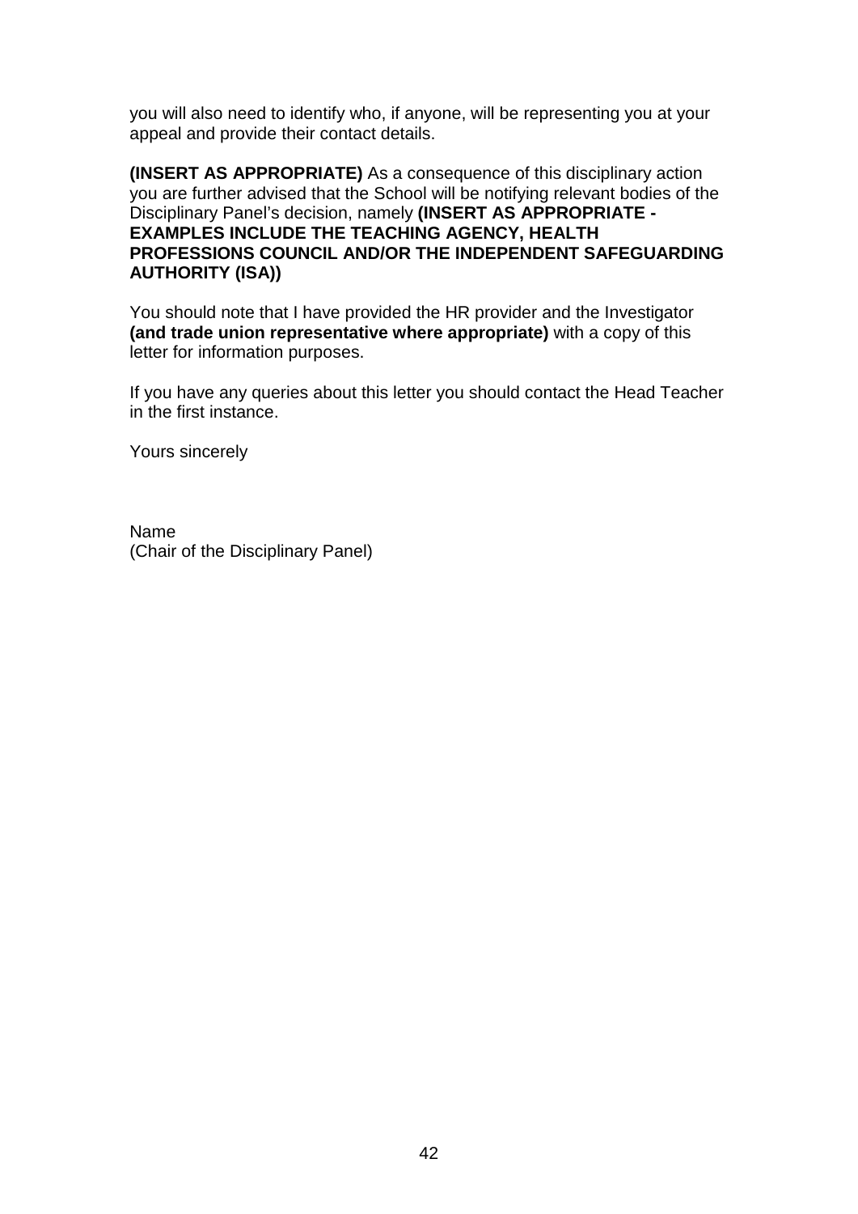you will also need to identify who, if anyone, will be representing you at your appeal and provide their contact details.

**(INSERT AS APPROPRIATE)** As a consequence of this disciplinary action you are further advised that the School will be notifying relevant bodies of the Disciplinary Panel's decision, namely **(INSERT AS APPROPRIATE - EXAMPLES INCLUDE THE TEACHING AGENCY, HEALTH PROFESSIONS COUNCIL AND/OR THE INDEPENDENT SAFEGUARDING AUTHORITY (ISA))**

You should note that I have provided the HR provider and the Investigator **(and trade union representative where appropriate)** with a copy of this letter for information purposes.

If you have any queries about this letter you should contact the Head Teacher in the first instance.

Yours sincerely

Name
(Chair of the Disciplinary Panel)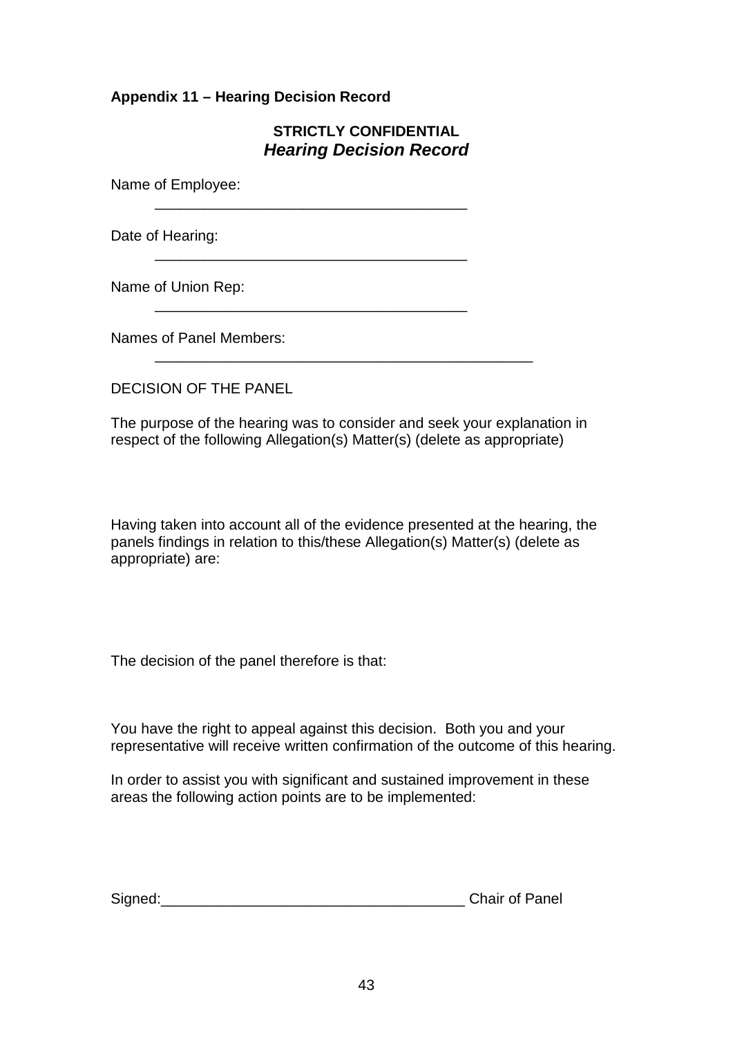**Appendix 11 – Hearing Decision Record**

**STRICTLY CONFIDENTIAL**

***Hearing Decision Record***

Name of Employee:

_____________________________________

Date of Hearing:

_____________________________________

Name of Union Rep:

_____________________________________

Names of Panel Members:

_____________________________________________

DECISION OF THE PANEL

The purpose of the hearing was to consider and seek your explanation in respect of the following Allegation(s) Matter(s) (delete as appropriate)

Having taken into account all of the evidence presented at the hearing, the panels findings in relation to this/these Allegation(s) Matter(s) (delete as appropriate) are:

The decision of the panel therefore is that:

You have the right to appeal against this decision. Both you and your representative will receive written confirmation of the outcome of this hearing.

In order to assist you with significant and sustained improvement in these areas the following action points are to be implemented:

Signed:____________________________________ Chair of Panel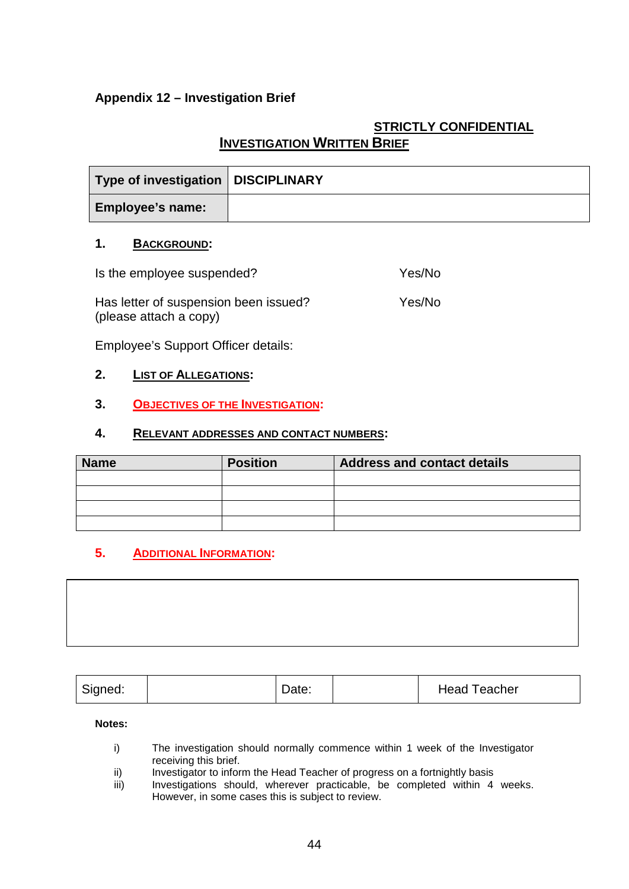**Appendix 12 – Investigation Brief**

**STRICTLY CONFIDENTIAL**

**INVESTIGATION WRITTEN BRIEF**

| **Type of investigation** | **DISCIPLINARY** |
|---|---|
| **Employee's name:** | |

**1. BACKGROUND:**

Is the employee suspended? Yes/No

Has letter of suspension been issued? (please attach a copy) Yes/No

Employee's Support Officer details:

**2. LIST OF ALLEGATIONS:**

**3. OBJECTIVES OF THE INVESTIGATION:**

**4. RELEVANT ADDRESSES AND CONTACT NUMBERS:**

| **Name** | **Position** | **Address and contact details** |
|---|---|---|
| | | |
| | | |
| | | |
| | | |

**5. ADDITIONAL INFORMATION:**

| |
|---|
| |

| Signed: | | Date: | | Head Teacher |
|---|---|---|---|---|

**Notes:**

i) The investigation should normally commence within 1 week of the Investigator receiving this brief.

ii) Investigator to inform the Head Teacher of progress on a fortnightly basis

iii) Investigations should, wherever practicable, be completed within 4 weeks. However, in some cases this is subject to review.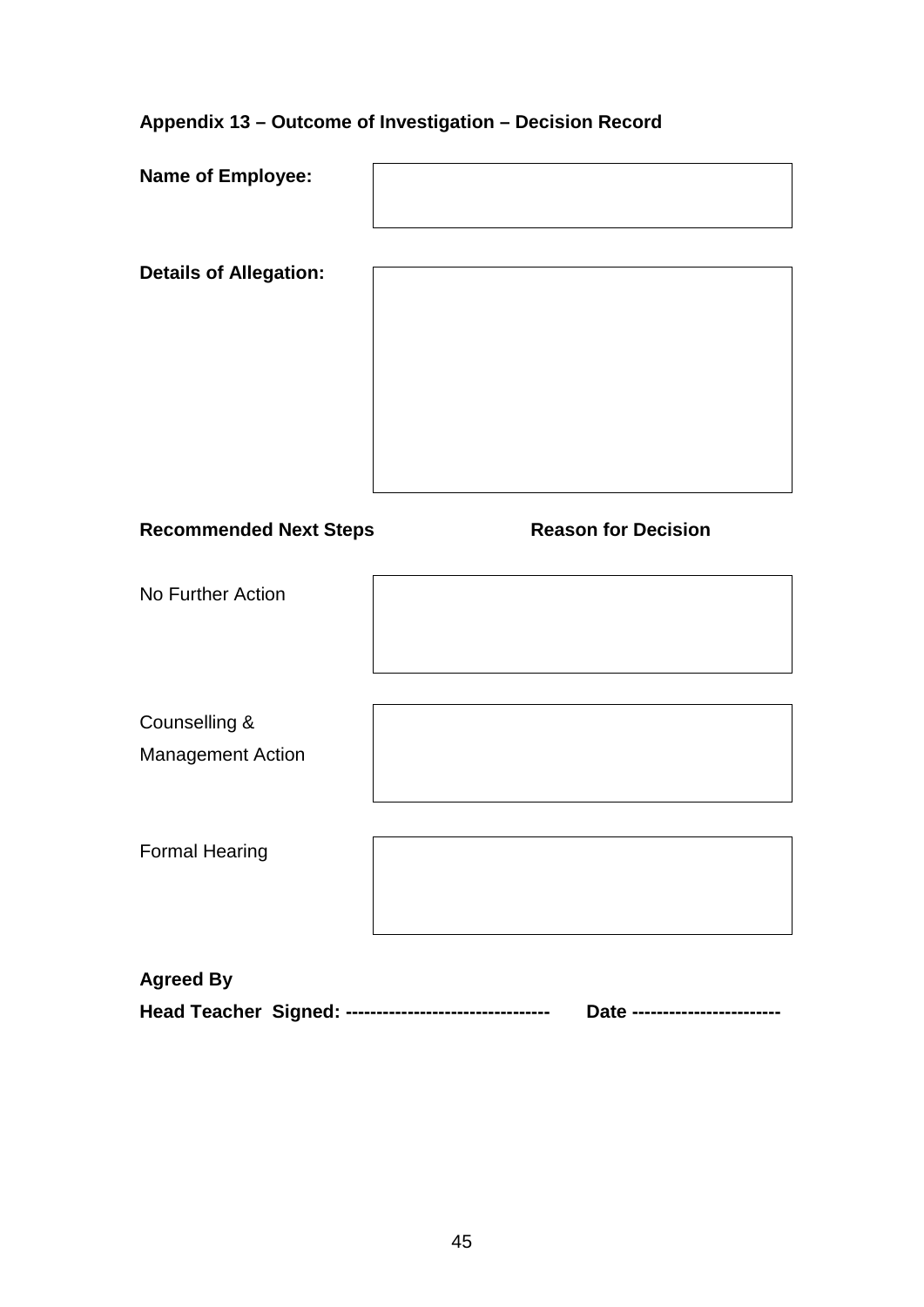## Appendix 13 – Outcome of Investigation – Decision Record

| **Name of Employee:** | |
|---|---|

| **Details of Allegation:** | |
|---|---|

| **Recommended Next Steps** | **Reason for Decision** |
|---|---|
| No Further Action | |
| Counselling & Management Action | |
| Formal Hearing | |

**Agreed By**

**Head Teacher Signed: ---------------------------------   Date ------------------------**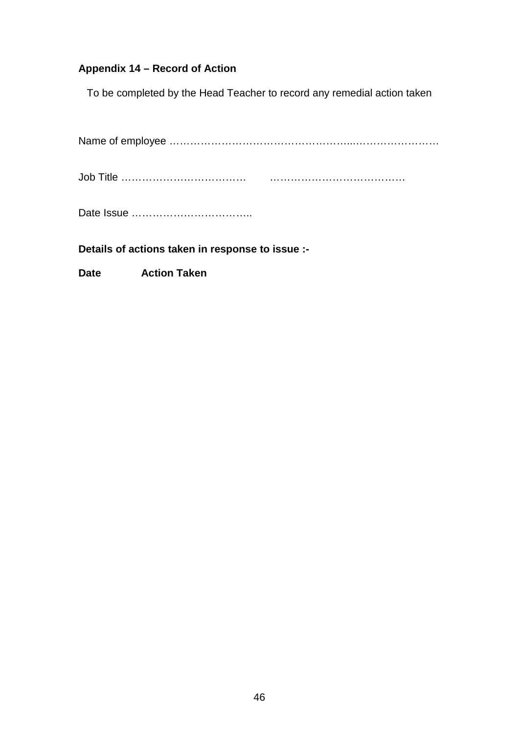**Appendix 14 – Record of Action**

To be completed by the Head Teacher to record any remedial action taken

Name of employee ………………………………………………...……………………

Job Title ………………………………     …………………………………

Date Issue ……………………………..

**Details of actions taken in response to issue :-**

**Date** **Action Taken**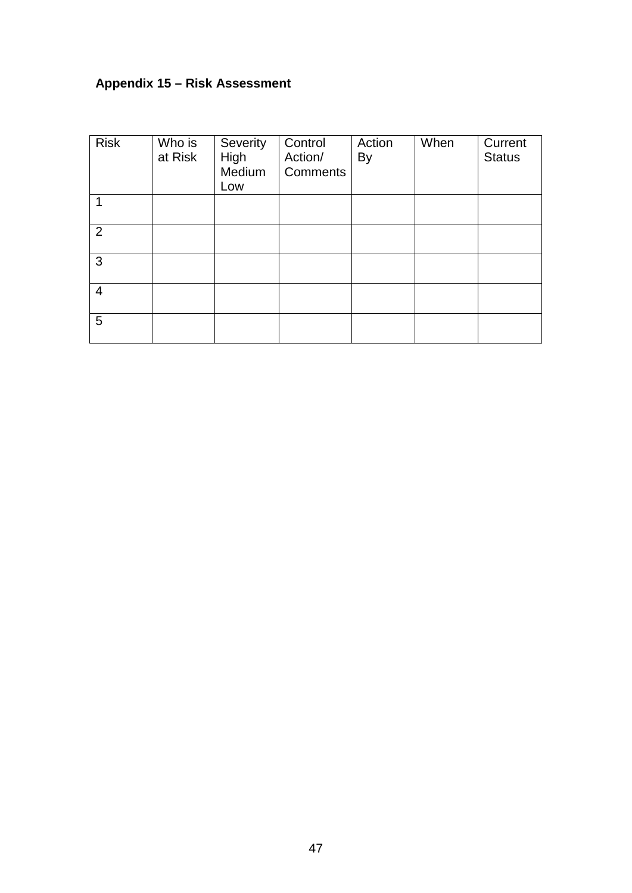**Appendix 15 – Risk Assessment**

| Risk | Who is at Risk | Severity High Medium Low | Control Action/ Comments | Action By | When | Current Status |
|---|---|---|---|---|---|---|
| 1 | | | | | | |
| 2 | | | | | | |
| 3 | | | | | | |
| 4 | | | | | | |
| 5 | | | | | | |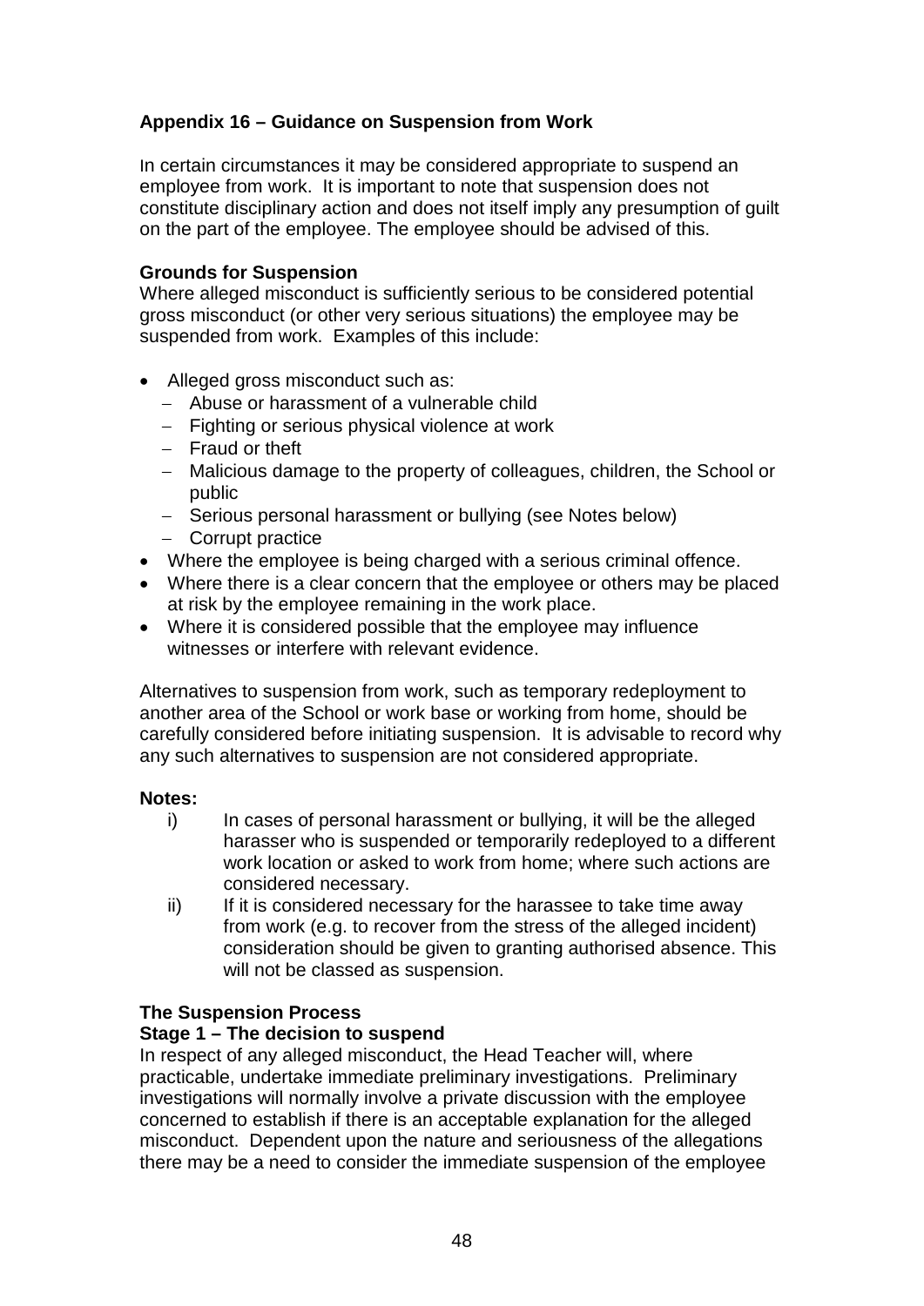## Appendix 16 – Guidance on Suspension from Work

In certain circumstances it may be considered appropriate to suspend an employee from work. It is important to note that suspension does not constitute disciplinary action and does not itself imply any presumption of guilt on the part of the employee. The employee should be advised of this.

**Grounds for Suspension**

Where alleged misconduct is sufficiently serious to be considered potential gross misconduct (or other very serious situations) the employee may be suspended from work. Examples of this include:

- Alleged gross misconduct such as:
  - Abuse or harassment of a vulnerable child
  - Fighting or serious physical violence at work
  - Fraud or theft
  - Malicious damage to the property of colleagues, children, the School or public
  - Serious personal harassment or bullying (see Notes below)
  - Corrupt practice
- Where the employee is being charged with a serious criminal offence.
- Where there is a clear concern that the employee or others may be placed at risk by the employee remaining in the work place.
- Where it is considered possible that the employee may influence witnesses or interfere with relevant evidence.

Alternatives to suspension from work, such as temporary redeployment to another area of the School or work base or working from home, should be carefully considered before initiating suspension. It is advisable to record why any such alternatives to suspension are not considered appropriate.

**Notes:**

i) In cases of personal harassment or bullying, it will be the alleged harasser who is suspended or temporarily redeployed to a different work location or asked to work from home; where such actions are considered necessary.

ii) If it is considered necessary for the harassee to take time away from work (e.g. to recover from the stress of the alleged incident) consideration should be given to granting authorised absence. This will not be classed as suspension.

**The Suspension Process**

**Stage 1 – The decision to suspend**

In respect of any alleged misconduct, the Head Teacher will, where practicable, undertake immediate preliminary investigations. Preliminary investigations will normally involve a private discussion with the employee concerned to establish if there is an acceptable explanation for the alleged misconduct. Dependent upon the nature and seriousness of the allegations there may be a need to consider the immediate suspension of the employee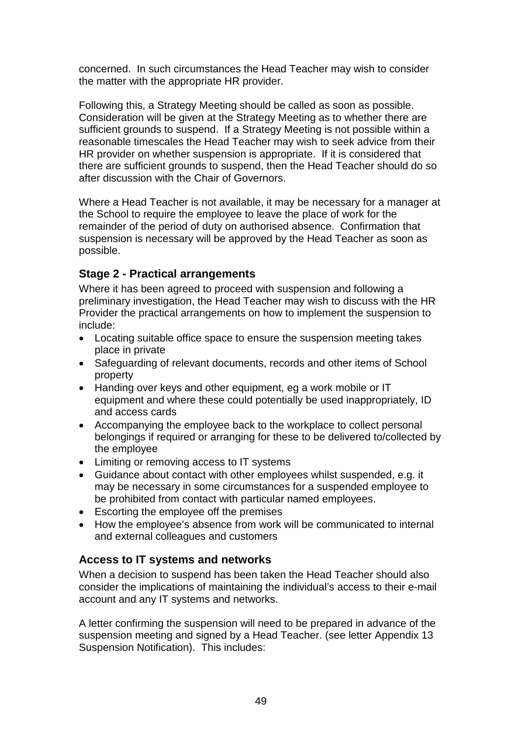concerned. In such circumstances the Head Teacher may wish to consider the matter with the appropriate HR provider.

Following this, a Strategy Meeting should be called as soon as possible. Consideration will be given at the Strategy Meeting as to whether there are sufficient grounds to suspend. If a Strategy Meeting is not possible within a reasonable timescales the Head Teacher may wish to seek advice from their HR provider on whether suspension is appropriate. If it is considered that there are sufficient grounds to suspend, then the Head Teacher should do so after discussion with the Chair of Governors.

Where a Head Teacher is not available, it may be necessary for a manager at the School to require the employee to leave the place of work for the remainder of the period of duty on authorised absence. Confirmation that suspension is necessary will be approved by the Head Teacher as soon as possible.

### Stage 2 - Practical arrangements

Where it has been agreed to proceed with suspension and following a preliminary investigation, the Head Teacher may wish to discuss with the HR Provider the practical arrangements on how to implement the suspension to include:

- Locating suitable office space to ensure the suspension meeting takes place in private
- Safeguarding of relevant documents, records and other items of School property
- Handing over keys and other equipment, eg a work mobile or IT equipment and where these could potentially be used inappropriately, ID and access cards
- Accompanying the employee back to the workplace to collect personal belongings if required or arranging for these to be delivered to/collected by the employee
- Limiting or removing access to IT systems
- Guidance about contact with other employees whilst suspended, e.g. it may be necessary in some circumstances for a suspended employee to be prohibited from contact with particular named employees.
- Escorting the employee off the premises
- How the employee's absence from work will be communicated to internal and external colleagues and customers

### Access to IT systems and networks

When a decision to suspend has been taken the Head Teacher should also consider the implications of maintaining the individual's access to their e-mail account and any IT systems and networks.

A letter confirming the suspension will need to be prepared in advance of the suspension meeting and signed by a Head Teacher. (see letter Appendix 13 Suspension Notification). This includes: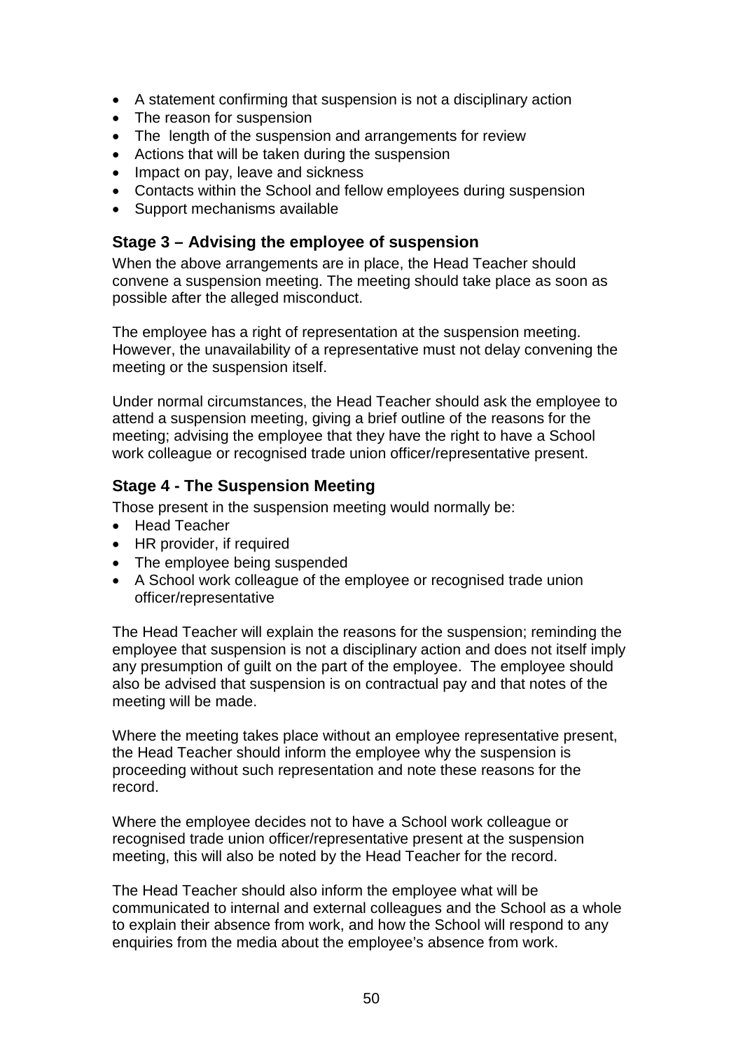- A statement confirming that suspension is not a disciplinary action
- The reason for suspension
- The  length of the suspension and arrangements for review
- Actions that will be taken during the suspension
- Impact on pay, leave and sickness
- Contacts within the School and fellow employees during suspension
- Support mechanisms available

### Stage 3 – Advising the employee of suspension

When the above arrangements are in place, the Head Teacher should convene a suspension meeting. The meeting should take place as soon as possible after the alleged misconduct.

The employee has a right of representation at the suspension meeting. However, the unavailability of a representative must not delay convening the meeting or the suspension itself.

Under normal circumstances, the Head Teacher should ask the employee to attend a suspension meeting, giving a brief outline of the reasons for the meeting; advising the employee that they have the right to have a School work colleague or recognised trade union officer/representative present.

### Stage 4 - The Suspension Meeting

Those present in the suspension meeting would normally be:

- Head Teacher
- HR provider, if required
- The employee being suspended
- A School work colleague of the employee or recognised trade union officer/representative

The Head Teacher will explain the reasons for the suspension; reminding the employee that suspension is not a disciplinary action and does not itself imply any presumption of guilt on the part of the employee.  The employee should also be advised that suspension is on contractual pay and that notes of the meeting will be made.

Where the meeting takes place without an employee representative present, the Head Teacher should inform the employee why the suspension is proceeding without such representation and note these reasons for the record.

Where the employee decides not to have a School work colleague or recognised trade union officer/representative present at the suspension meeting, this will also be noted by the Head Teacher for the record.

The Head Teacher should also inform the employee what will be communicated to internal and external colleagues and the School as a whole to explain their absence from work, and how the School will respond to any enquiries from the media about the employee's absence from work.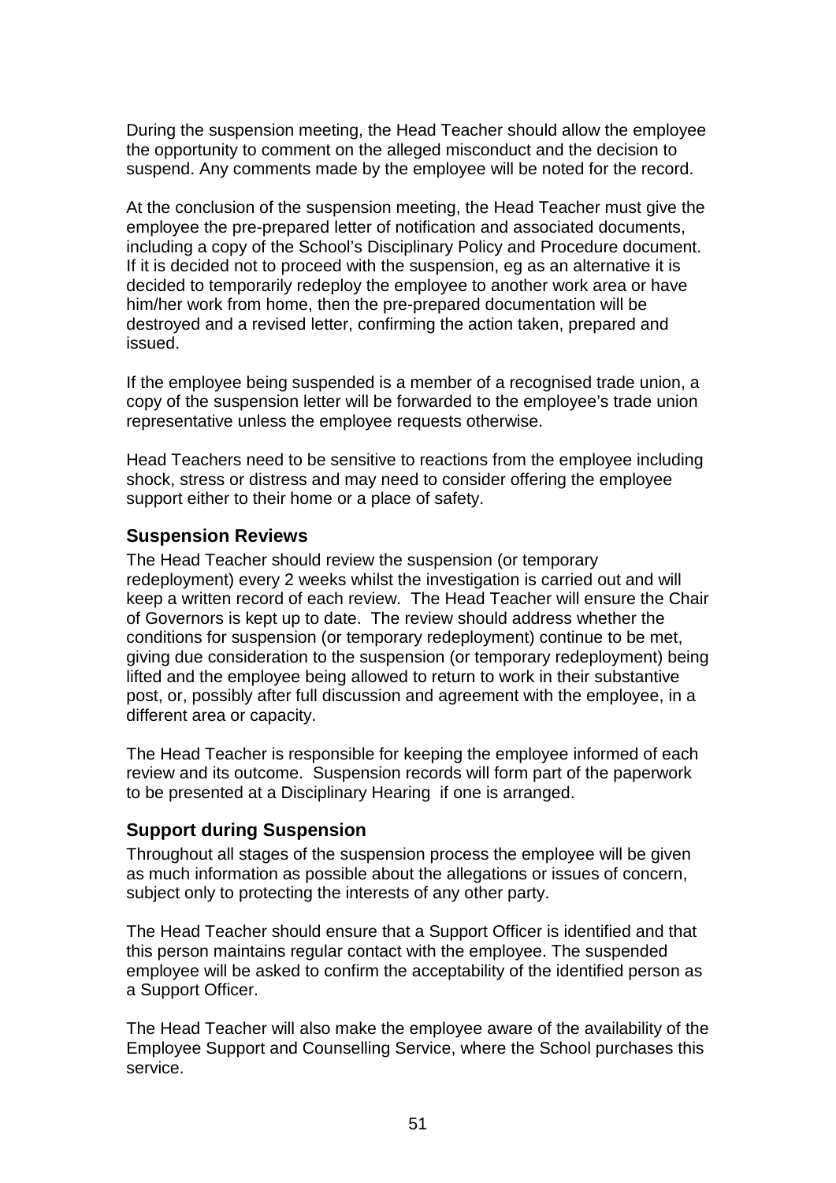During the suspension meeting, the Head Teacher should allow the employee the opportunity to comment on the alleged misconduct and the decision to suspend. Any comments made by the employee will be noted for the record.

At the conclusion of the suspension meeting, the Head Teacher must give the employee the pre-prepared letter of notification and associated documents, including a copy of the School's Disciplinary Policy and Procedure document. If it is decided not to proceed with the suspension, eg as an alternative it is decided to temporarily redeploy the employee to another work area or have him/her work from home, then the pre-prepared documentation will be destroyed and a revised letter, confirming the action taken, prepared and issued.

If the employee being suspended is a member of a recognised trade union, a copy of the suspension letter will be forwarded to the employee's trade union representative unless the employee requests otherwise.

Head Teachers need to be sensitive to reactions from the employee including shock, stress or distress and may need to consider offering the employee support either to their home or a place of safety.

### Suspension Reviews

The Head Teacher should review the suspension (or temporary redeployment) every 2 weeks whilst the investigation is carried out and will keep a written record of each review. The Head Teacher will ensure the Chair of Governors is kept up to date. The review should address whether the conditions for suspension (or temporary redeployment) continue to be met, giving due consideration to the suspension (or temporary redeployment) being lifted and the employee being allowed to return to work in their substantive post, or, possibly after full discussion and agreement with the employee, in a different area or capacity.

The Head Teacher is responsible for keeping the employee informed of each review and its outcome. Suspension records will form part of the paperwork to be presented at a Disciplinary Hearing if one is arranged.

### Support during Suspension

Throughout all stages of the suspension process the employee will be given as much information as possible about the allegations or issues of concern, subject only to protecting the interests of any other party.

The Head Teacher should ensure that a Support Officer is identified and that this person maintains regular contact with the employee. The suspended employee will be asked to confirm the acceptability of the identified person as a Support Officer.

The Head Teacher will also make the employee aware of the availability of the Employee Support and Counselling Service, where the School purchases this service.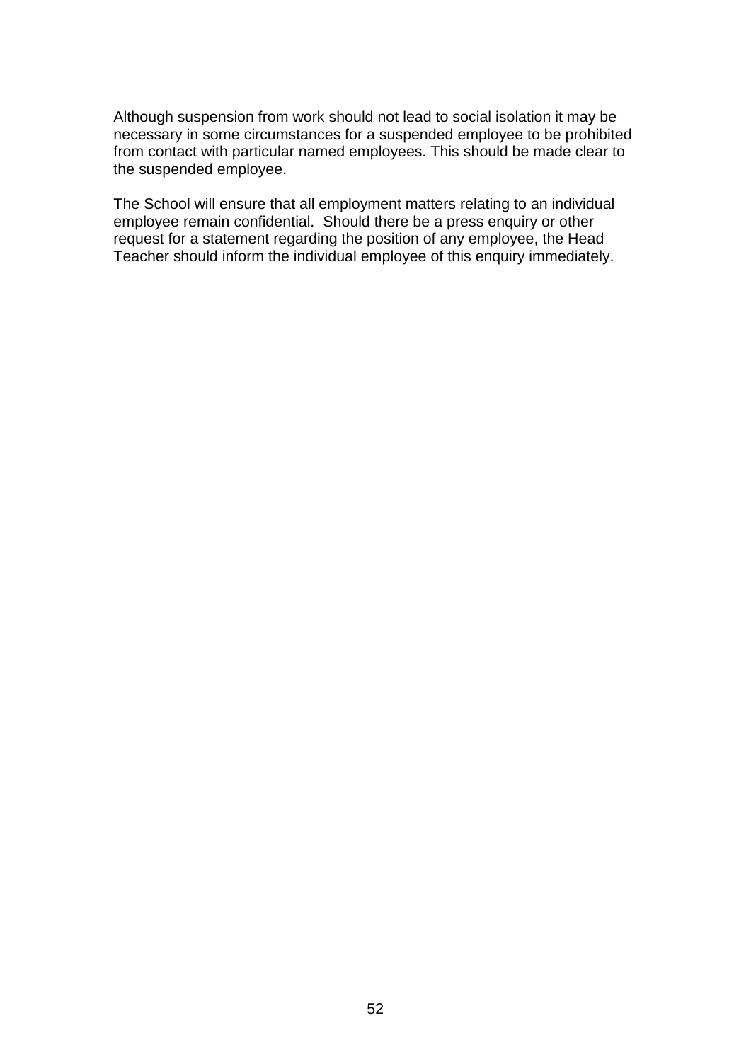Although suspension from work should not lead to social isolation it may be necessary in some circumstances for a suspended employee to be prohibited from contact with particular named employees. This should be made clear to the suspended employee.

The School will ensure that all employment matters relating to an individual employee remain confidential. Should there be a press enquiry or other request for a statement regarding the position of any employee, the Head Teacher should inform the individual employee of this enquiry immediately.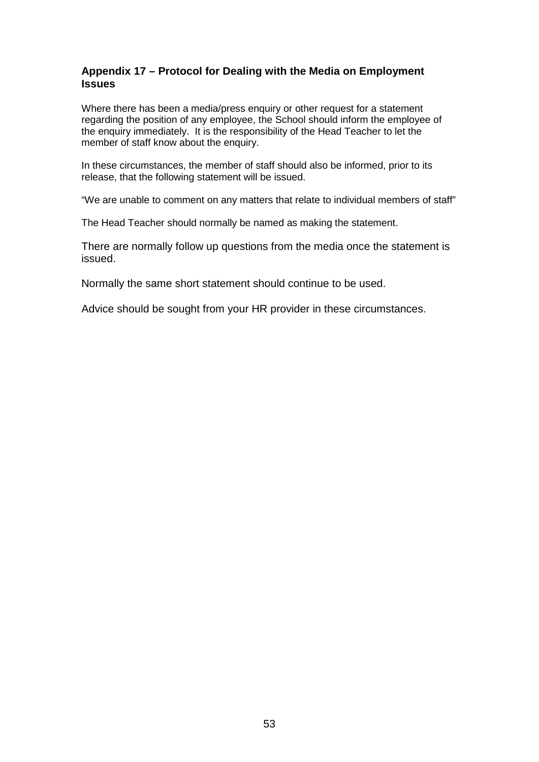## Appendix 17 – Protocol for Dealing with the Media on Employment Issues

Where there has been a media/press enquiry or other request for a statement regarding the position of any employee, the School should inform the employee of the enquiry immediately. It is the responsibility of the Head Teacher to let the member of staff know about the enquiry.

In these circumstances, the member of staff should also be informed, prior to its release, that the following statement will be issued.

"We are unable to comment on any matters that relate to individual members of staff"

The Head Teacher should normally be named as making the statement.

There are normally follow up questions from the media once the statement is issued.

Normally the same short statement should continue to be used.

Advice should be sought from your HR provider in these circumstances.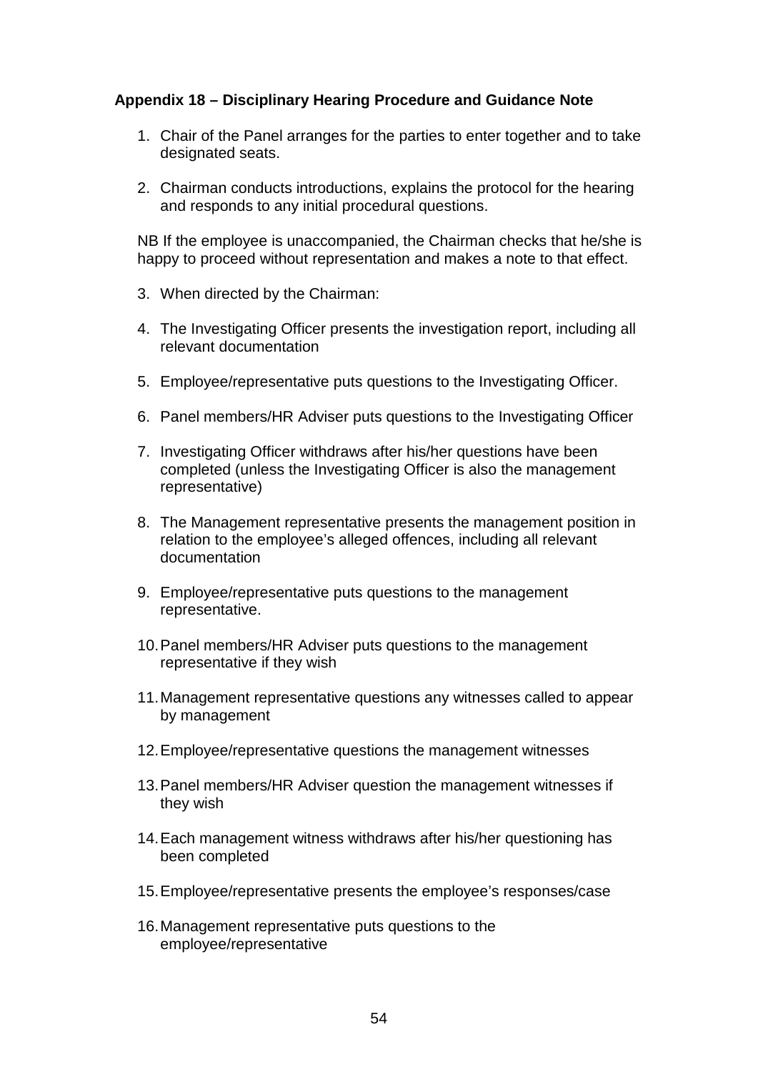### Appendix 18 – Disciplinary Hearing Procedure and Guidance Note

1. Chair of the Panel arranges for the parties to enter together and to take designated seats.

2. Chairman conducts introductions, explains the protocol for the hearing and responds to any initial procedural questions.

NB If the employee is unaccompanied, the Chairman checks that he/she is happy to proceed without representation and makes a note to that effect.

3. When directed by the Chairman:

4. The Investigating Officer presents the investigation report, including all relevant documentation

5. Employee/representative puts questions to the Investigating Officer.

6. Panel members/HR Adviser puts questions to the Investigating Officer

7. Investigating Officer withdraws after his/her questions have been completed (unless the Investigating Officer is also the management representative)

8. The Management representative presents the management position in relation to the employee's alleged offences, including all relevant documentation

9. Employee/representative puts questions to the management representative.

10. Panel members/HR Adviser puts questions to the management representative if they wish

11. Management representative questions any witnesses called to appear by management

12. Employee/representative questions the management witnesses

13. Panel members/HR Adviser question the management witnesses if they wish

14. Each management witness withdraws after his/her questioning has been completed

15. Employee/representative presents the employee's responses/case

16. Management representative puts questions to the employee/representative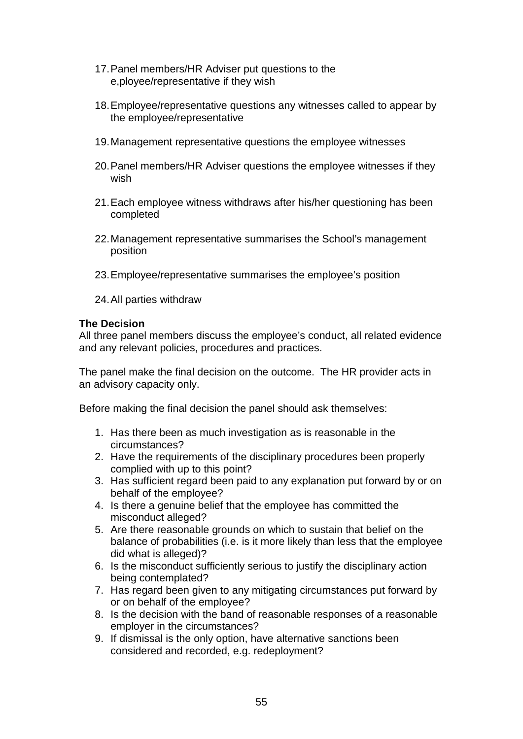17. Panel members/HR Adviser put questions to the e,ployee/representative if they wish

18. Employee/representative questions any witnesses called to appear by the employee/representative

19. Management representative questions the employee witnesses

20. Panel members/HR Adviser questions the employee witnesses if they wish

21. Each employee witness withdraws after his/her questioning has been completed

22. Management representative summarises the School's management position

23. Employee/representative summarises the employee's position

24. All parties withdraw

**The Decision**
All three panel members discuss the employee's conduct, all related evidence and any relevant policies, procedures and practices.

The panel make the final decision on the outcome. The HR provider acts in an advisory capacity only.

Before making the final decision the panel should ask themselves:

1. Has there been as much investigation as is reasonable in the circumstances?
2. Have the requirements of the disciplinary procedures been properly complied with up to this point?
3. Has sufficient regard been paid to any explanation put forward by or on behalf of the employee?
4. Is there a genuine belief that the employee has committed the misconduct alleged?
5. Are there reasonable grounds on which to sustain that belief on the balance of probabilities (i.e. is it more likely than less that the employee did what is alleged)?
6. Is the misconduct sufficiently serious to justify the disciplinary action being contemplated?
7. Has regard been given to any mitigating circumstances put forward by or on behalf of the employee?
8. Is the decision with the band of reasonable responses of a reasonable employer in the circumstances?
9. If dismissal is the only option, have alternative sanctions been considered and recorded, e.g. redeployment?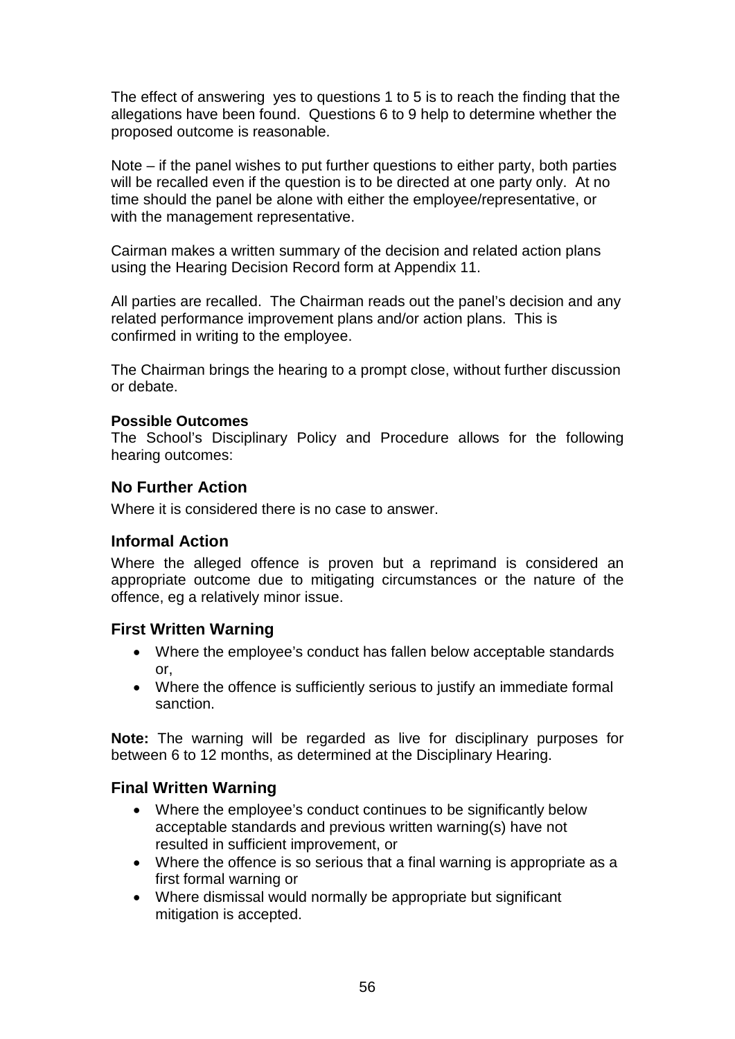The effect of answering yes to questions 1 to 5 is to reach the finding that the allegations have been found. Questions 6 to 9 help to determine whether the proposed outcome is reasonable.

Note – if the panel wishes to put further questions to either party, both parties will be recalled even if the question is to be directed at one party only. At no time should the panel be alone with either the employee/representative, or with the management representative.

Cairman makes a written summary of the decision and related action plans using the Hearing Decision Record form at Appendix 11.

All parties are recalled. The Chairman reads out the panel's decision and any related performance improvement plans and/or action plans. This is confirmed in writing to the employee.

The Chairman brings the hearing to a prompt close, without further discussion or debate.

**Possible Outcomes**

The School's Disciplinary Policy and Procedure allows for the following hearing outcomes:

### No Further Action

Where it is considered there is no case to answer.

### Informal Action

Where the alleged offence is proven but a reprimand is considered an appropriate outcome due to mitigating circumstances or the nature of the offence, eg a relatively minor issue.

### First Written Warning

- Where the employee's conduct has fallen below acceptable standards or,
- Where the offence is sufficiently serious to justify an immediate formal sanction.

**Note:** The warning will be regarded as live for disciplinary purposes for between 6 to 12 months, as determined at the Disciplinary Hearing.

### Final Written Warning

- Where the employee's conduct continues to be significantly below acceptable standards and previous written warning(s) have not resulted in sufficient improvement, or
- Where the offence is so serious that a final warning is appropriate as a first formal warning or
- Where dismissal would normally be appropriate but significant mitigation is accepted.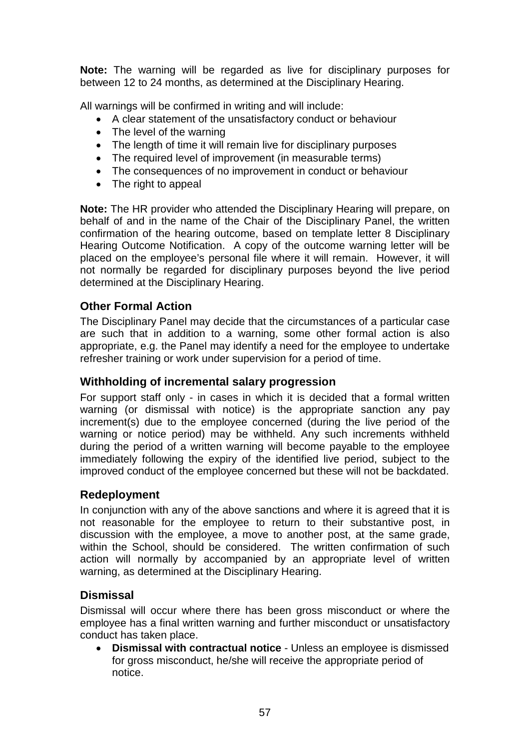**Note:** The warning will be regarded as live for disciplinary purposes for between 12 to 24 months, as determined at the Disciplinary Hearing.

All warnings will be confirmed in writing and will include:

- A clear statement of the unsatisfactory conduct or behaviour
- The level of the warning
- The length of time it will remain live for disciplinary purposes
- The required level of improvement (in measurable terms)
- The consequences of no improvement in conduct or behaviour
- The right to appeal

**Note:** The HR provider who attended the Disciplinary Hearing will prepare, on behalf of and in the name of the Chair of the Disciplinary Panel, the written confirmation of the hearing outcome, based on template letter 8 Disciplinary Hearing Outcome Notification. A copy of the outcome warning letter will be placed on the employee's personal file where it will remain. However, it will not normally be regarded for disciplinary purposes beyond the live period determined at the Disciplinary Hearing.

### Other Formal Action

The Disciplinary Panel may decide that the circumstances of a particular case are such that in addition to a warning, some other formal action is also appropriate, e.g. the Panel may identify a need for the employee to undertake refresher training or work under supervision for a period of time.

### Withholding of incremental salary progression

For support staff only - in cases in which it is decided that a formal written warning (or dismissal with notice) is the appropriate sanction any pay increment(s) due to the employee concerned (during the live period of the warning or notice period) may be withheld. Any such increments withheld during the period of a written warning will become payable to the employee immediately following the expiry of the identified live period, subject to the improved conduct of the employee concerned but these will not be backdated.

### Redeployment

In conjunction with any of the above sanctions and where it is agreed that it is not reasonable for the employee to return to their substantive post, in discussion with the employee, a move to another post, at the same grade, within the School, should be considered. The written confirmation of such action will normally by accompanied by an appropriate level of written warning, as determined at the Disciplinary Hearing.

### Dismissal

Dismissal will occur where there has been gross misconduct or where the employee has a final written warning and further misconduct or unsatisfactory conduct has taken place.

- **Dismissal with contractual notice** - Unless an employee is dismissed for gross misconduct, he/she will receive the appropriate period of notice.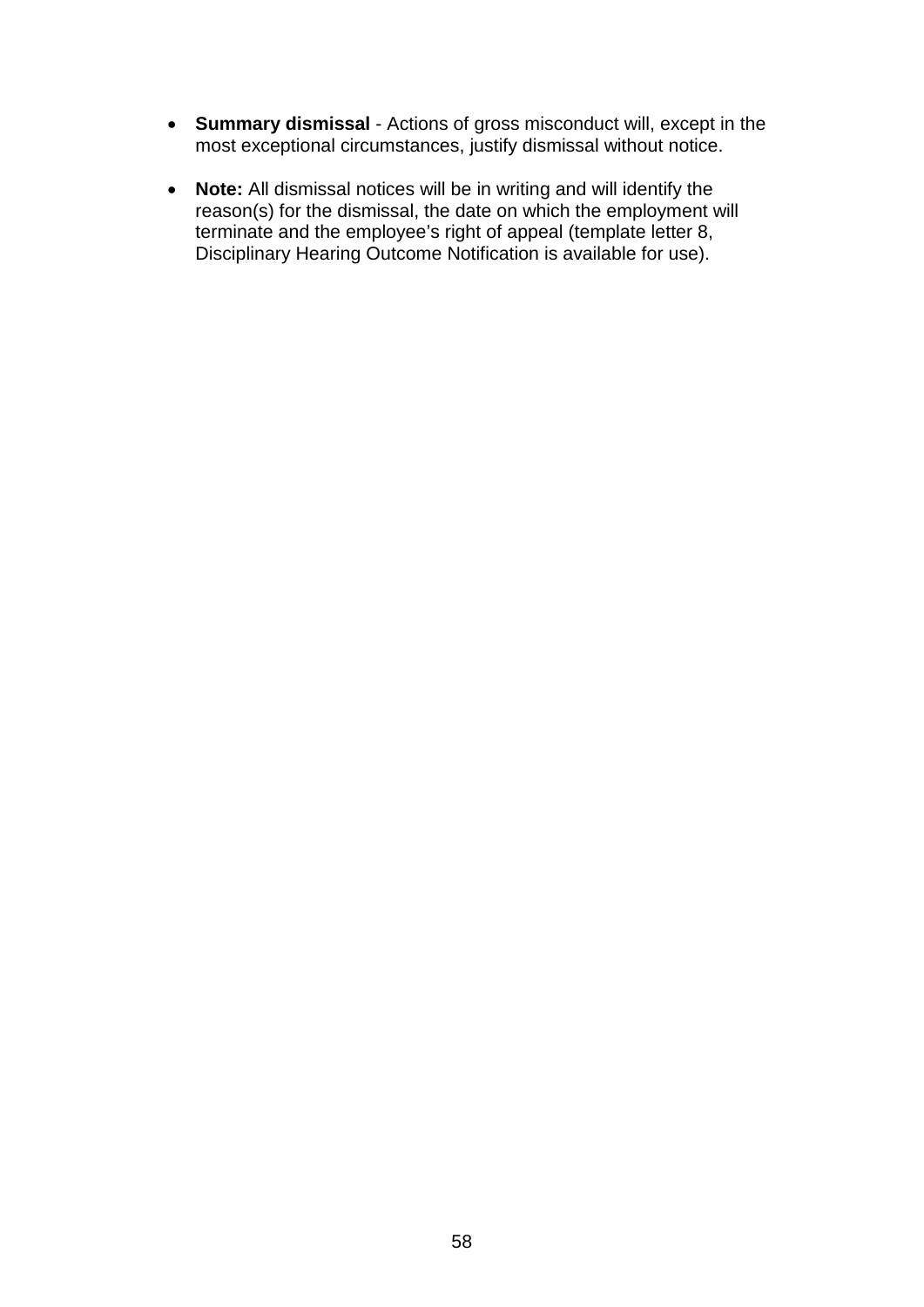- **Summary dismissal** - Actions of gross misconduct will, except in the most exceptional circumstances, justify dismissal without notice.

- **Note:** All dismissal notices will be in writing and will identify the reason(s) for the dismissal, the date on which the employment will terminate and the employee's right of appeal (template letter 8, Disciplinary Hearing Outcome Notification is available for use).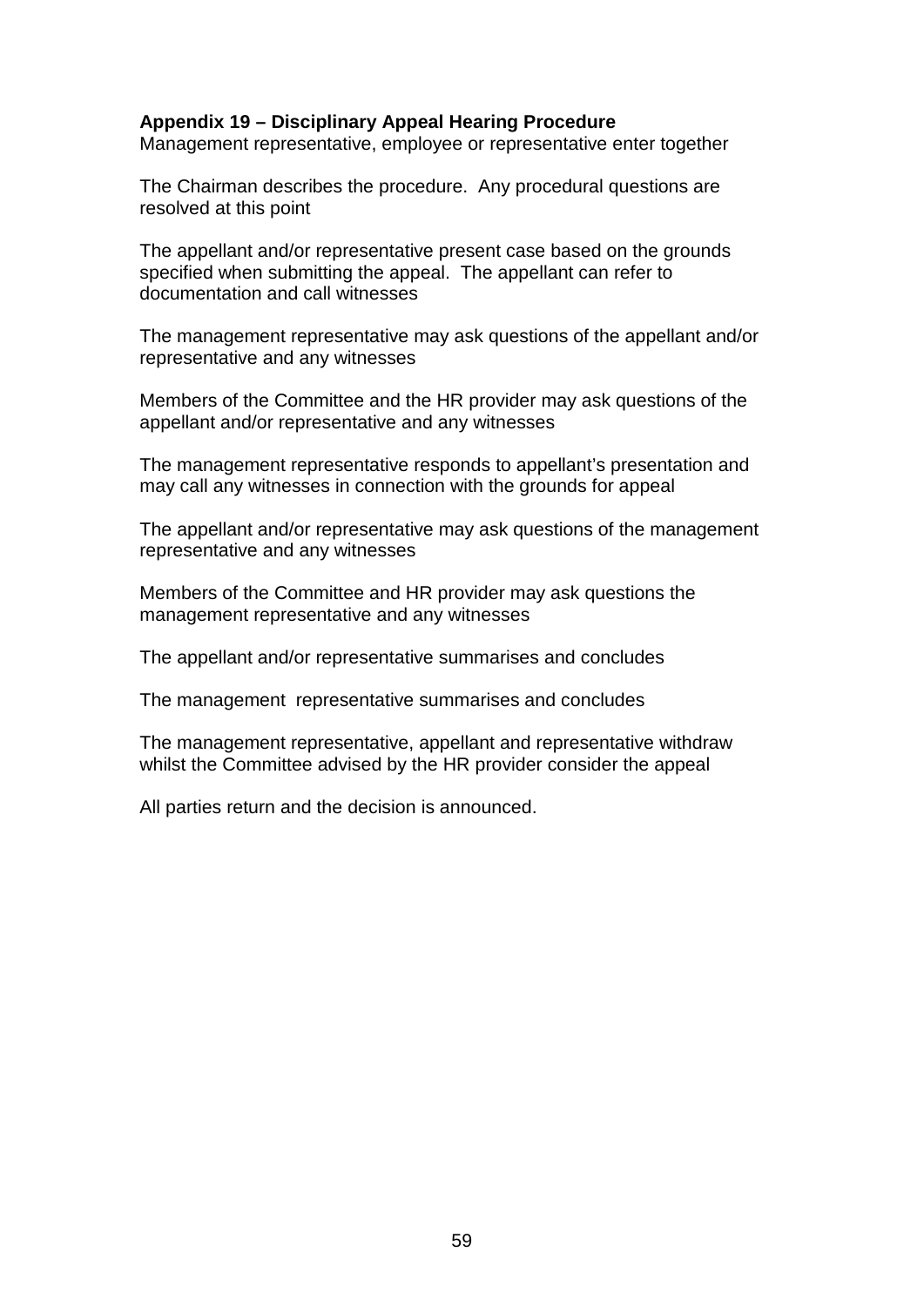**Appendix 19 – Disciplinary Appeal Hearing Procedure**

Management representative, employee or representative enter together

The Chairman describes the procedure. Any procedural questions are resolved at this point

The appellant and/or representative present case based on the grounds specified when submitting the appeal. The appellant can refer to documentation and call witnesses

The management representative may ask questions of the appellant and/or representative and any witnesses

Members of the Committee and the HR provider may ask questions of the appellant and/or representative and any witnesses

The management representative responds to appellant's presentation and may call any witnesses in connection with the grounds for appeal

The appellant and/or representative may ask questions of the management representative and any witnesses

Members of the Committee and HR provider may ask questions the management representative and any witnesses

The appellant and/or representative summarises and concludes

The management representative summarises and concludes

The management representative, appellant and representative withdraw whilst the Committee advised by the HR provider consider the appeal

All parties return and the decision is announced.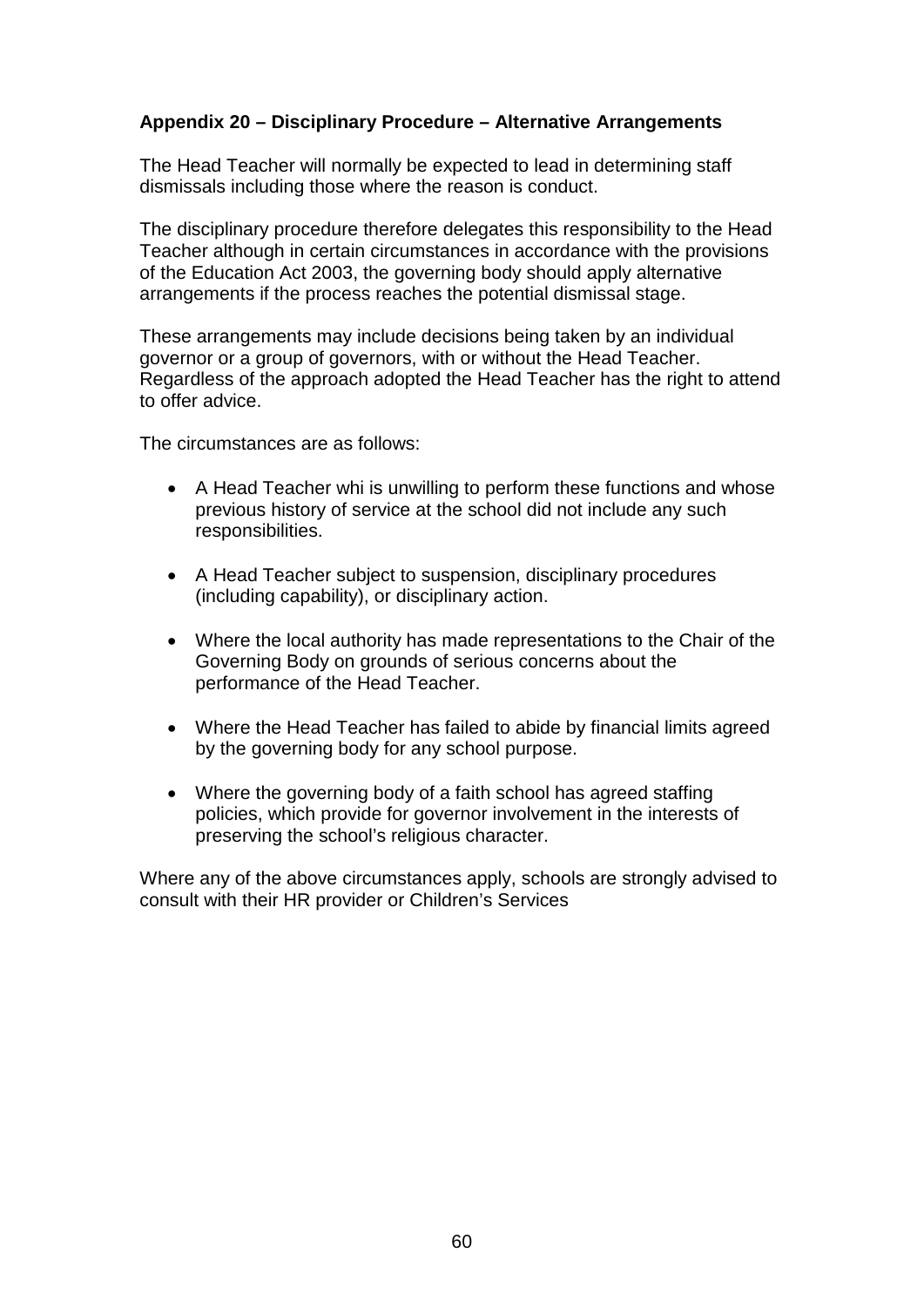**Appendix 20 – Disciplinary Procedure – Alternative Arrangements**

The Head Teacher will normally be expected to lead in determining staff dismissals including those where the reason is conduct.

The disciplinary procedure therefore delegates this responsibility to the Head Teacher although in certain circumstances in accordance with the provisions of the Education Act 2003, the governing body should apply alternative arrangements if the process reaches the potential dismissal stage.

These arrangements may include decisions being taken by an individual governor or a group of governors, with or without the Head Teacher. Regardless of the approach adopted the Head Teacher has the right to attend to offer advice.

The circumstances are as follows:

- A Head Teacher whi is unwilling to perform these functions and whose previous history of service at the school did not include any such responsibilities.

- A Head Teacher subject to suspension, disciplinary procedures (including capability), or disciplinary action.

- Where the local authority has made representations to the Chair of the Governing Body on grounds of serious concerns about the performance of the Head Teacher.

- Where the Head Teacher has failed to abide by financial limits agreed by the governing body for any school purpose.

- Where the governing body of a faith school has agreed staffing policies, which provide for governor involvement in the interests of preserving the school's religious character.

Where any of the above circumstances apply, schools are strongly advised to consult with their HR provider or Children's Services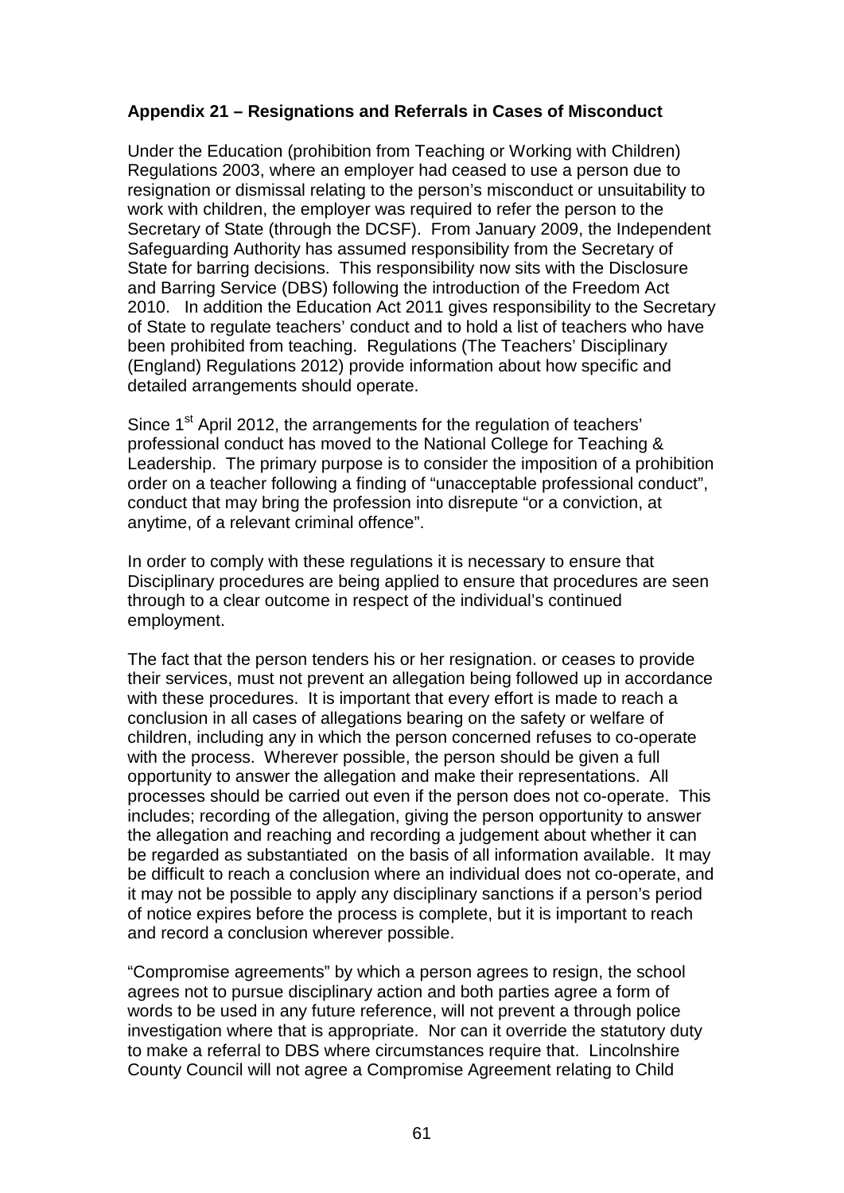**Appendix 21 – Resignations and Referrals in Cases of Misconduct**

Under the Education (prohibition from Teaching or Working with Children) Regulations 2003, where an employer had ceased to use a person due to resignation or dismissal relating to the person's misconduct or unsuitability to work with children, the employer was required to refer the person to the Secretary of State (through the DCSF). From January 2009, the Independent Safeguarding Authority has assumed responsibility from the Secretary of State for barring decisions. This responsibility now sits with the Disclosure and Barring Service (DBS) following the introduction of the Freedom Act 2010. In addition the Education Act 2011 gives responsibility to the Secretary of State to regulate teachers' conduct and to hold a list of teachers who have been prohibited from teaching. Regulations (The Teachers' Disciplinary (England) Regulations 2012) provide information about how specific and detailed arrangements should operate.

Since 1st April 2012, the arrangements for the regulation of teachers' professional conduct has moved to the National College for Teaching & Leadership. The primary purpose is to consider the imposition of a prohibition order on a teacher following a finding of "unacceptable professional conduct", conduct that may bring the profession into disrepute "or a conviction, at anytime, of a relevant criminal offence".

In order to comply with these regulations it is necessary to ensure that Disciplinary procedures are being applied to ensure that procedures are seen through to a clear outcome in respect of the individual's continued employment.

The fact that the person tenders his or her resignation. or ceases to provide their services, must not prevent an allegation being followed up in accordance with these procedures. It is important that every effort is made to reach a conclusion in all cases of allegations bearing on the safety or welfare of children, including any in which the person concerned refuses to co-operate with the process. Wherever possible, the person should be given a full opportunity to answer the allegation and make their representations. All processes should be carried out even if the person does not co-operate. This includes; recording of the allegation, giving the person opportunity to answer the allegation and reaching and recording a judgement about whether it can be regarded as substantiated on the basis of all information available. It may be difficult to reach a conclusion where an individual does not co-operate, and it may not be possible to apply any disciplinary sanctions if a person's period of notice expires before the process is complete, but it is important to reach and record a conclusion wherever possible.

"Compromise agreements" by which a person agrees to resign, the school agrees not to pursue disciplinary action and both parties agree a form of words to be used in any future reference, will not prevent a through police investigation where that is appropriate. Nor can it override the statutory duty to make a referral to DBS where circumstances require that. Lincolnshire County Council will not agree a Compromise Agreement relating to Child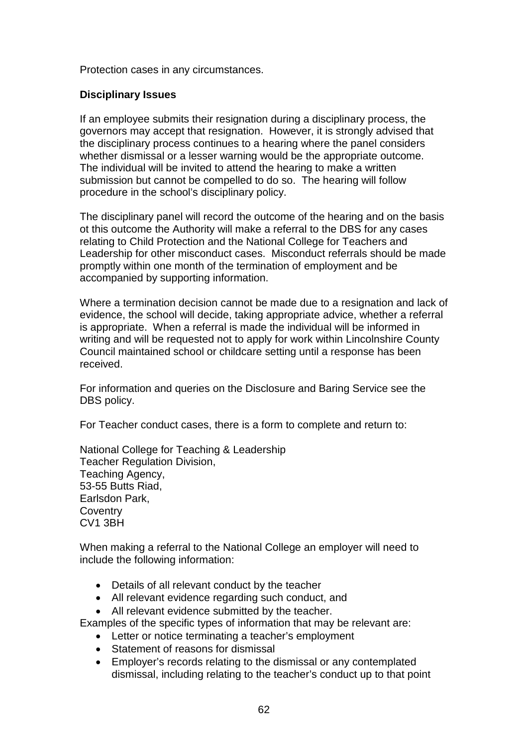Protection cases in any circumstances.

**Disciplinary Issues**

If an employee submits their resignation during a disciplinary process, the governors may accept that resignation. However, it is strongly advised that the disciplinary process continues to a hearing where the panel considers whether dismissal or a lesser warning would be the appropriate outcome. The individual will be invited to attend the hearing to make a written submission but cannot be compelled to do so. The hearing will follow procedure in the school's disciplinary policy.

The disciplinary panel will record the outcome of the hearing and on the basis ot this outcome the Authority will make a referral to the DBS for any cases relating to Child Protection and the National College for Teachers and Leadership for other misconduct cases. Misconduct referrals should be made promptly within one month of the termination of employment and be accompanied by supporting information.

Where a termination decision cannot be made due to a resignation and lack of evidence, the school will decide, taking appropriate advice, whether a referral is appropriate. When a referral is made the individual will be informed in writing and will be requested not to apply for work within Lincolnshire County Council maintained school or childcare setting until a response has been received.

For information and queries on the Disclosure and Baring Service see the DBS policy.

For Teacher conduct cases, there is a form to complete and return to:

National College for Teaching & Leadership
Teacher Regulation Division,
Teaching Agency,
53-55 Butts Riad,
Earlsdon Park,
Coventry
CV1 3BH

When making a referral to the National College an employer will need to include the following information:

- Details of all relevant conduct by the teacher
- All relevant evidence regarding such conduct, and
- All relevant evidence submitted by the teacher.

Examples of the specific types of information that may be relevant are:

- Letter or notice terminating a teacher's employment
- Statement of reasons for dismissal
- Employer's records relating to the dismissal or any contemplated dismissal, including relating to the teacher's conduct up to that point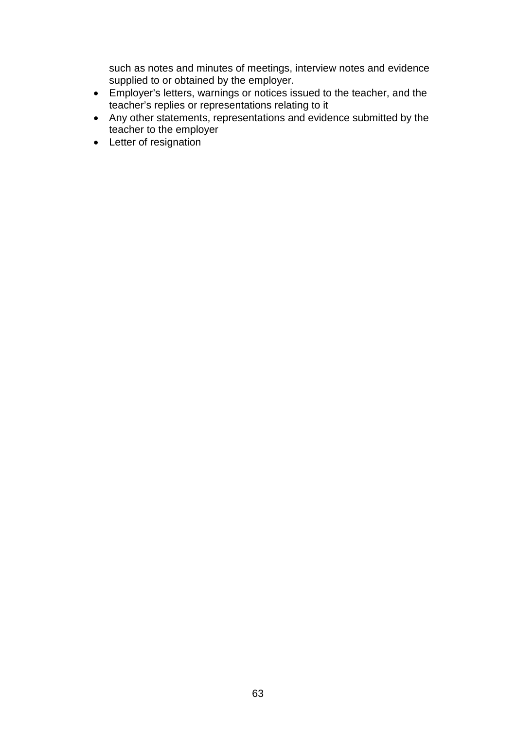such as notes and minutes of meetings, interview notes and evidence supplied to or obtained by the employer.

- Employer's letters, warnings or notices issued to the teacher, and the teacher's replies or representations relating to it
- Any other statements, representations and evidence submitted by the teacher to the employer
- Letter of resignation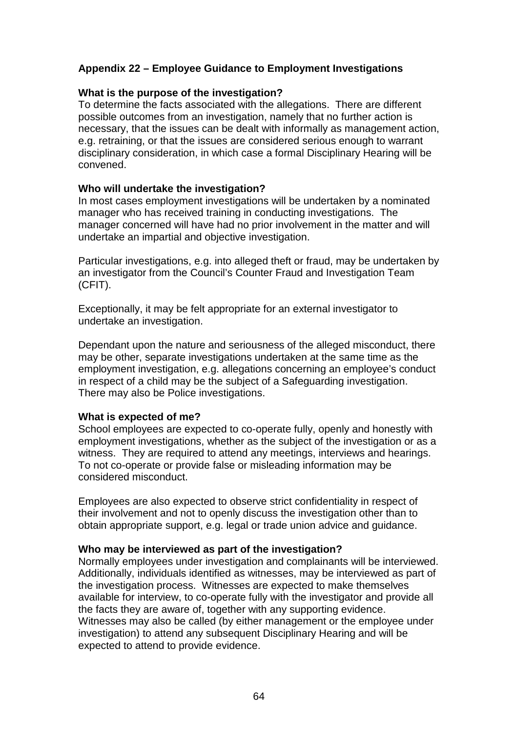## Appendix 22 – Employee Guidance to Employment Investigations

**What is the purpose of the investigation?**
To determine the facts associated with the allegations. There are different possible outcomes from an investigation, namely that no further action is necessary, that the issues can be dealt with informally as management action, e.g. retraining, or that the issues are considered serious enough to warrant disciplinary consideration, in which case a formal Disciplinary Hearing will be convened.

**Who will undertake the investigation?**
In most cases employment investigations will be undertaken by a nominated manager who has received training in conducting investigations. The manager concerned will have had no prior involvement in the matter and will undertake an impartial and objective investigation.

Particular investigations, e.g. into alleged theft or fraud, may be undertaken by an investigator from the Council's Counter Fraud and Investigation Team (CFIT).

Exceptionally, it may be felt appropriate for an external investigator to undertake an investigation.

Dependant upon the nature and seriousness of the alleged misconduct, there may be other, separate investigations undertaken at the same time as the employment investigation, e.g. allegations concerning an employee's conduct in respect of a child may be the subject of a Safeguarding investigation. There may also be Police investigations.

**What is expected of me?**
School employees are expected to co-operate fully, openly and honestly with employment investigations, whether as the subject of the investigation or as a witness. They are required to attend any meetings, interviews and hearings. To not co-operate or provide false or misleading information may be considered misconduct.

Employees are also expected to observe strict confidentiality in respect of their involvement and not to openly discuss the investigation other than to obtain appropriate support, e.g. legal or trade union advice and guidance.

**Who may be interviewed as part of the investigation?**
Normally employees under investigation and complainants will be interviewed. Additionally, individuals identified as witnesses, may be interviewed as part of the investigation process. Witnesses are expected to make themselves available for interview, to co-operate fully with the investigator and provide all the facts they are aware of, together with any supporting evidence. Witnesses may also be called (by either management or the employee under investigation) to attend any subsequent Disciplinary Hearing and will be expected to attend to provide evidence.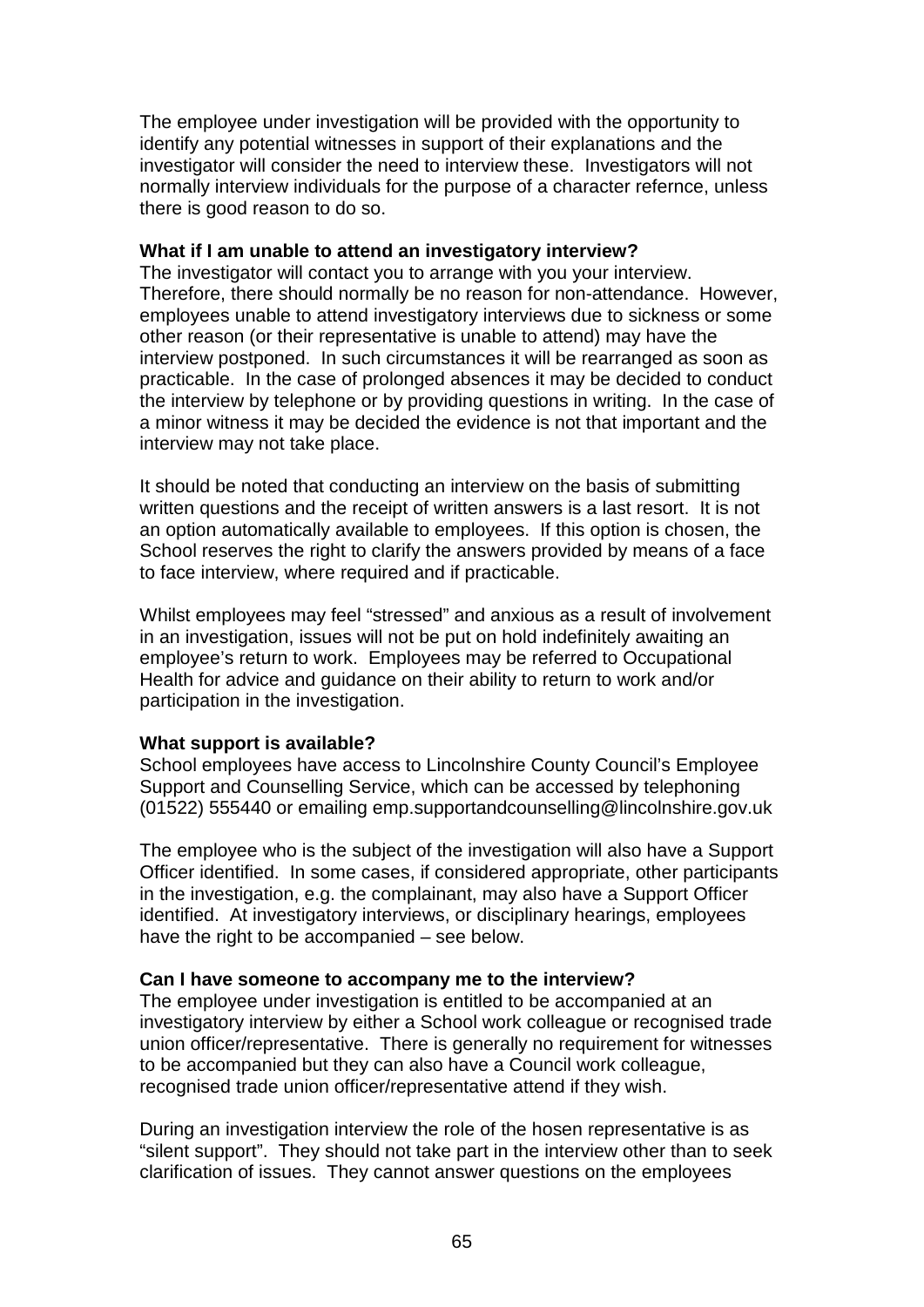The employee under investigation will be provided with the opportunity to identify any potential witnesses in support of their explanations and the investigator will consider the need to interview these. Investigators will not normally interview individuals for the purpose of a character refernce, unless there is good reason to do so.

**What if I am unable to attend an investigatory interview?**
The investigator will contact you to arrange with you your interview. Therefore, there should normally be no reason for non-attendance. However, employees unable to attend investigatory interviews due to sickness or some other reason (or their representative is unable to attend) may have the interview postponed. In such circumstances it will be rearranged as soon as practicable. In the case of prolonged absences it may be decided to conduct the interview by telephone or by providing questions in writing. In the case of a minor witness it may be decided the evidence is not that important and the interview may not take place.

It should be noted that conducting an interview on the basis of submitting written questions and the receipt of written answers is a last resort. It is not an option automatically available to employees. If this option is chosen, the School reserves the right to clarify the answers provided by means of a face to face interview, where required and if practicable.

Whilst employees may feel "stressed" and anxious as a result of involvement in an investigation, issues will not be put on hold indefinitely awaiting an employee's return to work. Employees may be referred to Occupational Health for advice and guidance on their ability to return to work and/or participation in the investigation.

**What support is available?**
School employees have access to Lincolnshire County Council's Employee Support and Counselling Service, which can be accessed by telephoning (01522) 555440 or emailing emp.supportandcounselling@lincolnshire.gov.uk

The employee who is the subject of the investigation will also have a Support Officer identified. In some cases, if considered appropriate, other participants in the investigation, e.g. the complainant, may also have a Support Officer identified. At investigatory interviews, or disciplinary hearings, employees have the right to be accompanied – see below.

**Can I have someone to accompany me to the interview?**
The employee under investigation is entitled to be accompanied at an investigatory interview by either a School work colleague or recognised trade union officer/representative. There is generally no requirement for witnesses to be accompanied but they can also have a Council work colleague, recognised trade union officer/representative attend if they wish.

During an investigation interview the role of the hosen representative is as "silent support". They should not take part in the interview other than to seek clarification of issues. They cannot answer questions on the employees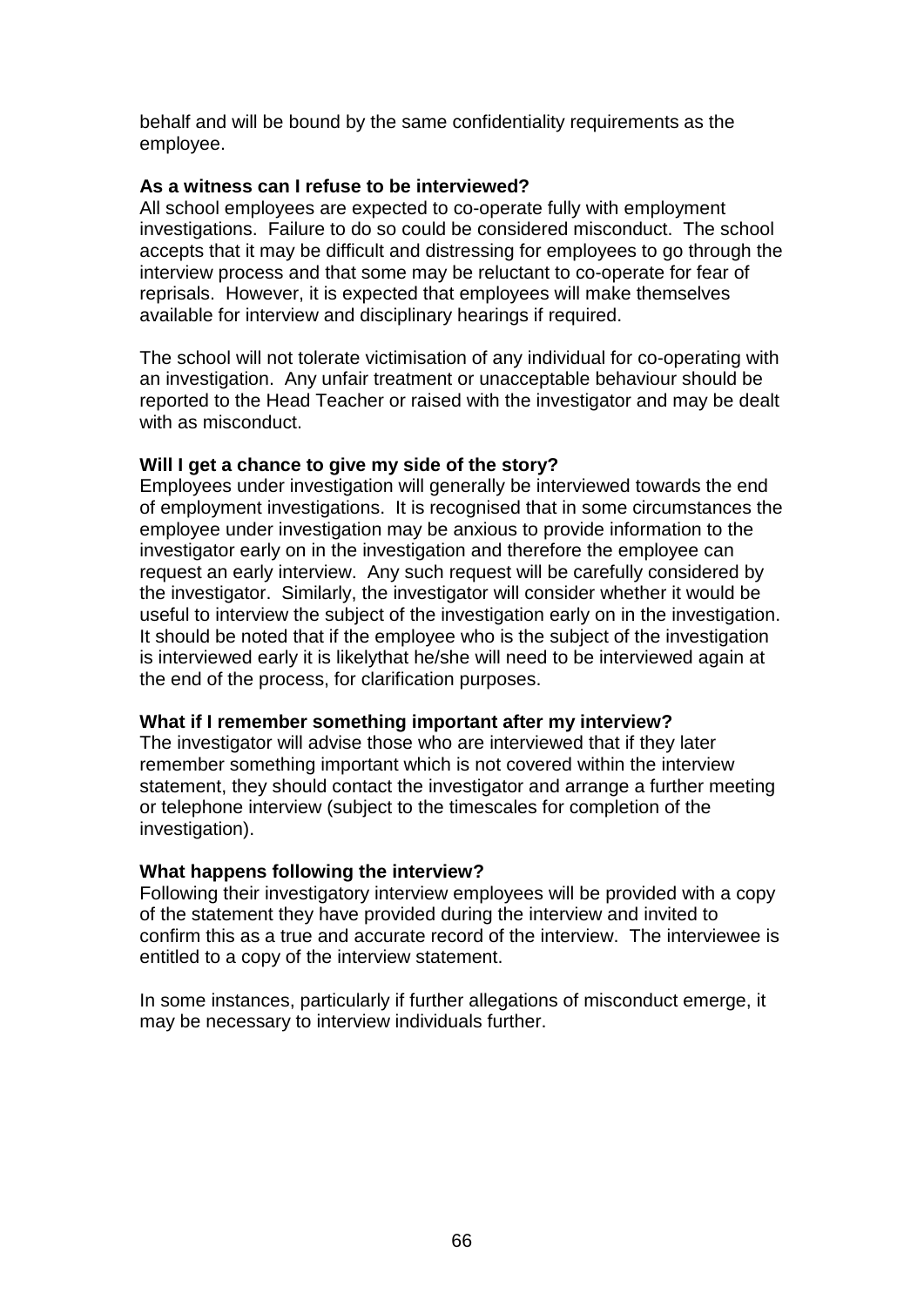behalf and will be bound by the same confidentiality requirements as the employee.

**As a witness can I refuse to be interviewed?**

All school employees are expected to co-operate fully with employment investigations. Failure to do so could be considered misconduct. The school accepts that it may be difficult and distressing for employees to go through the interview process and that some may be reluctant to co-operate for fear of reprisals. However, it is expected that employees will make themselves available for interview and disciplinary hearings if required.

The school will not tolerate victimisation of any individual for co-operating with an investigation. Any unfair treatment or unacceptable behaviour should be reported to the Head Teacher or raised with the investigator and may be dealt with as misconduct.

**Will I get a chance to give my side of the story?**

Employees under investigation will generally be interviewed towards the end of employment investigations. It is recognised that in some circumstances the employee under investigation may be anxious to provide information to the investigator early on in the investigation and therefore the employee can request an early interview. Any such request will be carefully considered by the investigator. Similarly, the investigator will consider whether it would be useful to interview the subject of the investigation early on in the investigation. It should be noted that if the employee who is the subject of the investigation is interviewed early it is likelythat he/she will need to be interviewed again at the end of the process, for clarification purposes.

**What if I remember something important after my interview?**

The investigator will advise those who are interviewed that if they later remember something important which is not covered within the interview statement, they should contact the investigator and arrange a further meeting or telephone interview (subject to the timescales for completion of the investigation).

**What happens following the interview?**

Following their investigatory interview employees will be provided with a copy of the statement they have provided during the interview and invited to confirm this as a true and accurate record of the interview. The interviewee is entitled to a copy of the interview statement.

In some instances, particularly if further allegations of misconduct emerge, it may be necessary to interview individuals further.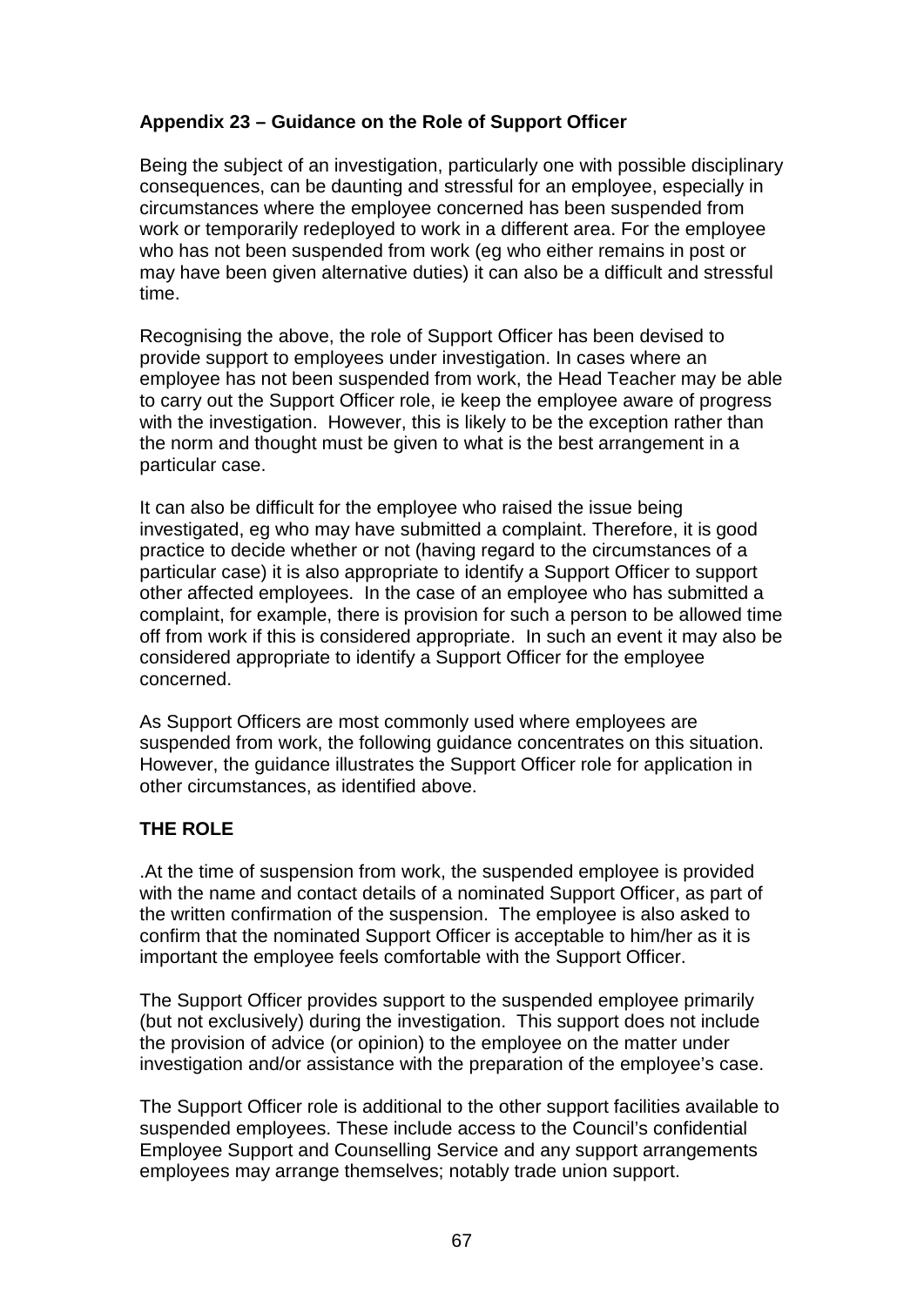**Appendix 23 – Guidance on the Role of Support Officer**

Being the subject of an investigation, particularly one with possible disciplinary consequences, can be daunting and stressful for an employee, especially in circumstances where the employee concerned has been suspended from work or temporarily redeployed to work in a different area. For the employee who has not been suspended from work (eg who either remains in post or may have been given alternative duties) it can also be a difficult and stressful time.

Recognising the above, the role of Support Officer has been devised to provide support to employees under investigation. In cases where an employee has not been suspended from work, the Head Teacher may be able to carry out the Support Officer role, ie keep the employee aware of progress with the investigation. However, this is likely to be the exception rather than the norm and thought must be given to what is the best arrangement in a particular case.

It can also be difficult for the employee who raised the issue being investigated, eg who may have submitted a complaint. Therefore, it is good practice to decide whether or not (having regard to the circumstances of a particular case) it is also appropriate to identify a Support Officer to support other affected employees. In the case of an employee who has submitted a complaint, for example, there is provision for such a person to be allowed time off from work if this is considered appropriate. In such an event it may also be considered appropriate to identify a Support Officer for the employee concerned.

As Support Officers are most commonly used where employees are suspended from work, the following guidance concentrates on this situation. However, the guidance illustrates the Support Officer role for application in other circumstances, as identified above.

**THE ROLE**

.At the time of suspension from work, the suspended employee is provided with the name and contact details of a nominated Support Officer, as part of the written confirmation of the suspension. The employee is also asked to confirm that the nominated Support Officer is acceptable to him/her as it is important the employee feels comfortable with the Support Officer.

The Support Officer provides support to the suspended employee primarily (but not exclusively) during the investigation. This support does not include the provision of advice (or opinion) to the employee on the matter under investigation and/or assistance with the preparation of the employee's case.

The Support Officer role is additional to the other support facilities available to suspended employees. These include access to the Council's confidential Employee Support and Counselling Service and any support arrangements employees may arrange themselves; notably trade union support.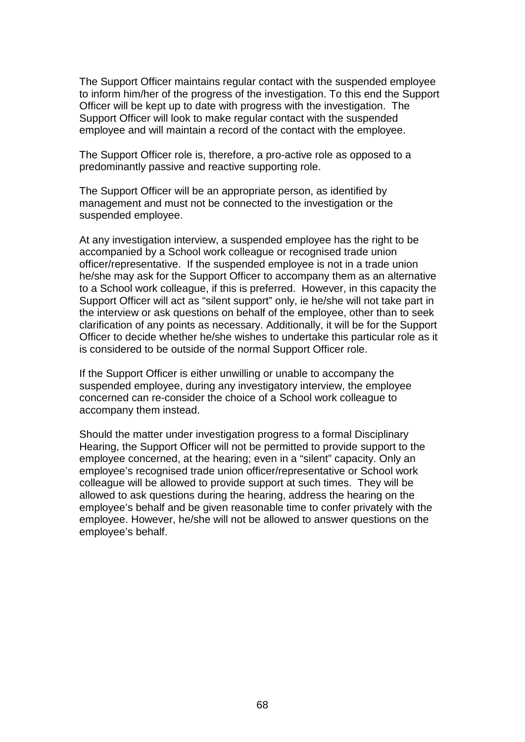The Support Officer maintains regular contact with the suspended employee to inform him/her of the progress of the investigation. To this end the Support Officer will be kept up to date with progress with the investigation. The Support Officer will look to make regular contact with the suspended employee and will maintain a record of the contact with the employee.

The Support Officer role is, therefore, a pro-active role as opposed to a predominantly passive and reactive supporting role.

The Support Officer will be an appropriate person, as identified by management and must not be connected to the investigation or the suspended employee.

At any investigation interview, a suspended employee has the right to be accompanied by a School work colleague or recognised trade union officer/representative. If the suspended employee is not in a trade union he/she may ask for the Support Officer to accompany them as an alternative to a School work colleague, if this is preferred. However, in this capacity the Support Officer will act as "silent support" only, ie he/she will not take part in the interview or ask questions on behalf of the employee, other than to seek clarification of any points as necessary. Additionally, it will be for the Support Officer to decide whether he/she wishes to undertake this particular role as it is considered to be outside of the normal Support Officer role.

If the Support Officer is either unwilling or unable to accompany the suspended employee, during any investigatory interview, the employee concerned can re-consider the choice of a School work colleague to accompany them instead.

Should the matter under investigation progress to a formal Disciplinary Hearing, the Support Officer will not be permitted to provide support to the employee concerned, at the hearing; even in a "silent" capacity. Only an employee's recognised trade union officer/representative or School work colleague will be allowed to provide support at such times. They will be allowed to ask questions during the hearing, address the hearing on the employee's behalf and be given reasonable time to confer privately with the employee. However, he/she will not be allowed to answer questions on the employee's behalf.